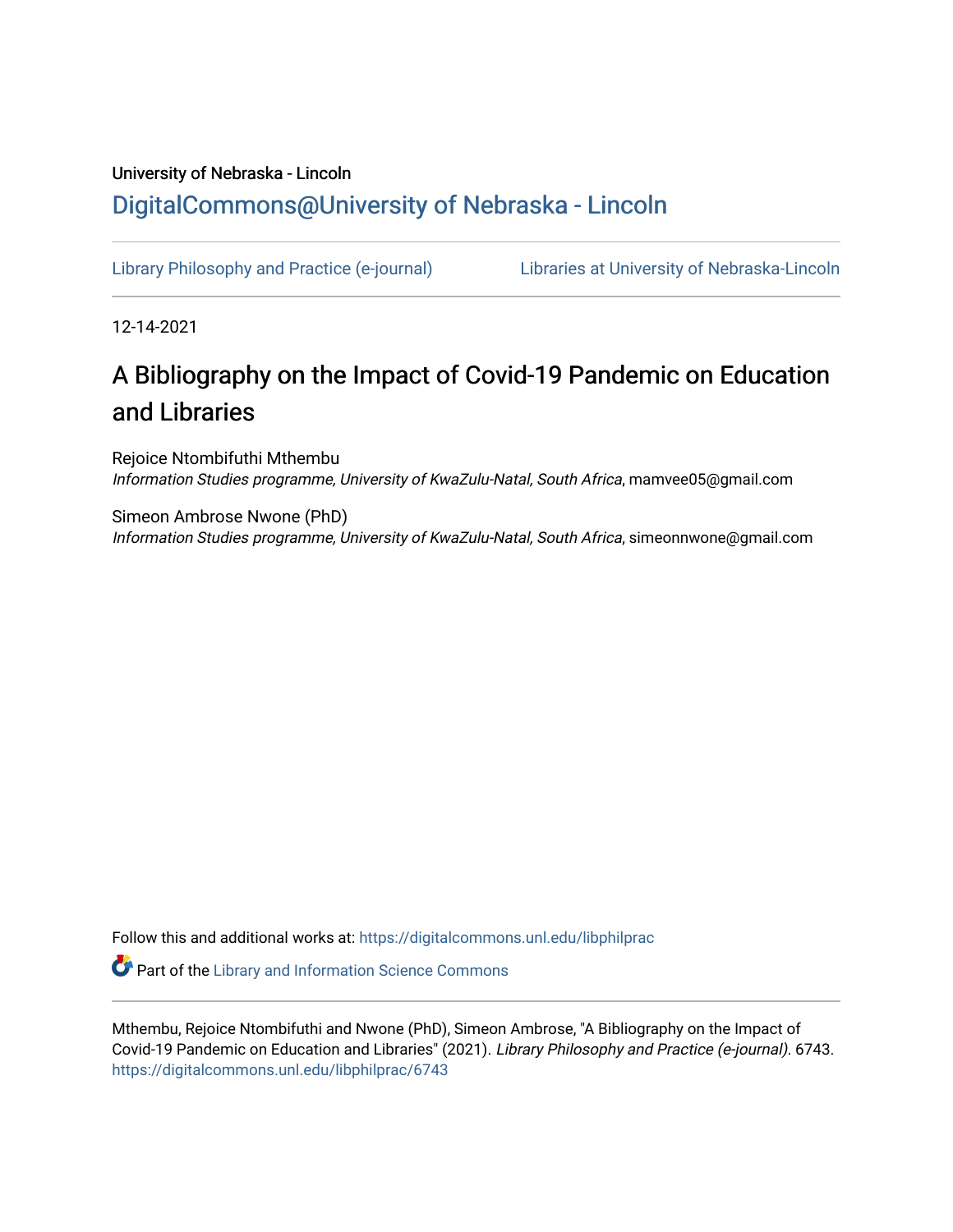University of Nebraska - Lincoln

DigitalCommons@University of Nebraska - Lincoln

Library Philosophy and Practice (e-journal)

Libraries at University of Nebraska-Lincoln

12-14-2021

# A Bibliography on the Impact of Covid-19 Pandemic on Education and Libraries

Rejoice Ntombifuthi Mthembu
*Information Studies programme, University of KwaZulu-Natal, South Africa*, mamvee05@gmail.com

Simeon Ambrose Nwone (PhD)
*Information Studies programme, University of KwaZulu-Natal, South Africa*, simeonnwone@gmail.com

Follow this and additional works at: https://digitalcommons.unl.edu/libphilprac

Part of the Library and Information Science Commons

Mthembu, Rejoice Ntombifuthi and Nwone (PhD), Simeon Ambrose, "A Bibliography on the Impact of Covid-19 Pandemic on Education and Libraries" (2021). *Library Philosophy and Practice (e-journal)*. 6743.
https://digitalcommons.unl.edu/libphilprac/6743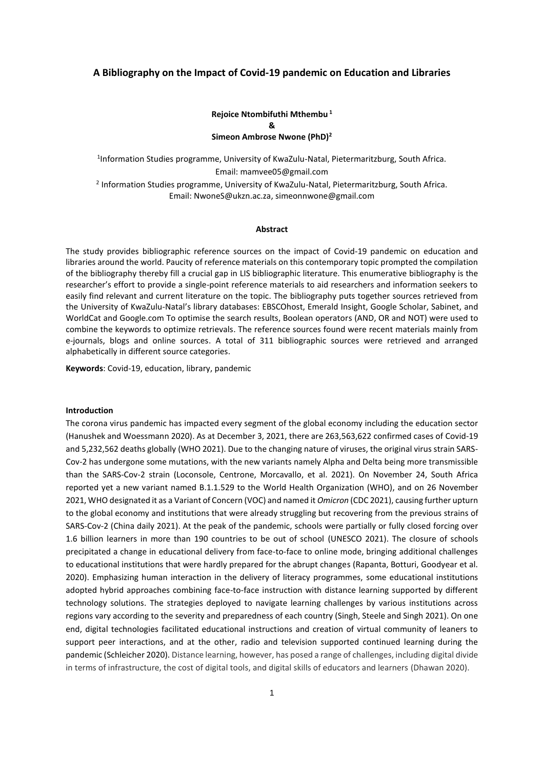# A Bibliography on the Impact of Covid-19 pandemic on Education and Libraries

**Rejoice Ntombifuthi Mthembu [1]**
**&**
**Simeon Ambrose Nwone (PhD)[2]**

[1]Information Studies programme, University of KwaZulu-Natal, Pietermaritzburg, South Africa. Email: mamvee05@gmail.com

[2] Information Studies programme, University of KwaZulu-Natal, Pietermaritzburg, South Africa. Email: NwoneS@ukzn.ac.za, simeonnwone@gmail.com

#### Abstract

The study provides bibliographic reference sources on the impact of Covid-19 pandemic on education and libraries around the world. Paucity of reference materials on this contemporary topic prompted the compilation of the bibliography thereby fill a crucial gap in LIS bibliographic literature. This enumerative bibliography is the researcher's effort to provide a single-point reference materials to aid researchers and information seekers to easily find relevant and current literature on the topic. The bibliography puts together sources retrieved from the University of KwaZulu-Natal's library databases: EBSCOhost, Emerald Insight, Google Scholar, Sabinet, and WorldCat and Google.com To optimise the search results, Boolean operators (AND, OR and NOT) were used to combine the keywords to optimize retrievals. The reference sources found were recent materials mainly from e-journals, blogs and online sources. A total of 311 bibliographic sources were retrieved and arranged alphabetically in different source categories.

**Keywords**: Covid-19, education, library, pandemic

#### Introduction

The corona virus pandemic has impacted every segment of the global economy including the education sector (Hanushek and Woessmann 2020). As at December 3, 2021, there are 263,563,622 confirmed cases of Covid-19 and 5,232,562 deaths globally (WHO 2021). Due to the changing nature of viruses, the original virus strain SARS-Cov-2 has undergone some mutations, with the new variants namely Alpha and Delta being more transmissible than the SARS-Cov-2 strain (Loconsole, Centrone, Morcavallo, et al. 2021). On November 24, South Africa reported yet a new variant named B.1.1.529 to the World Health Organization (WHO), and on 26 November 2021, WHO designated it as a Variant of Concern (VOC) and named it *Omicron* (CDC 2021), causing further upturn to the global economy and institutions that were already struggling but recovering from the previous strains of SARS-Cov-2 (China daily 2021). At the peak of the pandemic, schools were partially or fully closed forcing over 1.6 billion learners in more than 190 countries to be out of school (UNESCO 2021). The closure of schools precipitated a change in educational delivery from face-to-face to online mode, bringing additional challenges to educational institutions that were hardly prepared for the abrupt changes (Rapanta, Botturi, Goodyear et al. 2020). Emphasizing human interaction in the delivery of literacy programmes, some educational institutions adopted hybrid approaches combining face-to-face instruction with distance learning supported by different technology solutions. The strategies deployed to navigate learning challenges by various institutions across regions vary according to the severity and preparedness of each country (Singh, Steele and Singh 2021). On one end, digital technologies facilitated educational instructions and creation of virtual community of leaners to support peer interactions, and at the other, radio and television supported continued learning during the pandemic (Schleicher 2020). Distance learning, however, has posed a range of challenges, including digital divide in terms of infrastructure, the cost of digital tools, and digital skills of educators and learners (Dhawan 2020).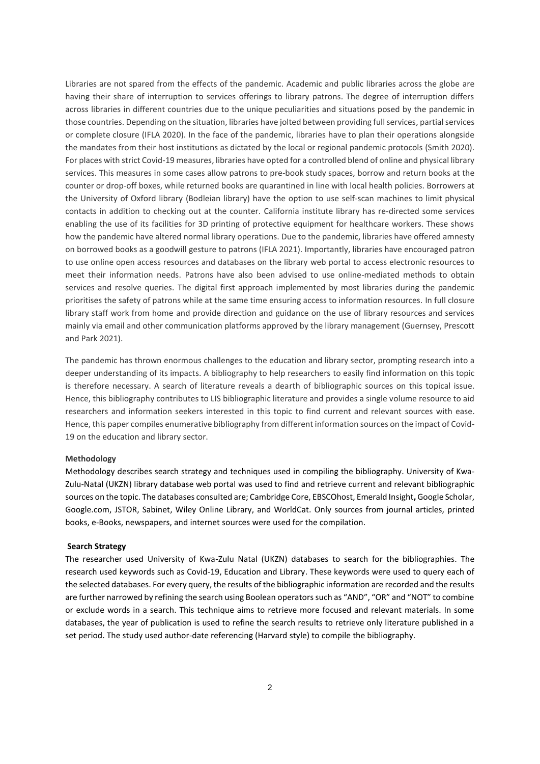Libraries are not spared from the effects of the pandemic. Academic and public libraries across the globe are having their share of interruption to services offerings to library patrons. The degree of interruption differs across libraries in different countries due to the unique peculiarities and situations posed by the pandemic in those countries. Depending on the situation, libraries have jolted between providing full services, partial services or complete closure (IFLA 2020). In the face of the pandemic, libraries have to plan their operations alongside the mandates from their host institutions as dictated by the local or regional pandemic protocols (Smith 2020). For places with strict Covid-19 measures, libraries have opted for a controlled blend of online and physical library services. This measures in some cases allow patrons to pre-book study spaces, borrow and return books at the counter or drop-off boxes, while returned books are quarantined in line with local health policies. Borrowers at the University of Oxford library (Bodleian library) have the option to use self-scan machines to limit physical contacts in addition to checking out at the counter. California institute library has re-directed some services enabling the use of its facilities for 3D printing of protective equipment for healthcare workers. These shows how the pandemic have altered normal library operations. Due to the pandemic, libraries have offered amnesty on borrowed books as a goodwill gesture to patrons (IFLA 2021). Importantly, libraries have encouraged patron to use online open access resources and databases on the library web portal to access electronic resources to meet their information needs. Patrons have also been advised to use online-mediated methods to obtain services and resolve queries. The digital first approach implemented by most libraries during the pandemic prioritises the safety of patrons while at the same time ensuring access to information resources. In full closure library staff work from home and provide direction and guidance on the use of library resources and services mainly via email and other communication platforms approved by the library management (Guernsey, Prescott and Park 2021).

The pandemic has thrown enormous challenges to the education and library sector, prompting research into a deeper understanding of its impacts. A bibliography to help researchers to easily find information on this topic is therefore necessary. A search of literature reveals a dearth of bibliographic sources on this topical issue. Hence, this bibliography contributes to LIS bibliographic literature and provides a single volume resource to aid researchers and information seekers interested in this topic to find current and relevant sources with ease. Hence, this paper compiles enumerative bibliography from different information sources on the impact of Covid-19 on the education and library sector.

**Methodology**

Methodology describes search strategy and techniques used in compiling the bibliography. University of Kwa-Zulu-Natal (UKZN) library database web portal was used to find and retrieve current and relevant bibliographic sources on the topic. The databases consulted are; Cambridge Core, EBSCOhost, Emerald Insight**,** Google Scholar, Google.com, JSTOR, Sabinet, Wiley Online Library, and WorldCat. Only sources from journal articles, printed books, e-Books, newspapers, and internet sources were used for the compilation.

**Search Strategy**

The researcher used University of Kwa-Zulu Natal (UKZN) databases to search for the bibliographies. The research used keywords such as Covid-19, Education and Library. These keywords were used to query each of the selected databases. For every query, the results of the bibliographic information are recorded and the results are further narrowed by refining the search using Boolean operators such as "AND", "OR" and "NOT" to combine or exclude words in a search. This technique aims to retrieve more focused and relevant materials. In some databases, the year of publication is used to refine the search results to retrieve only literature published in a set period. The study used author-date referencing (Harvard style) to compile the bibliography.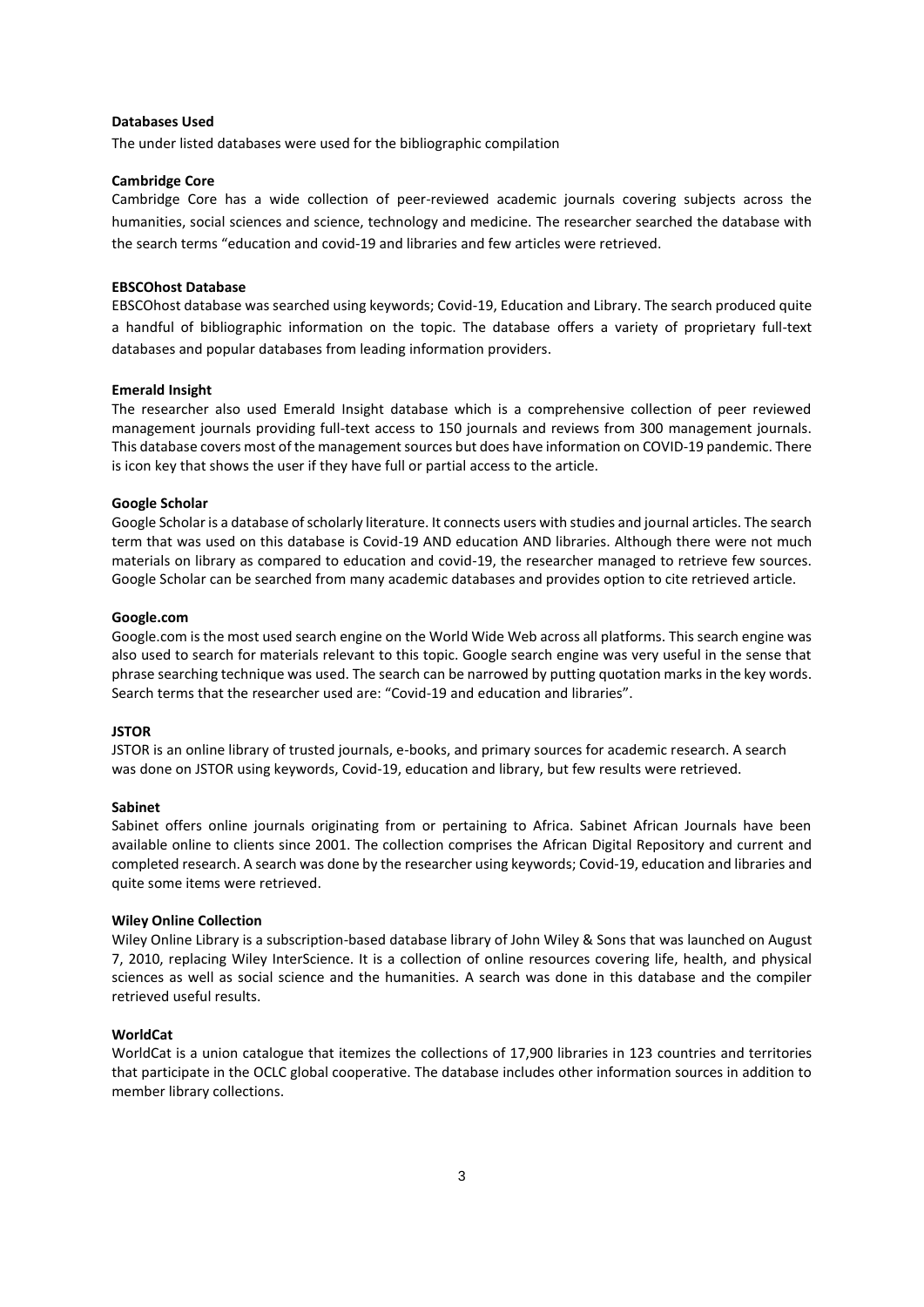**Databases Used**

The under listed databases were used for the bibliographic compilation

**Cambridge Core**

Cambridge Core has a wide collection of peer-reviewed academic journals covering subjects across the humanities, social sciences and science, technology and medicine. The researcher searched the database with the search terms "education and covid-19 and libraries and few articles were retrieved.

**EBSCOhost Database**

EBSCOhost database was searched using keywords; Covid-19, Education and Library. The search produced quite a handful of bibliographic information on the topic. The database offers a variety of proprietary full-text databases and popular databases from leading information providers.

**Emerald Insight**

The researcher also used Emerald Insight database which is a comprehensive collection of peer reviewed management journals providing full-text access to 150 journals and reviews from 300 management journals. This database covers most of the management sources but does have information on COVID-19 pandemic. There is icon key that shows the user if they have full or partial access to the article.

**Google Scholar**

Google Scholar is a database of scholarly literature. It connects users with studies and journal articles. The search term that was used on this database is Covid-19 AND education AND libraries. Although there were not much materials on library as compared to education and covid-19, the researcher managed to retrieve few sources. Google Scholar can be searched from many academic databases and provides option to cite retrieved article.

**Google.com**

Google.com is the most used search engine on the World Wide Web across all platforms. This search engine was also used to search for materials relevant to this topic. Google search engine was very useful in the sense that phrase searching technique was used. The search can be narrowed by putting quotation marks in the key words. Search terms that the researcher used are: "Covid-19 and education and libraries".

**JSTOR**

JSTOR is an online library of trusted journals, e-books, and primary sources for academic research. A search was done on JSTOR using keywords, Covid-19, education and library, but few results were retrieved.

**Sabinet**

Sabinet offers online journals originating from or pertaining to Africa. Sabinet African Journals have been available online to clients since 2001. The collection comprises the African Digital Repository and current and completed research. A search was done by the researcher using keywords; Covid-19, education and libraries and quite some items were retrieved.

**Wiley Online Collection**

Wiley Online Library is a subscription-based database library of John Wiley & Sons that was launched on August 7, 2010, replacing Wiley InterScience. It is a collection of online resources covering life, health, and physical sciences as well as social science and the humanities. A search was done in this database and the compiler retrieved useful results.

**WorldCat**

WorldCat is a union catalogue that itemizes the collections of 17,900 libraries in 123 countries and territories that participate in the OCLC global cooperative. The database includes other information sources in addition to member library collections.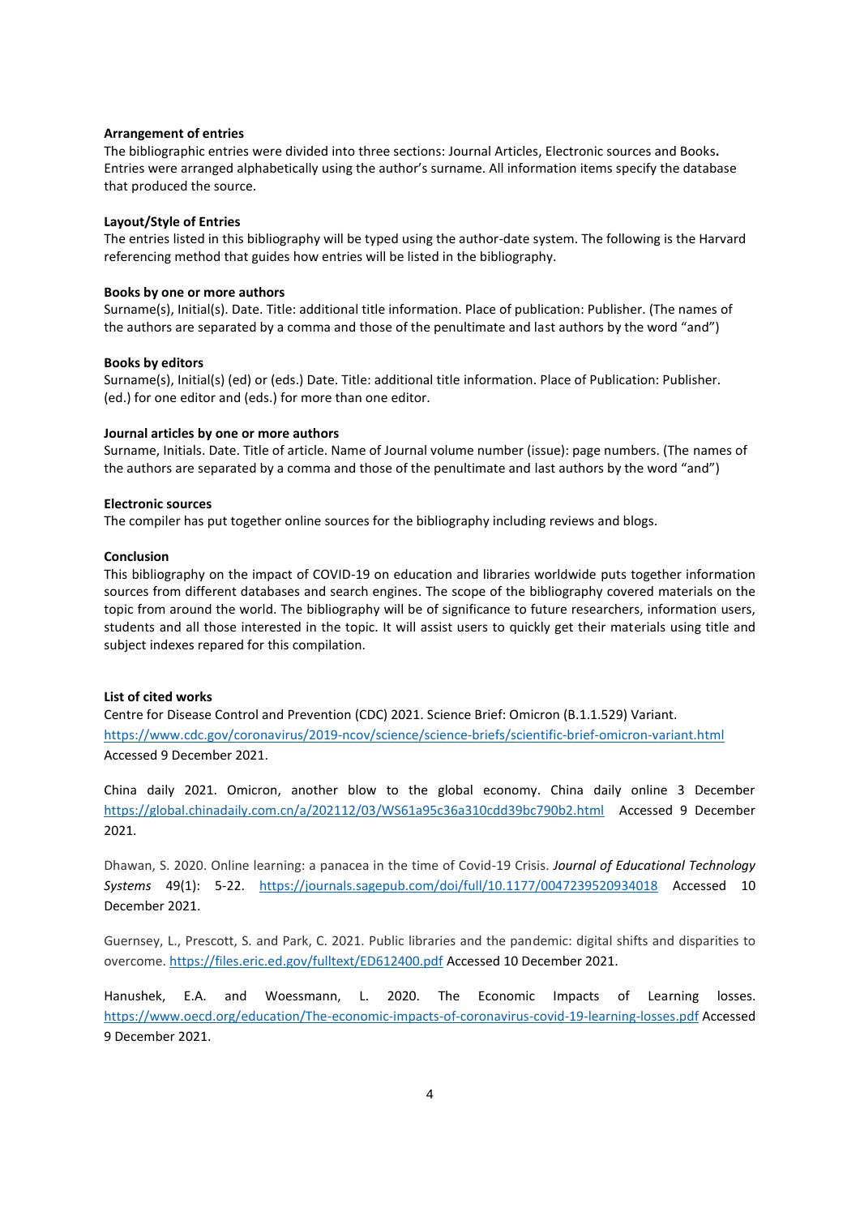**Arrangement of entries**

The bibliographic entries were divided into three sections: Journal Articles, Electronic sources and Books**.** Entries were arranged alphabetically using the author's surname. All information items specify the database that produced the source.

**Layout/Style of Entries**

The entries listed in this bibliography will be typed using the author-date system. The following is the Harvard referencing method that guides how entries will be listed in the bibliography.

**Books by one or more authors**

Surname(s), Initial(s). Date. Title: additional title information. Place of publication: Publisher. (The names of the authors are separated by a comma and those of the penultimate and last authors by the word "and")

**Books by editors**

Surname(s), Initial(s) (ed) or (eds.) Date. Title: additional title information. Place of Publication: Publisher. (ed.) for one editor and (eds.) for more than one editor.

**Journal articles by one or more authors**

Surname, Initials. Date. Title of article. Name of Journal volume number (issue): page numbers. (The names of the authors are separated by a comma and those of the penultimate and last authors by the word "and")

**Electronic sources**

The compiler has put together online sources for the bibliography including reviews and blogs.

**Conclusion**

This bibliography on the impact of COVID-19 on education and libraries worldwide puts together information sources from different databases and search engines. The scope of the bibliography covered materials on the topic from around the world. The bibliography will be of significance to future researchers, information users, students and all those interested in the topic. It will assist users to quickly get their materials using title and subject indexes repared for this compilation.

**List of cited works**

Centre for Disease Control and Prevention (CDC) 2021. Science Brief: Omicron (B.1.1.529) Variant. https://www.cdc.gov/coronavirus/2019-ncov/science/science-briefs/scientific-brief-omicron-variant.html Accessed 9 December 2021.

China daily 2021. Omicron, another blow to the global economy. China daily online 3 December https://global.chinadaily.com.cn/a/202112/03/WS61a95c36a310cdd39bc790b2.html Accessed 9 December 2021.

Dhawan, S. 2020. Online learning: a panacea in the time of Covid-19 Crisis. *Journal of Educational Technology Systems* 49(1): 5-22. https://journals.sagepub.com/doi/full/10.1177/0047239520934018 Accessed 10 December 2021.

Guernsey, L., Prescott, S. and Park, C. 2021. Public libraries and the pandemic: digital shifts and disparities to overcome. https://files.eric.ed.gov/fulltext/ED612400.pdf Accessed 10 December 2021.

Hanushek, E.A. and Woessmann, L. 2020. The Economic Impacts of Learning losses. https://www.oecd.org/education/The-economic-impacts-of-coronavirus-covid-19-learning-losses.pdf Accessed 9 December 2021.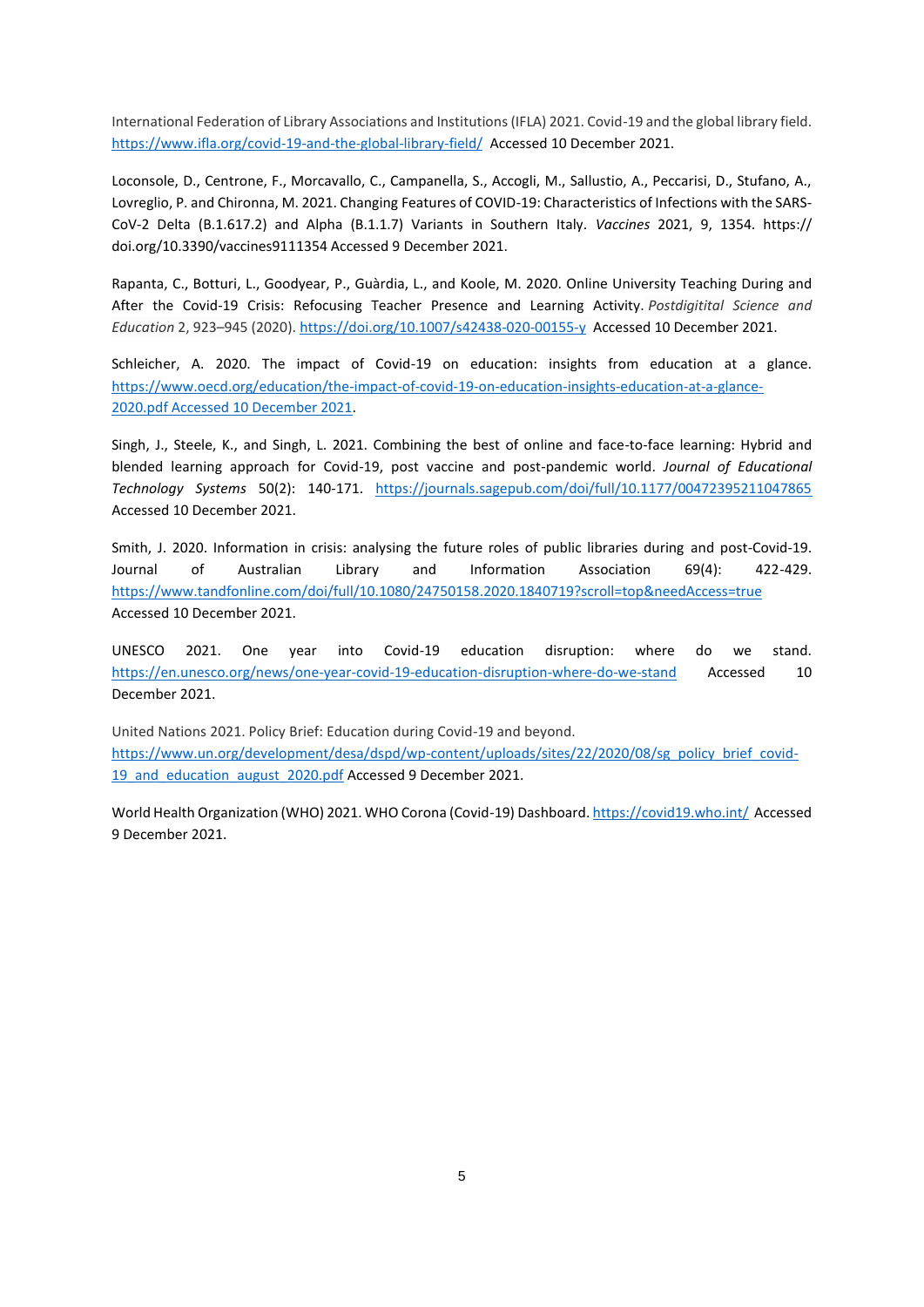International Federation of Library Associations and Institutions (IFLA) 2021. Covid-19 and the global library field. https://www.ifla.org/covid-19-and-the-global-library-field/ Accessed 10 December 2021.

Loconsole, D., Centrone, F., Morcavallo, C., Campanella, S., Accogli, M., Sallustio, A., Peccarisi, D., Stufano, A., Lovreglio, P. and Chironna, M. 2021. Changing Features of COVID-19: Characteristics of Infections with the SARS-CoV-2 Delta (B.1.617.2) and Alpha (B.1.1.7) Variants in Southern Italy. *Vaccines* 2021, 9, 1354. https:// doi.org/10.3390/vaccines9111354 Accessed 9 December 2021.

Rapanta, C., Botturi, L., Goodyear, P., Guàrdia, L., and Koole, M. 2020. Online University Teaching During and After the Covid-19 Crisis: Refocusing Teacher Presence and Learning Activity. *Postdigitital Science and Education* 2, 923–945 (2020). https://doi.org/10.1007/s42438-020-00155-y Accessed 10 December 2021.

Schleicher, A. 2020. The impact of Covid-19 on education: insights from education at a glance. https://www.oecd.org/education/the-impact-of-covid-19-on-education-insights-education-at-a-glance-2020.pdf Accessed 10 December 2021.

Singh, J., Steele, K., and Singh, L. 2021. Combining the best of online and face-to-face learning: Hybrid and blended learning approach for Covid-19, post vaccine and post-pandemic world. *Journal of Educational Technology Systems* 50(2): 140-171. https://journals.sagepub.com/doi/full/10.1177/00472395211047865 Accessed 10 December 2021.

Smith, J. 2020. Information in crisis: analysing the future roles of public libraries during and post-Covid-19. Journal of Australian Library and Information Association 69(4): 422-429. https://www.tandfonline.com/doi/full/10.1080/24750158.2020.1840719?scroll=top&needAccess=true Accessed 10 December 2021.

UNESCO 2021. One year into Covid-19 education disruption: where do we stand. https://en.unesco.org/news/one-year-covid-19-education-disruption-where-do-we-stand Accessed 10 December 2021.

United Nations 2021. Policy Brief: Education during Covid-19 and beyond. https://www.un.org/development/desa/dspd/wp-content/uploads/sites/22/2020/08/sg_policy_brief_covid-19_and_education_august_2020.pdf Accessed 9 December 2021.

World Health Organization (WHO) 2021. WHO Corona (Covid-19) Dashboard. https://covid19.who.int/ Accessed 9 December 2021.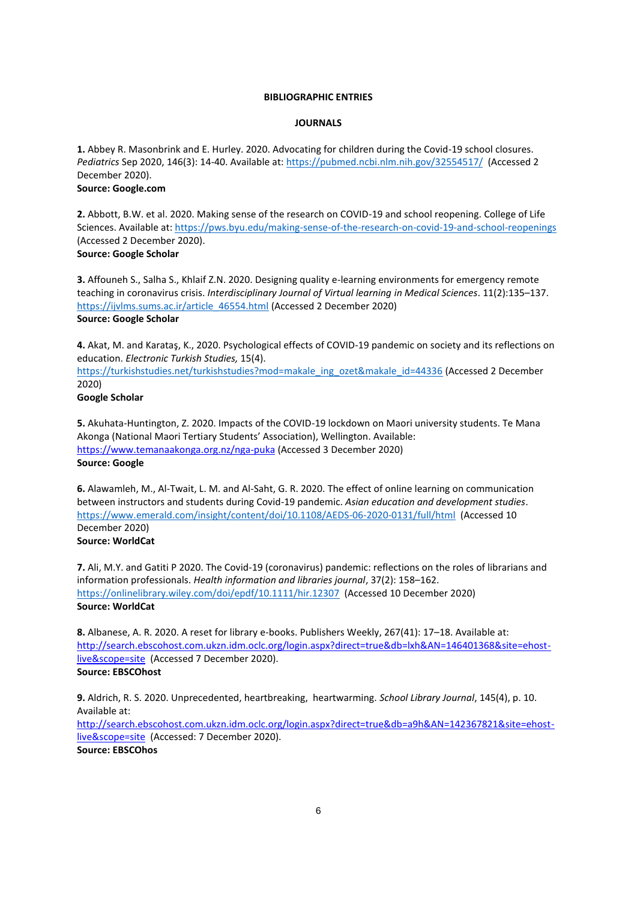**BIBLIOGRAPHIC ENTRIES**

**JOURNALS**

**1.** Abbey R. Masonbrink and E. Hurley. 2020. Advocating for children during the Covid-19 school closures. *Pediatrics* Sep 2020, 146(3): 14-40. Available at: https://pubmed.ncbi.nlm.nih.gov/32554517/ (Accessed 2 December 2020).
**Source: Google.com**

**2.** Abbott, B.W. et al. 2020. Making sense of the research on COVID-19 and school reopening. College of Life Sciences. Available at: https://pws.byu.edu/making-sense-of-the-research-on-covid-19-and-school-reopenings (Accessed 2 December 2020).
**Source: Google Scholar**

**3.** Affouneh S., Salha S., Khlaif Z.N. 2020. Designing quality e-learning environments for emergency remote teaching in coronavirus crisis. *Interdisciplinary Journal of Virtual learning in Medical Sciences*. 11(2):135–137. https://ijvlms.sums.ac.ir/article_46554.html (Accessed 2 December 2020)
**Source: Google Scholar**

**4.** Akat, M. and Karataş, K., 2020. Psychological effects of COVID-19 pandemic on society and its reflections on education. *Electronic Turkish Studies,* 15(4).
https://turkishstudies.net/turkishstudies?mod=makale_ing_ozet&makale_id=44336 (Accessed 2 December 2020)
**Google Scholar**

**5.** Akuhata-Huntington, Z. 2020. Impacts of the COVID-19 lockdown on Maori university students. Te Mana Akonga (National Maori Tertiary Students' Association), Wellington. Available: https://www.temanaakonga.org.nz/nga-puka (Accessed 3 December 2020)
**Source: Google**

**6.** Alawamleh, M., Al-Twait, L. M. and Al-Saht, G. R. 2020. The effect of online learning on communication between instructors and students during Covid-19 pandemic. *Asian education and development studies*. https://www.emerald.com/insight/content/doi/10.1108/AEDS-06-2020-0131/full/html (Accessed 10 December 2020)
**Source: WorldCat**

**7.** Ali, M.Y. and Gatiti P 2020. The Covid-19 (coronavirus) pandemic: reflections on the roles of librarians and information professionals. *Health information and libraries journal*, 37(2): 158–162. https://onlinelibrary.wiley.com/doi/epdf/10.1111/hir.12307 (Accessed 10 December 2020)
**Source: WorldCat**

**8.** Albanese, A. R. 2020. A reset for library e-books. Publishers Weekly, 267(41): 17–18. Available at: http://search.ebscohost.com.ukzn.idm.oclc.org/login.aspx?direct=true&db=lxh&AN=146401368&site=ehost-live&scope=site (Accessed 7 December 2020).
**Source: EBSCOhost**

**9.** Aldrich, R. S. 2020. Unprecedented, heartbreaking, heartwarming. *School Library Journal*, 145(4), p. 10. Available at:
http://search.ebscohost.com.ukzn.idm.oclc.org/login.aspx?direct=true&db=a9h&AN=142367821&site=ehost-live&scope=site (Accessed: 7 December 2020).
**Source: EBSCOhos**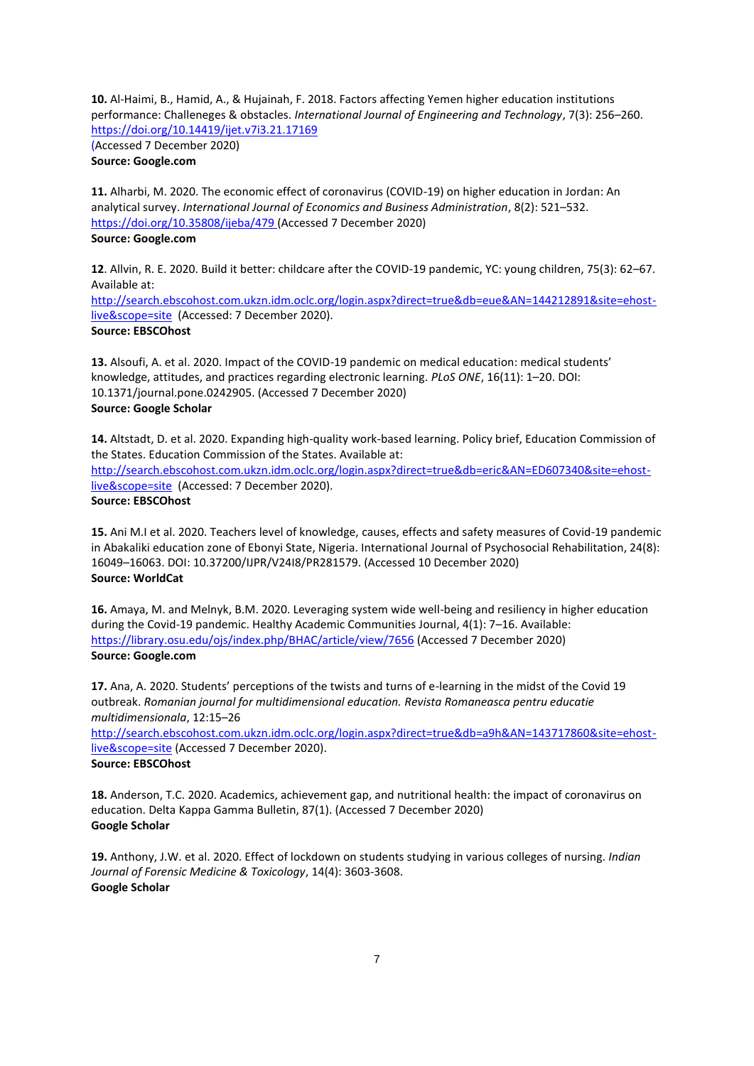**10.** Al-Haimi, B., Hamid, A., & Hujainah, F. 2018. Factors affecting Yemen higher education institutions performance: Challeneges & obstacles. *International Journal of Engineering and Technology*, 7(3): 256–260. https://doi.org/10.14419/ijet.v7i3.21.17169 (Accessed 7 December 2020)
**Source: Google.com**

**11.** Alharbi, M. 2020. The economic effect of coronavirus (COVID-19) on higher education in Jordan: An analytical survey. *International Journal of Economics and Business Administration*, 8(2): 521–532. https://doi.org/10.35808/ijeba/479 (Accessed 7 December 2020)
**Source: Google.com**

**12**. Allvin, R. E. 2020. Build it better: childcare after the COVID-19 pandemic, YC: young children, 75(3): 62–67. Available at: http://search.ebscohost.com.ukzn.idm.oclc.org/login.aspx?direct=true&db=eue&AN=144212891&site=ehost-live&scope=site (Accessed: 7 December 2020).
**Source: EBSCOhost**

**13.** Alsoufi, A. et al. 2020. Impact of the COVID-19 pandemic on medical education: medical students' knowledge, attitudes, and practices regarding electronic learning. *PLoS ONE*, 16(11): 1–20. DOI: 10.1371/journal.pone.0242905. (Accessed 7 December 2020)
**Source: Google Scholar**

**14.** Altstadt, D. et al. 2020. Expanding high-quality work-based learning. Policy brief, Education Commission of the States. Education Commission of the States. Available at: http://search.ebscohost.com.ukzn.idm.oclc.org/login.aspx?direct=true&db=eric&AN=ED607340&site=ehost-live&scope=site (Accessed: 7 December 2020).
**Source: EBSCOhost**

**15.** Ani M.I et al. 2020. Teachers level of knowledge, causes, effects and safety measures of Covid-19 pandemic in Abakaliki education zone of Ebonyi State, Nigeria. International Journal of Psychosocial Rehabilitation, 24(8): 16049–16063. DOI: 10.37200/IJPR/V24I8/PR281579. (Accessed 10 December 2020)
**Source: WorldCat**

**16.** Amaya, M. and Melnyk, B.M. 2020. Leveraging system wide well-being and resiliency in higher education during the Covid-19 pandemic. Healthy Academic Communities Journal, 4(1): 7–16. Available: https://library.osu.edu/ojs/index.php/BHAC/article/view/7656 (Accessed 7 December 2020)
**Source: Google.com**

**17.** Ana, A. 2020. Students' perceptions of the twists and turns of e-learning in the midst of the Covid 19 outbreak. *Romanian journal for multidimensional education. Revista Romaneasca pentru educatie multidimensionala*, 12:15–26 http://search.ebscohost.com.ukzn.idm.oclc.org/login.aspx?direct=true&db=a9h&AN=143717860&site=ehost-live&scope=site (Accessed 7 December 2020).
**Source: EBSCOhost**

**18.** Anderson, T.C. 2020. Academics, achievement gap, and nutritional health: the impact of coronavirus on education. Delta Kappa Gamma Bulletin, 87(1). (Accessed 7 December 2020)
**Google Scholar**

**19.** Anthony, J.W. et al. 2020. Effect of lockdown on students studying in various colleges of nursing. *Indian Journal of Forensic Medicine & Toxicology*, 14(4): 3603-3608.
**Google Scholar**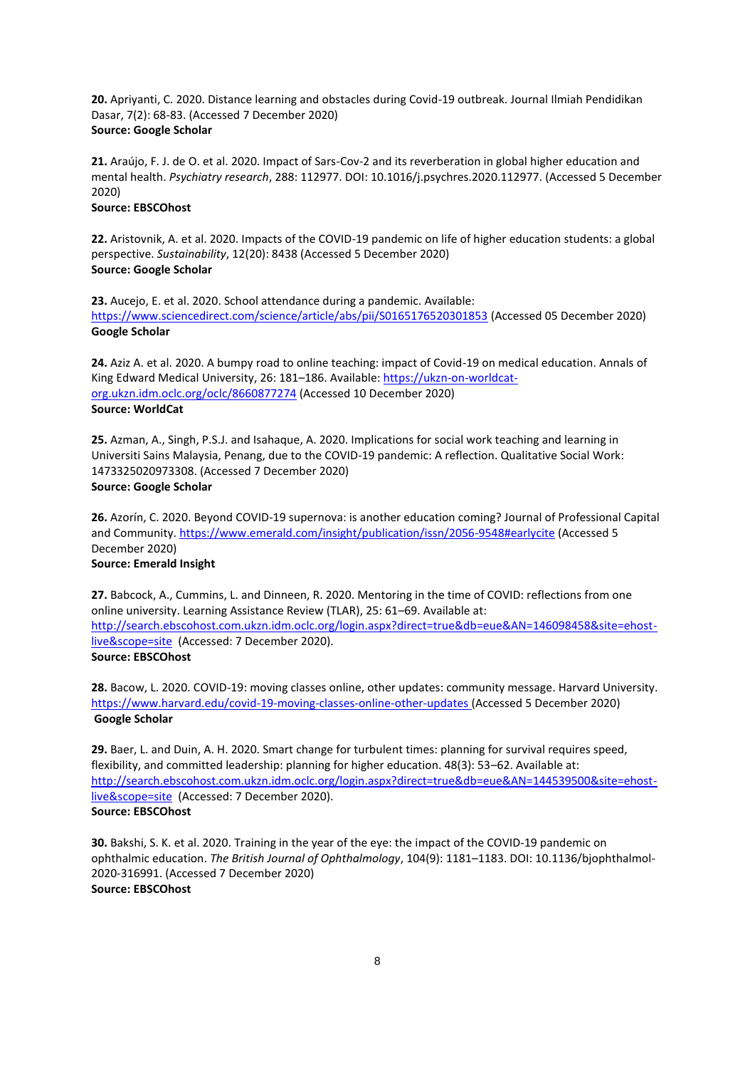**20.** Apriyanti, C. 2020. Distance learning and obstacles during Covid-19 outbreak. Journal Ilmiah Pendidikan Dasar, 7(2): 68-83. (Accessed 7 December 2020)
**Source: Google Scholar**

**21.** Araújo, F. J. de O. et al. 2020. Impact of Sars-Cov-2 and its reverberation in global higher education and mental health. *Psychiatry research*, 288: 112977. DOI: 10.1016/j.psychres.2020.112977. (Accessed 5 December 2020)
**Source: EBSCOhost**

**22.** Aristovnik, A. et al. 2020. Impacts of the COVID-19 pandemic on life of higher education students: a global perspective. *Sustainability*, 12(20): 8438 (Accessed 5 December 2020)
**Source: Google Scholar**

**23.** Aucejo, E. et al. 2020. School attendance during a pandemic. Available: https://www.sciencedirect.com/science/article/abs/pii/S0165176520301853 (Accessed 05 December 2020)
**Google Scholar**

**24.** Aziz A. et al. 2020. A bumpy road to online teaching: impact of Covid-19 on medical education. Annals of King Edward Medical University, 26: 181–186. Available: https://ukzn-on-worldcat-org.ukzn.idm.oclc.org/oclc/8660877274 (Accessed 10 December 2020)
**Source: WorldCat**

**25.** Azman, A., Singh, P.S.J. and Isahaque, A. 2020. Implications for social work teaching and learning in Universiti Sains Malaysia, Penang, due to the COVID-19 pandemic: A reflection. Qualitative Social Work: 1473325020973308. (Accessed 7 December 2020)
**Source: Google Scholar**

**26.** Azorín, C. 2020. Beyond COVID-19 supernova: is another education coming? Journal of Professional Capital and Community. https://www.emerald.com/insight/publication/issn/2056-9548#earlycite (Accessed 5 December 2020)
**Source: Emerald Insight**

**27.** Babcock, A., Cummins, L. and Dinneen, R. 2020. Mentoring in the time of COVID: reflections from one online university. Learning Assistance Review (TLAR), 25: 61–69. Available at: http://search.ebscohost.com.ukzn.idm.oclc.org/login.aspx?direct=true&db=eue&AN=146098458&site=ehost-live&scope=site (Accessed: 7 December 2020).
**Source: EBSCOhost**

**28.** Bacow, L. 2020. COVID-19: moving classes online, other updates: community message. Harvard University. https://www.harvard.edu/covid-19-moving-classes-online-other-updates (Accessed 5 December 2020)
**Google Scholar**

**29.** Baer, L. and Duin, A. H. 2020. Smart change for turbulent times: planning for survival requires speed, flexibility, and committed leadership: planning for higher education. 48(3): 53–62. Available at: http://search.ebscohost.com.ukzn.idm.oclc.org/login.aspx?direct=true&db=eue&AN=144539500&site=ehost-live&scope=site (Accessed: 7 December 2020).
**Source: EBSCOhost**

**30.** Bakshi, S. K. et al. 2020. Training in the year of the eye: the impact of the COVID-19 pandemic on ophthalmic education. *The British Journal of Ophthalmology*, 104(9): 1181–1183. DOI: 10.1136/bjophthalmol-2020-316991. (Accessed 7 December 2020)
**Source: EBSCOhost**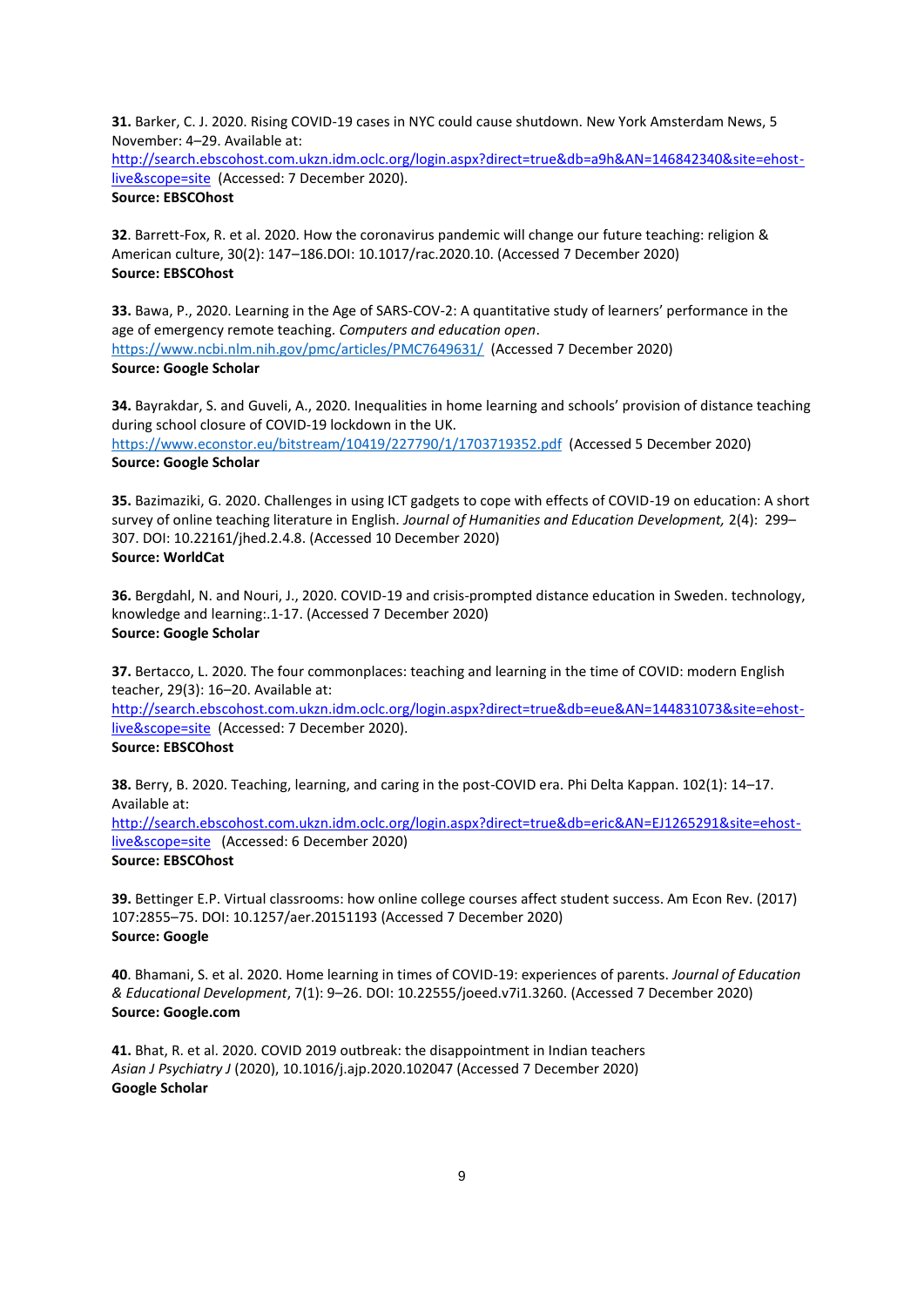**31.** Barker, C. J. 2020. Rising COVID-19 cases in NYC could cause shutdown. New York Amsterdam News, 5 November: 4–29. Available at: http://search.ebscohost.com.ukzn.idm.oclc.org/login.aspx?direct=true&db=a9h&AN=146842340&site=ehost-live&scope=site (Accessed: 7 December 2020).
**Source: EBSCOhost**

**32**. Barrett-Fox, R. et al. 2020. How the coronavirus pandemic will change our future teaching: religion & American culture, 30(2): 147–186.DOI: 10.1017/rac.2020.10. (Accessed 7 December 2020)
**Source: EBSCOhost**

**33.** Bawa, P., 2020. Learning in the Age of SARS-COV-2: A quantitative study of learners' performance in the age of emergency remote teaching. *Computers and education open*. https://www.ncbi.nlm.nih.gov/pmc/articles/PMC7649631/ (Accessed 7 December 2020)
**Source: Google Scholar**

**34.** Bayrakdar, S. and Guveli, A., 2020. Inequalities in home learning and schools' provision of distance teaching during school closure of COVID-19 lockdown in the UK. https://www.econstor.eu/bitstream/10419/227790/1/1703719352.pdf (Accessed 5 December 2020)
**Source: Google Scholar**

**35.** Bazimaziki, G. 2020. Challenges in using ICT gadgets to cope with effects of COVID-19 on education: A short survey of online teaching literature in English. *Journal of Humanities and Education Development,* 2(4): 299–307. DOI: 10.22161/jhed.2.4.8. (Accessed 10 December 2020)
**Source: WorldCat**

**36.** Bergdahl, N. and Nouri, J., 2020. COVID-19 and crisis-prompted distance education in Sweden. technology, knowledge and learning:.1-17. (Accessed 7 December 2020)
**Source: Google Scholar**

**37.** Bertacco, L. 2020. The four commonplaces: teaching and learning in the time of COVID: modern English teacher, 29(3): 16–20. Available at: http://search.ebscohost.com.ukzn.idm.oclc.org/login.aspx?direct=true&db=eue&AN=144831073&site=ehost-live&scope=site (Accessed: 7 December 2020).
**Source: EBSCOhost**

**38.** Berry, B. 2020. Teaching, learning, and caring in the post-COVID era. Phi Delta Kappan. 102(1): 14–17. Available at: http://search.ebscohost.com.ukzn.idm.oclc.org/login.aspx?direct=true&db=eric&AN=EJ1265291&site=ehost-live&scope=site (Accessed: 6 December 2020)
**Source: EBSCOhost**

**39.** Bettinger E.P. Virtual classrooms: how online college courses affect student success. Am Econ Rev. (2017) 107:2855–75. DOI: 10.1257/aer.20151193 (Accessed 7 December 2020)
**Source: Google**

**40**. Bhamani, S. et al. 2020. Home learning in times of COVID-19: experiences of parents. *Journal of Education & Educational Development*, 7(1): 9–26. DOI: 10.22555/joeed.v7i1.3260. (Accessed 7 December 2020)
**Source: Google.com**

**41.** Bhat, R. et al. 2020. COVID 2019 outbreak: the disappointment in Indian teachers
*Asian J Psychiatry J* (2020), 10.1016/j.ajp.2020.102047 (Accessed 7 December 2020)
**Google Scholar**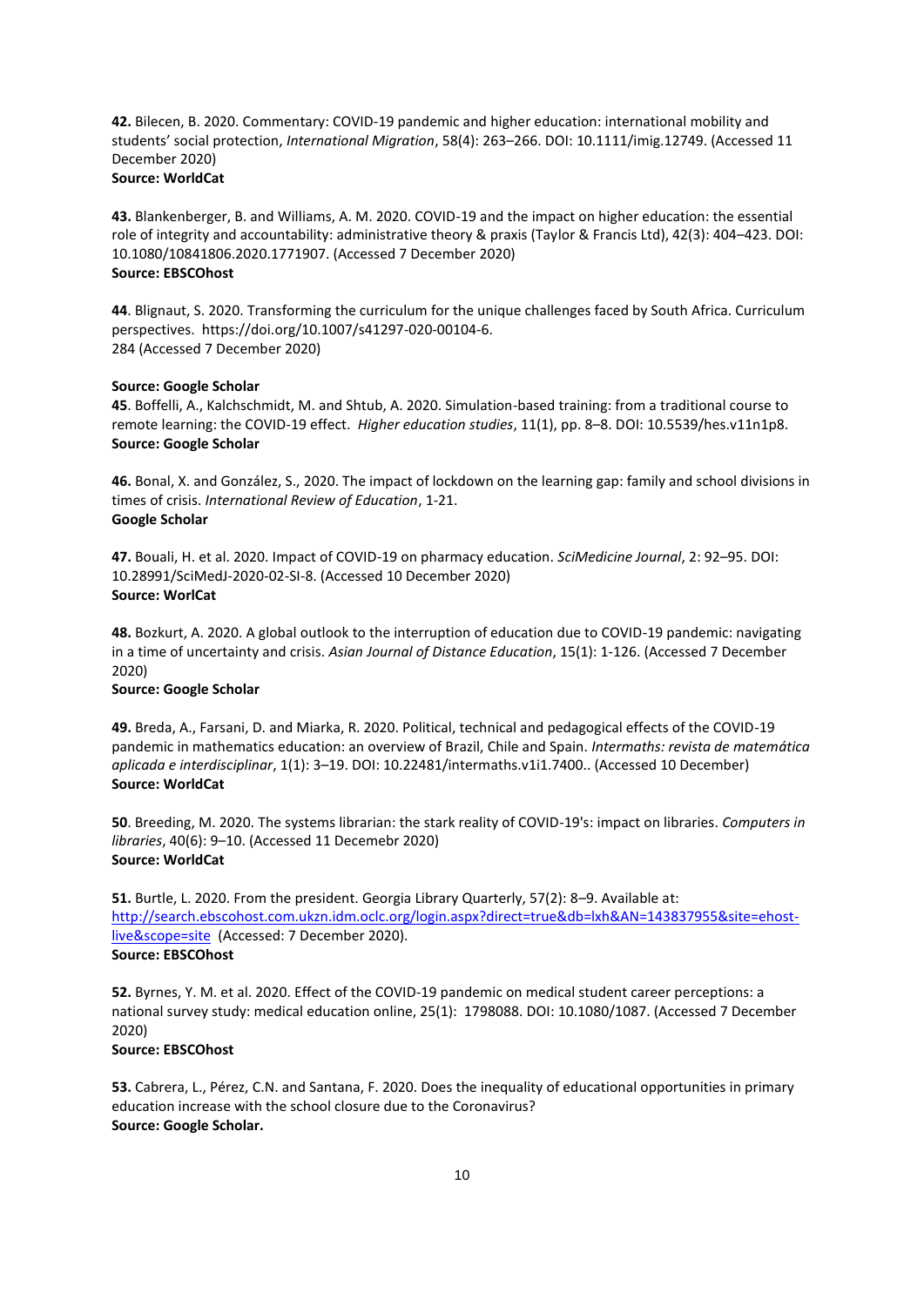**42.** Bilecen, B. 2020. Commentary: COVID-19 pandemic and higher education: international mobility and students' social protection, *International Migration*, 58(4): 263–266. DOI: 10.1111/imig.12749. (Accessed 11 December 2020)
**Source: WorldCat**

**43.** Blankenberger, B. and Williams, A. M. 2020. COVID-19 and the impact on higher education: the essential role of integrity and accountability: administrative theory & praxis (Taylor & Francis Ltd), 42(3): 404–423. DOI: 10.1080/10841806.2020.1771907. (Accessed 7 December 2020)
**Source: EBSCOhost**

**44**. Blignaut, S. 2020. Transforming the curriculum for the unique challenges faced by South Africa. Curriculum perspectives. https://doi.org/10.1007/s41297-020-00104-6.
284 (Accessed 7 December 2020)

**Source: Google Scholar**

**45**. Boffelli, A., Kalchschmidt, M. and Shtub, A. 2020. Simulation-based training: from a traditional course to remote learning: the COVID-19 effect. *Higher education studies*, 11(1), pp. 8–8. DOI: 10.5539/hes.v11n1p8.
**Source: Google Scholar**

**46.** Bonal, X. and González, S., 2020. The impact of lockdown on the learning gap: family and school divisions in times of crisis. *International Review of Education*, 1-21.
**Google Scholar**

**47.** Bouali, H. et al. 2020. Impact of COVID-19 on pharmacy education. *SciMedicine Journal*, 2: 92–95. DOI: 10.28991/SciMedJ-2020-02-SI-8. (Accessed 10 December 2020)
**Source: WorlCat**

**48.** Bozkurt, A. 2020. A global outlook to the interruption of education due to COVID-19 pandemic: navigating in a time of uncertainty and crisis. *Asian Journal of Distance Education*, 15(1): 1-126. (Accessed 7 December 2020)
**Source: Google Scholar**

**49.** Breda, A., Farsani, D. and Miarka, R. 2020. Political, technical and pedagogical effects of the COVID-19 pandemic in mathematics education: an overview of Brazil, Chile and Spain. *Intermaths: revista de matemática aplicada e interdisciplinar*, 1(1): 3–19. DOI: 10.22481/intermaths.v1i1.7400.. (Accessed 10 December)
**Source: WorldCat**

**50**. Breeding, M. 2020. The systems librarian: the stark reality of COVID-19's: impact on libraries. *Computers in libraries*, 40(6): 9–10. (Accessed 11 Decemebr 2020)
**Source: WorldCat**

**51.** Burtle, L. 2020. From the president. Georgia Library Quarterly, 57(2): 8–9. Available at: http://search.ebscohost.com.ukzn.idm.oclc.org/login.aspx?direct=true&db=lxh&AN=143837955&site=ehost-live&scope=site (Accessed: 7 December 2020).
**Source: EBSCOhost**

**52.** Byrnes, Y. M. et al. 2020. Effect of the COVID-19 pandemic on medical student career perceptions: a national survey study: medical education online, 25(1): 1798088. DOI: 10.1080/1087. (Accessed 7 December 2020)
**Source: EBSCOhost**

**53.** Cabrera, L., Pérez, C.N. and Santana, F. 2020. Does the inequality of educational opportunities in primary education increase with the school closure due to the Coronavirus?
**Source: Google Scholar.**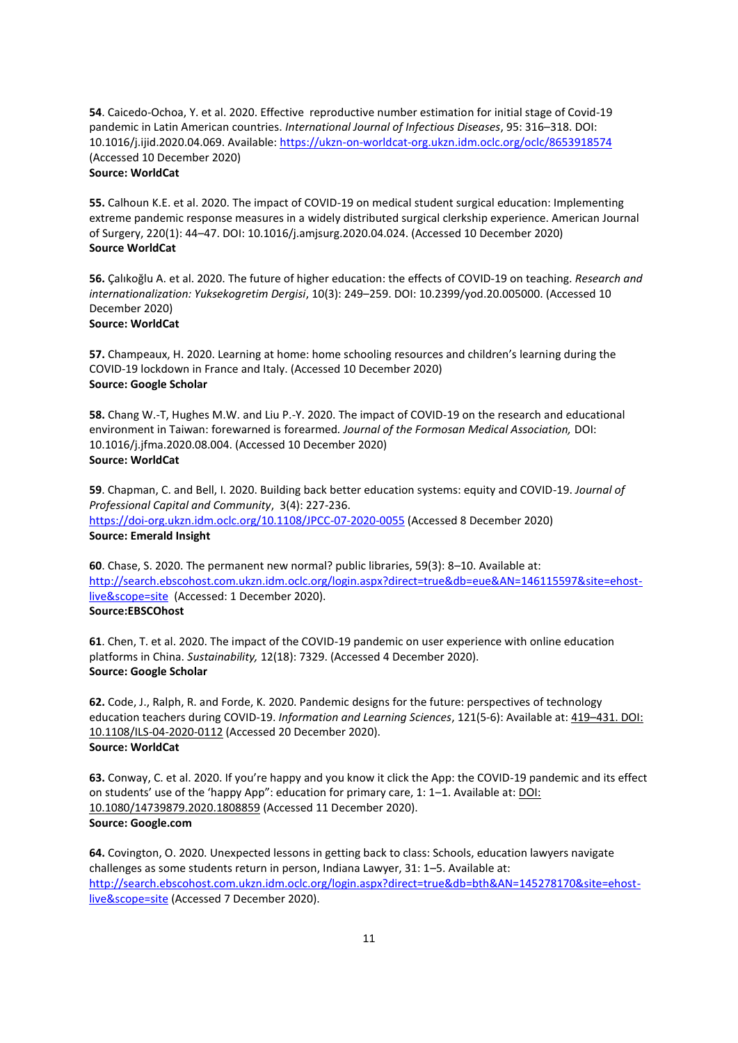**54**. Caicedo-Ochoa, Y. et al. 2020. Effective reproductive number estimation for initial stage of Covid-19 pandemic in Latin American countries. *International Journal of Infectious Diseases*, 95: 316–318. DOI: 10.1016/j.ijid.2020.04.069. Available: https://ukzn-on-worldcat-org.ukzn.idm.oclc.org/oclc/8653918574 (Accessed 10 December 2020)
**Source: WorldCat**

**55.** Calhoun K.E. et al. 2020. The impact of COVID-19 on medical student surgical education: Implementing extreme pandemic response measures in a widely distributed surgical clerkship experience. American Journal of Surgery, 220(1): 44–47. DOI: 10.1016/j.amjsurg.2020.04.024. (Accessed 10 December 2020)
**Source WorldCat**

**56.** Çalıkoğlu A. et al. 2020. The future of higher education: the effects of COVID-19 on teaching. *Research and internationalization: Yuksekogretim Dergisi*, 10(3): 249–259. DOI: 10.2399/yod.20.005000. (Accessed 10 December 2020)
**Source: WorldCat**

**57.** Champeaux, H. 2020. Learning at home: home schooling resources and children's learning during the COVID-19 lockdown in France and Italy. (Accessed 10 December 2020)
**Source: Google Scholar**

**58.** Chang W.-T, Hughes M.W. and Liu P.-Y. 2020. The impact of COVID-19 on the research and educational environment in Taiwan: forewarned is forearmed. *Journal of the Formosan Medical Association,* DOI: 10.1016/j.jfma.2020.08.004. (Accessed 10 December 2020)
**Source: WorldCat**

**59**. Chapman, C. and Bell, I. 2020. Building back better education systems: equity and COVID-19. *Journal of Professional Capital and Community*, 3(4): 227-236. https://doi-org.ukzn.idm.oclc.org/10.1108/JPCC-07-2020-0055 (Accessed 8 December 2020)
**Source: Emerald Insight**

**60**. Chase, S. 2020. The permanent new normal? public libraries, 59(3): 8–10. Available at: http://search.ebscohost.com.ukzn.idm.oclc.org/login.aspx?direct=true&db=eue&AN=146115597&site=ehost-live&scope=site (Accessed: 1 December 2020).
**Source:EBSCOhost**

**61**. Chen, T. et al. 2020. The impact of the COVID-19 pandemic on user experience with online education platforms in China. *Sustainability,* 12(18): 7329. (Accessed 4 December 2020).
**Source: Google Scholar**

**62.** Code, J., Ralph, R. and Forde, K. 2020. Pandemic designs for the future: perspectives of technology education teachers during COVID-19. *Information and Learning Sciences*, 121(5-6): Available at: 419–431. DOI: 10.1108/ILS-04-2020-0112 (Accessed 20 December 2020).
**Source: WorldCat**

**63.** Conway, C. et al. 2020. If you're happy and you know it click the App: the COVID-19 pandemic and its effect on students' use of the 'happy App": education for primary care, 1: 1–1. Available at: DOI: 10.1080/14739879.2020.1808859 (Accessed 11 December 2020).
**Source: Google.com**

**64.** Covington, O. 2020. Unexpected lessons in getting back to class: Schools, education lawyers navigate challenges as some students return in person, Indiana Lawyer, 31: 1–5. Available at: http://search.ebscohost.com.ukzn.idm.oclc.org/login.aspx?direct=true&db=bth&AN=145278170&site=ehost-live&scope=site (Accessed 7 December 2020).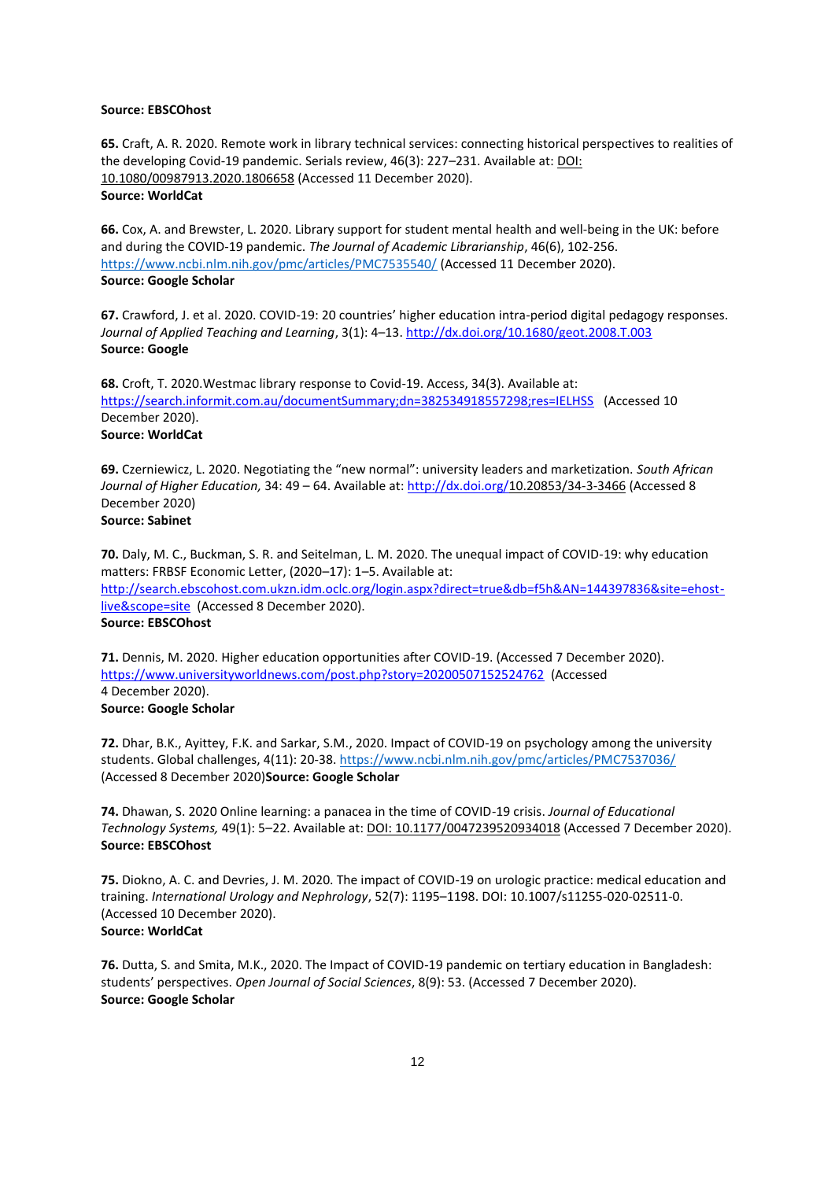**Source: EBSCOhost**

**65.** Craft, A. R. 2020. Remote work in library technical services: connecting historical perspectives to realities of the developing Covid-19 pandemic. Serials review, 46(3): 227–231. Available at: DOI: 10.1080/00987913.2020.1806658 (Accessed 11 December 2020).
**Source: WorldCat**

**66.** Cox, A. and Brewster, L. 2020. Library support for student mental health and well-being in the UK: before and during the COVID-19 pandemic. *The Journal of Academic Librarianship*, 46(6), 102-256. https://www.ncbi.nlm.nih.gov/pmc/articles/PMC7535540/ (Accessed 11 December 2020).
**Source: Google Scholar**

**67.** Crawford, J. et al. 2020. COVID-19: 20 countries' higher education intra-period digital pedagogy responses. *Journal of Applied Teaching and Learning*, 3(1): 4–13. http://dx.doi.org/10.1680/geot.2008.T.003
**Source: Google**

**68.** Croft, T. 2020.Westmac library response to Covid-19. Access, 34(3). Available at: https://search.informit.com.au/documentSummary;dn=382534918557298;res=IELHSS (Accessed 10 December 2020).
**Source: WorldCat**

**69.** Czerniewicz, L. 2020. Negotiating the "new normal": university leaders and marketization. *South African Journal of Higher Education,* 34: 49 – 64. Available at: http://dx.doi.org/10.20853/34-3-3466 (Accessed 8 December 2020)
**Source: Sabinet**

**70.** Daly, M. C., Buckman, S. R. and Seitelman, L. M. 2020. The unequal impact of COVID-19: why education matters: FRBSF Economic Letter, (2020–17): 1–5. Available at: http://search.ebscohost.com.ukzn.idm.oclc.org/login.aspx?direct=true&db=f5h&AN=144397836&site=ehost-live&scope=site (Accessed 8 December 2020).
**Source: EBSCOhost**

**71.** Dennis, M. 2020. Higher education opportunities after COVID-19. (Accessed 7 December 2020). https://www.universityworldnews.com/post.php?story=20200507152524762 (Accessed 4 December 2020).
**Source: Google Scholar**

**72.** Dhar, B.K., Ayittey, F.K. and Sarkar, S.M., 2020. Impact of COVID-19 on psychology among the university students. Global challenges, 4(11): 20-38. https://www.ncbi.nlm.nih.gov/pmc/articles/PMC7537036/ (Accessed 8 December 2020)**Source: Google Scholar**

**74.** Dhawan, S. 2020 Online learning: a panacea in the time of COVID-19 crisis. *Journal of Educational Technology Systems,* 49(1): 5–22. Available at: DOI: 10.1177/0047239520934018 (Accessed 7 December 2020).
**Source: EBSCOhost**

**75.** Diokno, A. C. and Devries, J. M. 2020. The impact of COVID-19 on urologic practice: medical education and training. *International Urology and Nephrology*, 52(7): 1195–1198. DOI: 10.1007/s11255-020-02511-0. (Accessed 10 December 2020).
**Source: WorldCat**

**76.** Dutta, S. and Smita, M.K., 2020. The Impact of COVID-19 pandemic on tertiary education in Bangladesh: students' perspectives. *Open Journal of Social Sciences*, 8(9): 53. (Accessed 7 December 2020).
**Source: Google Scholar**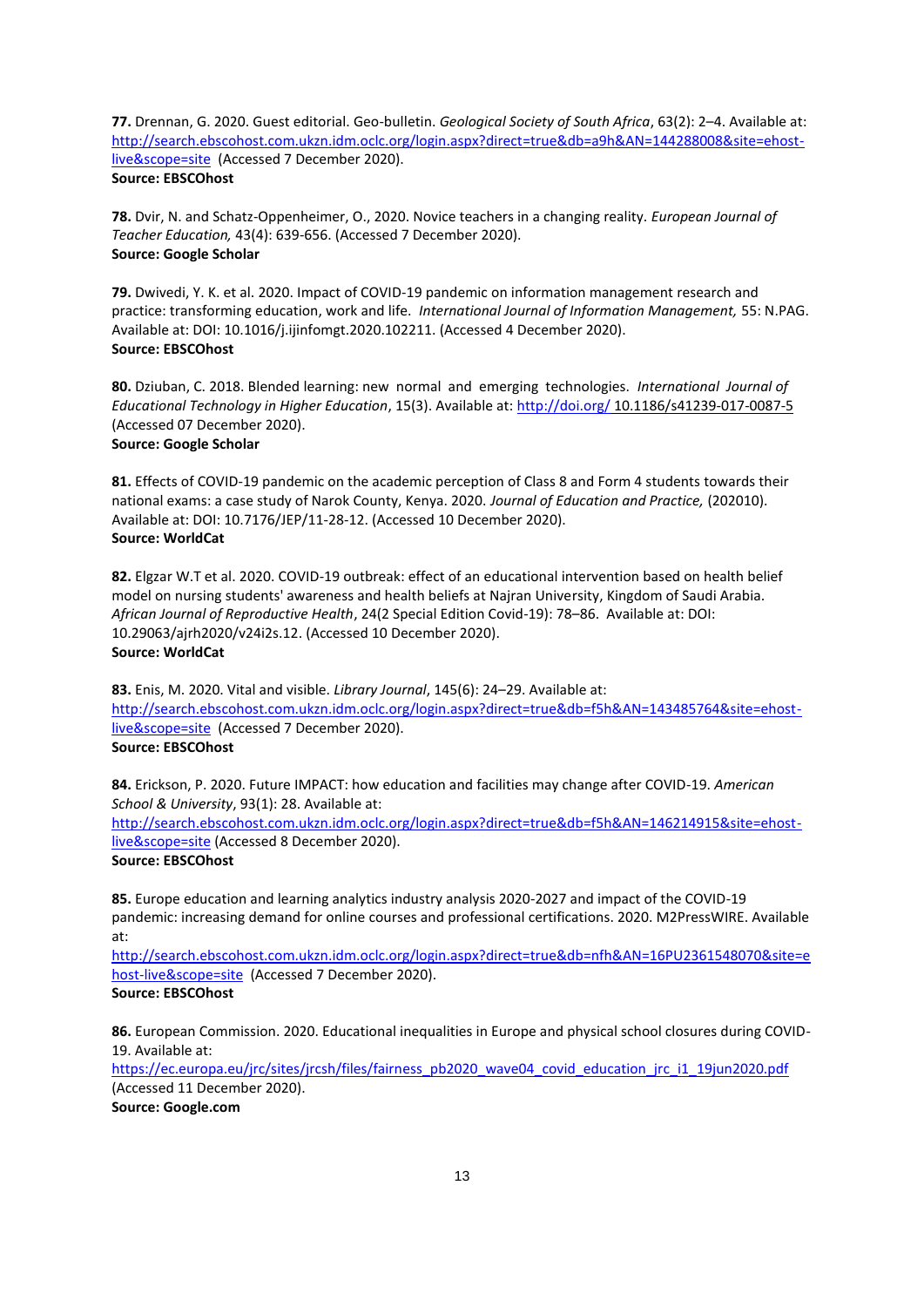**77.** Drennan, G. 2020. Guest editorial. Geo-bulletin. *Geological Society of South Africa*, 63(2): 2–4. Available at: http://search.ebscohost.com.ukzn.idm.oclc.org/login.aspx?direct=true&db=a9h&AN=144288008&site=ehost-live&scope=site (Accessed 7 December 2020).
**Source: EBSCOhost**

**78.** Dvir, N. and Schatz-Oppenheimer, O., 2020. Novice teachers in a changing reality. *European Journal of Teacher Education,* 43(4): 639-656. (Accessed 7 December 2020).
**Source: Google Scholar**

**79.** Dwivedi, Y. K. et al. 2020. Impact of COVID-19 pandemic on information management research and practice: transforming education, work and life. *International Journal of Information Management,* 55: N.PAG. Available at: DOI: 10.1016/j.ijinfomgt.2020.102211. (Accessed 4 December 2020).
**Source: EBSCOhost**

**80.** Dziuban, C. 2018. Blended learning: new normal and emerging technologies. *International Journal of Educational Technology in Higher Education*, 15(3). Available at: http://doi.org/ 10.1186/s41239-017-0087-5 (Accessed 07 December 2020).
**Source: Google Scholar**

**81.** Effects of COVID-19 pandemic on the academic perception of Class 8 and Form 4 students towards their national exams: a case study of Narok County, Kenya. 2020. *Journal of Education and Practice,* (202010). Available at: DOI: 10.7176/JEP/11-28-12. (Accessed 10 December 2020).
**Source: WorldCat**

**82.** Elgzar W.T et al. 2020. COVID-19 outbreak: effect of an educational intervention based on health belief model on nursing students' awareness and health beliefs at Najran University, Kingdom of Saudi Arabia. *African Journal of Reproductive Health*, 24(2 Special Edition Covid-19): 78–86. Available at: DOI: 10.29063/ajrh2020/v24i2s.12. (Accessed 10 December 2020).
**Source: WorldCat**

**83.** Enis, M. 2020. Vital and visible. *Library Journal*, 145(6): 24–29. Available at: http://search.ebscohost.com.ukzn.idm.oclc.org/login.aspx?direct=true&db=f5h&AN=143485764&site=ehost-live&scope=site (Accessed 7 December 2020).
**Source: EBSCOhost**

**84.** Erickson, P. 2020. Future IMPACT: how education and facilities may change after COVID-19. *American School & University*, 93(1): 28. Available at: http://search.ebscohost.com.ukzn.idm.oclc.org/login.aspx?direct=true&db=f5h&AN=146214915&site=ehost-live&scope=site (Accessed 8 December 2020).
**Source: EBSCOhost**

**85.** Europe education and learning analytics industry analysis 2020-2027 and impact of the COVID-19 pandemic: increasing demand for online courses and professional certifications. 2020. M2PressWIRE. Available at: http://search.ebscohost.com.ukzn.idm.oclc.org/login.aspx?direct=true&db=nfh&AN=16PU2361548070&site=ehost-live&scope=site (Accessed 7 December 2020).
**Source: EBSCOhost**

**86.** European Commission. 2020. Educational inequalities in Europe and physical school closures during COVID-19. Available at: https://ec.europa.eu/jrc/sites/jrcsh/files/fairness_pb2020_wave04_covid_education_jrc_i1_19jun2020.pdf (Accessed 11 December 2020).
**Source: Google.com**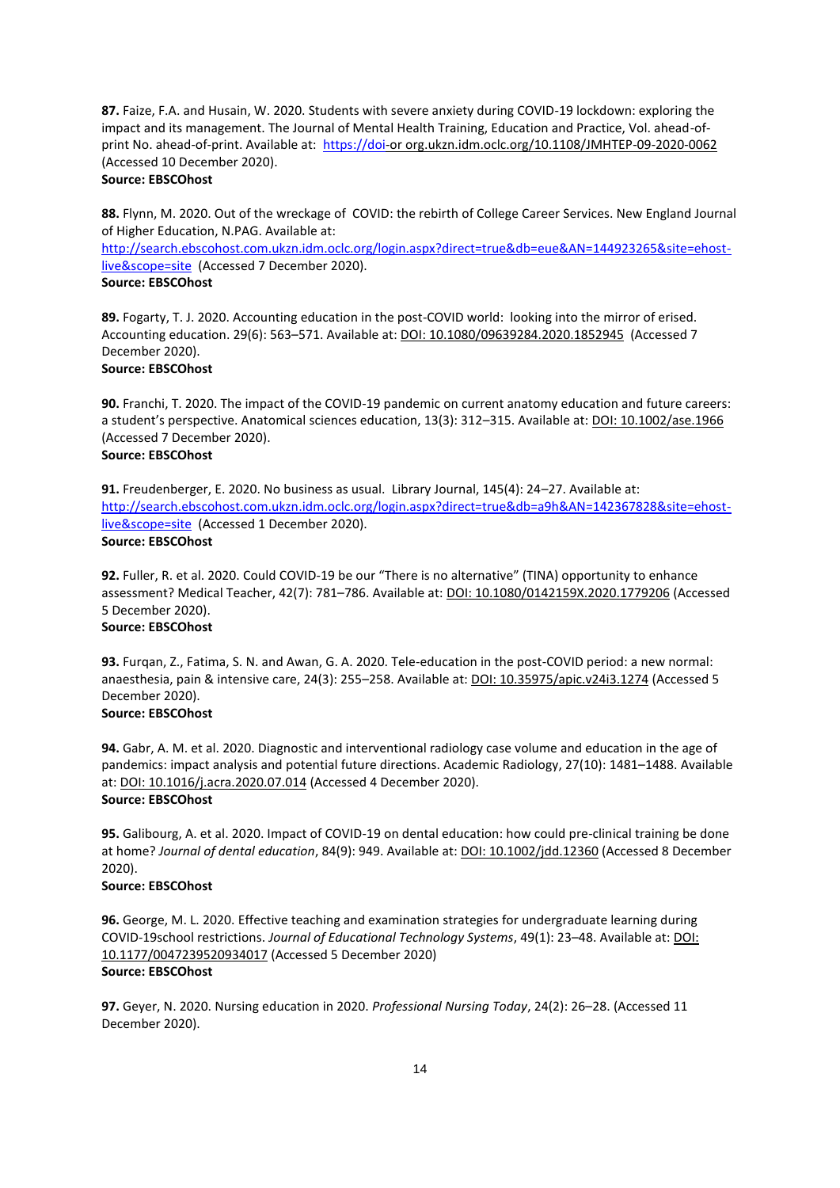**87.** Faize, F.A. and Husain, W. 2020. Students with severe anxiety during COVID-19 lockdown: exploring the impact and its management. The Journal of Mental Health Training, Education and Practice, Vol. ahead-of-print No. ahead-of-print. Available at: https://doi-or org.ukzn.idm.oclc.org/10.1108/JMHTEP-09-2020-0062 (Accessed 10 December 2020).
**Source: EBSCOhost**

**88.** Flynn, M. 2020. Out of the wreckage of COVID: the rebirth of College Career Services. New England Journal of Higher Education, N.PAG. Available at: http://search.ebscohost.com.ukzn.idm.oclc.org/login.aspx?direct=true&db=eue&AN=144923265&site=ehost-live&scope=site (Accessed 7 December 2020).
**Source: EBSCOhost**

**89.** Fogarty, T. J. 2020. Accounting education in the post-COVID world: looking into the mirror of erised. Accounting education. 29(6): 563–571. Available at: DOI: 10.1080/09639284.2020.1852945 (Accessed 7 December 2020).
**Source: EBSCOhost**

**90.** Franchi, T. 2020. The impact of the COVID-19 pandemic on current anatomy education and future careers: a student's perspective. Anatomical sciences education, 13(3): 312–315. Available at: DOI: 10.1002/ase.1966 (Accessed 7 December 2020).
**Source: EBSCOhost**

**91.** Freudenberger, E. 2020. No business as usual. Library Journal, 145(4): 24–27. Available at: http://search.ebscohost.com.ukzn.idm.oclc.org/login.aspx?direct=true&db=a9h&AN=142367828&site=ehost-live&scope=site (Accessed 1 December 2020).
**Source: EBSCOhost**

**92.** Fuller, R. et al. 2020. Could COVID-19 be our "There is no alternative" (TINA) opportunity to enhance assessment? Medical Teacher, 42(7): 781–786. Available at: DOI: 10.1080/0142159X.2020.1779206 (Accessed 5 December 2020).
**Source: EBSCOhost**

**93.** Furqan, Z., Fatima, S. N. and Awan, G. A. 2020. Tele-education in the post-COVID period: a new normal: anaesthesia, pain & intensive care, 24(3): 255–258. Available at: DOI: 10.35975/apic.v24i3.1274 (Accessed 5 December 2020).
**Source: EBSCOhost**

**94.** Gabr, A. M. et al. 2020. Diagnostic and interventional radiology case volume and education in the age of pandemics: impact analysis and potential future directions. Academic Radiology, 27(10): 1481–1488. Available at: DOI: 10.1016/j.acra.2020.07.014 (Accessed 4 December 2020).
**Source: EBSCOhost**

**95.** Galibourg, A. et al. 2020. Impact of COVID-19 on dental education: how could pre-clinical training be done at home? *Journal of dental education*, 84(9): 949. Available at: DOI: 10.1002/jdd.12360 (Accessed 8 December 2020).
**Source: EBSCOhost**

**96.** George, M. L. 2020. Effective teaching and examination strategies for undergraduate learning during COVID-19school restrictions. *Journal of Educational Technology Systems*, 49(1): 23–48. Available at: DOI: 10.1177/0047239520934017 (Accessed 5 December 2020)
**Source: EBSCOhost**

**97.** Geyer, N. 2020. Nursing education in 2020. *Professional Nursing Today*, 24(2): 26–28. (Accessed 11 December 2020).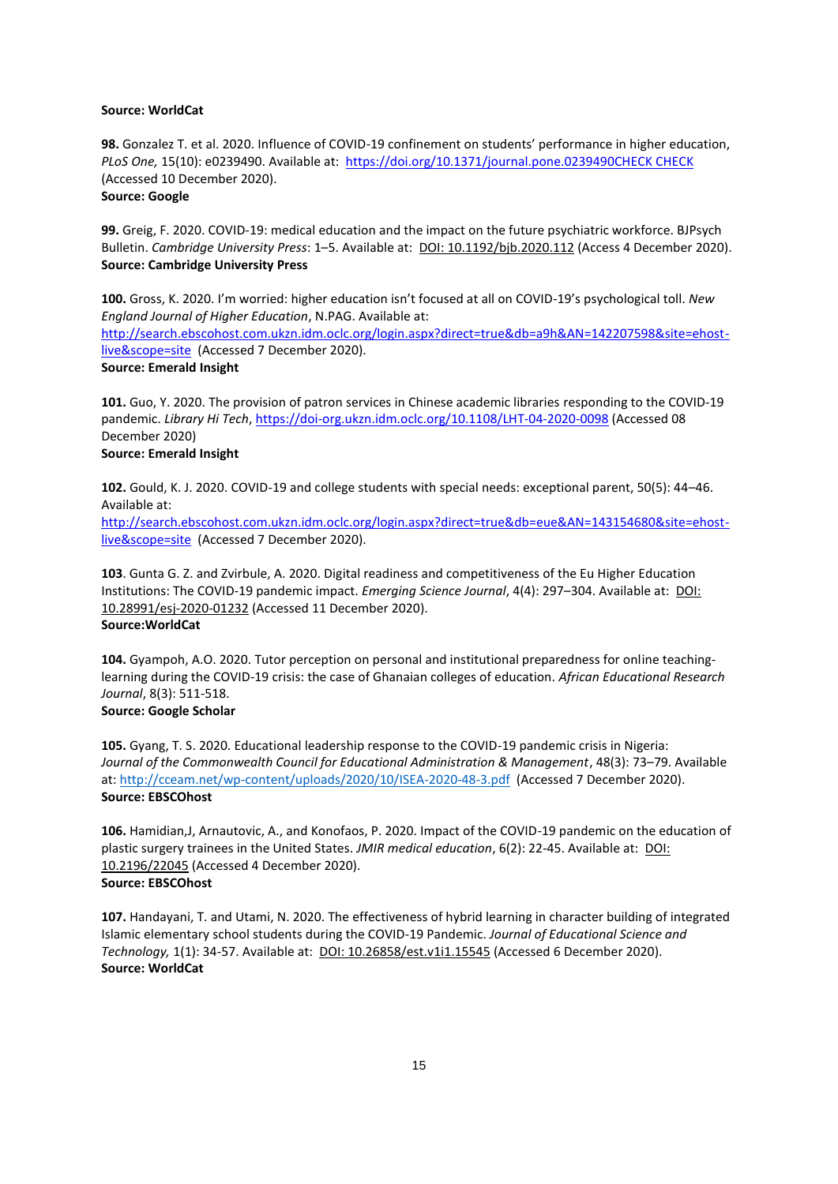**Source: WorldCat**

**98.** Gonzalez T. et al. 2020. Influence of COVID-19 confinement on students' performance in higher education, *PLoS One,* 15(10): e0239490. Available at: https://doi.org/10.1371/journal.pone.0239490CHECK CHECK (Accessed 10 December 2020).
**Source: Google**

**99.** Greig, F. 2020. COVID-19: medical education and the impact on the future psychiatric workforce. BJPsych Bulletin. *Cambridge University Press*: 1–5. Available at: DOI: 10.1192/bjb.2020.112 (Access 4 December 2020).
**Source: Cambridge University Press**

**100.** Gross, K. 2020. I'm worried: higher education isn't focused at all on COVID-19's psychological toll. *New England Journal of Higher Education*, N.PAG. Available at: http://search.ebscohost.com.ukzn.idm.oclc.org/login.aspx?direct=true&db=a9h&AN=142207598&site=ehost-live&scope=site (Accessed 7 December 2020).
**Source: Emerald Insight**

**101.** Guo, Y. 2020. The provision of patron services in Chinese academic libraries responding to the COVID-19 pandemic. *Library Hi Tech*, https://doi-org.ukzn.idm.oclc.org/10.1108/LHT-04-2020-0098 (Accessed 08 December 2020)
**Source: Emerald Insight**

**102.** Gould, K. J. 2020. COVID-19 and college students with special needs: exceptional parent, 50(5): 44–46. Available at: http://search.ebscohost.com.ukzn.idm.oclc.org/login.aspx?direct=true&db=eue&AN=143154680&site=ehost-live&scope=site (Accessed 7 December 2020).

**103**. Gunta G. Z. and Zvirbule, A. 2020. Digital readiness and competitiveness of the Eu Higher Education Institutions: The COVID-19 pandemic impact. *Emerging Science Journal*, 4(4): 297–304. Available at: DOI: 10.28991/esj-2020-01232 (Accessed 11 December 2020).
**Source:WorldCat**

**104.** Gyampoh, A.O. 2020. Tutor perception on personal and institutional preparedness for online teaching-learning during the COVID-19 crisis: the case of Ghanaian colleges of education. *African Educational Research Journal*, 8(3): 511-518.
**Source: Google Scholar**

**105.** Gyang, T. S. 2020. Educational leadership response to the COVID-19 pandemic crisis in Nigeria: *Journal of the Commonwealth Council for Educational Administration & Management*, 48(3): 73–79. Available at: http://cceam.net/wp-content/uploads/2020/10/ISEA-2020-48-3.pdf (Accessed 7 December 2020).
**Source: EBSCOhost**

**106.** Hamidian,J, Arnautovic, A., and Konofaos, P. 2020. Impact of the COVID-19 pandemic on the education of plastic surgery trainees in the United States. *JMIR medical education*, 6(2): 22-45. Available at: DOI: 10.2196/22045 (Accessed 4 December 2020).
**Source: EBSCOhost**

**107.** Handayani, T. and Utami, N. 2020. The effectiveness of hybrid learning in character building of integrated Islamic elementary school students during the COVID-19 Pandemic. *Journal of Educational Science and Technology,* 1(1): 34-57. Available at: DOI: 10.26858/est.v1i1.15545 (Accessed 6 December 2020).
**Source: WorldCat**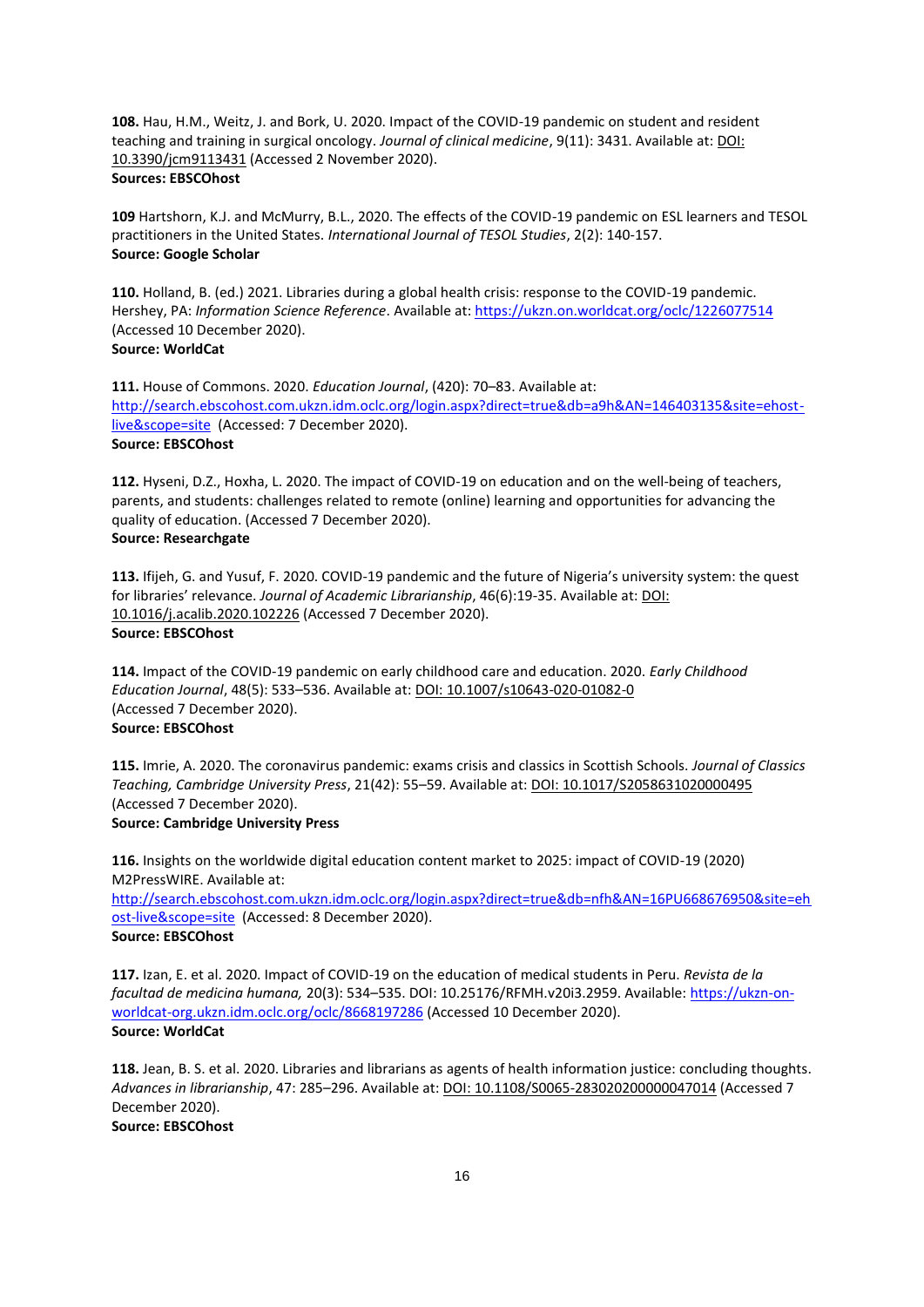**108.** Hau, H.M., Weitz, J. and Bork, U. 2020. Impact of the COVID-19 pandemic on student and resident teaching and training in surgical oncology. *Journal of clinical medicine*, 9(11): 3431. Available at: DOI: 10.3390/jcm9113431 (Accessed 2 November 2020).
**Sources: EBSCOhost**

**109** Hartshorn, K.J. and McMurry, B.L., 2020. The effects of the COVID-19 pandemic on ESL learners and TESOL practitioners in the United States. *International Journal of TESOL Studies*, 2(2): 140-157.
**Source: Google Scholar**

**110.** Holland, B. (ed.) 2021. Libraries during a global health crisis: response to the COVID-19 pandemic. Hershey, PA: *Information Science Reference*. Available at: https://ukzn.on.worldcat.org/oclc/1226077514 (Accessed 10 December 2020).
**Source: WorldCat**

**111.** House of Commons. 2020. *Education Journal*, (420): 70–83. Available at: http://search.ebscohost.com.ukzn.idm.oclc.org/login.aspx?direct=true&db=a9h&AN=146403135&site=ehost-live&scope=site (Accessed: 7 December 2020).
**Source: EBSCOhost**

**112.** Hyseni, D.Z., Hoxha, L. 2020. The impact of COVID-19 on education and on the well-being of teachers, parents, and students: challenges related to remote (online) learning and opportunities for advancing the quality of education. (Accessed 7 December 2020).
**Source: Researchgate**

**113.** Ifijeh, G. and Yusuf, F. 2020. COVID-19 pandemic and the future of Nigeria's university system: the quest for libraries' relevance. *Journal of Academic Librarianship*, 46(6):19-35. Available at: DOI: 10.1016/j.acalib.2020.102226 (Accessed 7 December 2020).
**Source: EBSCOhost**

**114.** Impact of the COVID-19 pandemic on early childhood care and education. 2020. *Early Childhood Education Journal*, 48(5): 533–536. Available at: DOI: 10.1007/s10643-020-01082-0 (Accessed 7 December 2020).
**Source: EBSCOhost**

**115.** Imrie, A. 2020. The coronavirus pandemic: exams crisis and classics in Scottish Schools. *Journal of Classics Teaching, Cambridge University Press*, 21(42): 55–59. Available at: DOI: 10.1017/S2058631020000495 (Accessed 7 December 2020).
**Source: Cambridge University Press**

**116.** Insights on the worldwide digital education content market to 2025: impact of COVID-19 (2020) M2PressWIRE. Available at: http://search.ebscohost.com.ukzn.idm.oclc.org/login.aspx?direct=true&db=nfh&AN=16PU668676950&site=ehost-live&scope=site (Accessed: 8 December 2020).
**Source: EBSCOhost**

**117.** Izan, E. et al. 2020. Impact of COVID-19 on the education of medical students in Peru. *Revista de la facultad de medicina humana,* 20(3): 534–535. DOI: 10.25176/RFMH.v20i3.2959. Available: https://ukzn-on-worldcat-org.ukzn.idm.oclc.org/oclc/8668197286 (Accessed 10 December 2020).
**Source: WorldCat**

**118.** Jean, B. S. et al. 2020. Libraries and librarians as agents of health information justice: concluding thoughts. *Advances in librarianship*, 47: 285–296. Available at: DOI: 10.1108/S0065-283020200000047014 (Accessed 7 December 2020).
**Source: EBSCOhost**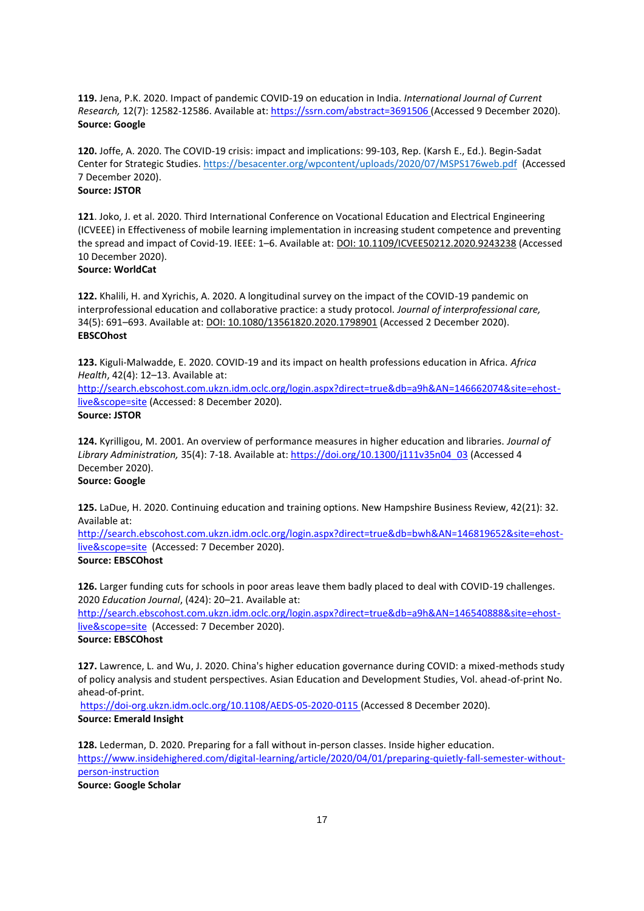**119.** Jena, P.K. 2020. Impact of pandemic COVID-19 on education in India. *International Journal of Current Research,* 12(7): 12582-12586. Available at: https://ssrn.com/abstract=3691506 (Accessed 9 December 2020).
**Source: Google**

**120.** Joffe, A. 2020. The COVID-19 crisis: impact and implications: 99-103, Rep. (Karsh E., Ed.). Begin-Sadat Center for Strategic Studies. https://besacenter.org/wpcontent/uploads/2020/07/MSPS176web.pdf (Accessed 7 December 2020).
**Source: JSTOR**

**121**. Joko, J. et al. 2020. Third International Conference on Vocational Education and Electrical Engineering (ICVEEE) in Effectiveness of mobile learning implementation in increasing student competence and preventing the spread and impact of Covid-19. IEEE: 1–6. Available at: DOI: 10.1109/ICVEE50212.2020.9243238 (Accessed 10 December 2020).
**Source: WorldCat**

**122.** Khalili, H. and Xyrichis, A. 2020. A longitudinal survey on the impact of the COVID-19 pandemic on interprofessional education and collaborative practice: a study protocol. *Journal of interprofessional care,* 34(5): 691–693. Available at: DOI: 10.1080/13561820.2020.1798901 (Accessed 2 December 2020).
**EBSCOhost**

**123.** Kiguli-Malwadde, E. 2020. COVID-19 and its impact on health professions education in Africa. *Africa Health*, 42(4): 12–13. Available at:
http://search.ebscohost.com.ukzn.idm.oclc.org/login.aspx?direct=true&db=a9h&AN=146662074&site=ehost-live&scope=site (Accessed: 8 December 2020).
**Source: JSTOR**

**124.** Kyrilligou, M. 2001. An overview of performance measures in higher education and libraries. *Journal of Library Administration,* 35(4): 7-18. Available at: https://doi.org/10.1300/j111v35n04_03 (Accessed 4 December 2020).
**Source: Google**

**125.** LaDue, H. 2020. Continuing education and training options. New Hampshire Business Review, 42(21): 32. Available at:
http://search.ebscohost.com.ukzn.idm.oclc.org/login.aspx?direct=true&db=bwh&AN=146819652&site=ehost-live&scope=site (Accessed: 7 December 2020).
**Source: EBSCOhost**

**126.** Larger funding cuts for schools in poor areas leave them badly placed to deal with COVID-19 challenges. 2020 *Education Journal*, (424): 20–21. Available at:
http://search.ebscohost.com.ukzn.idm.oclc.org/login.aspx?direct=true&db=a9h&AN=146540888&site=ehost-live&scope=site (Accessed: 7 December 2020).
**Source: EBSCOhost**

**127.** Lawrence, L. and Wu, J. 2020. China's higher education governance during COVID: a mixed-methods study of policy analysis and student perspectives. Asian Education and Development Studies, Vol. ahead-of-print No. ahead-of-print.
https://doi-org.ukzn.idm.oclc.org/10.1108/AEDS-05-2020-0115 (Accessed 8 December 2020).
**Source: Emerald Insight**

**128.** Lederman, D. 2020. Preparing for a fall without in-person classes. Inside higher education.
https://www.insidehighered.com/digital-learning/article/2020/04/01/preparing-quietly-fall-semester-without-person-instruction
**Source: Google Scholar**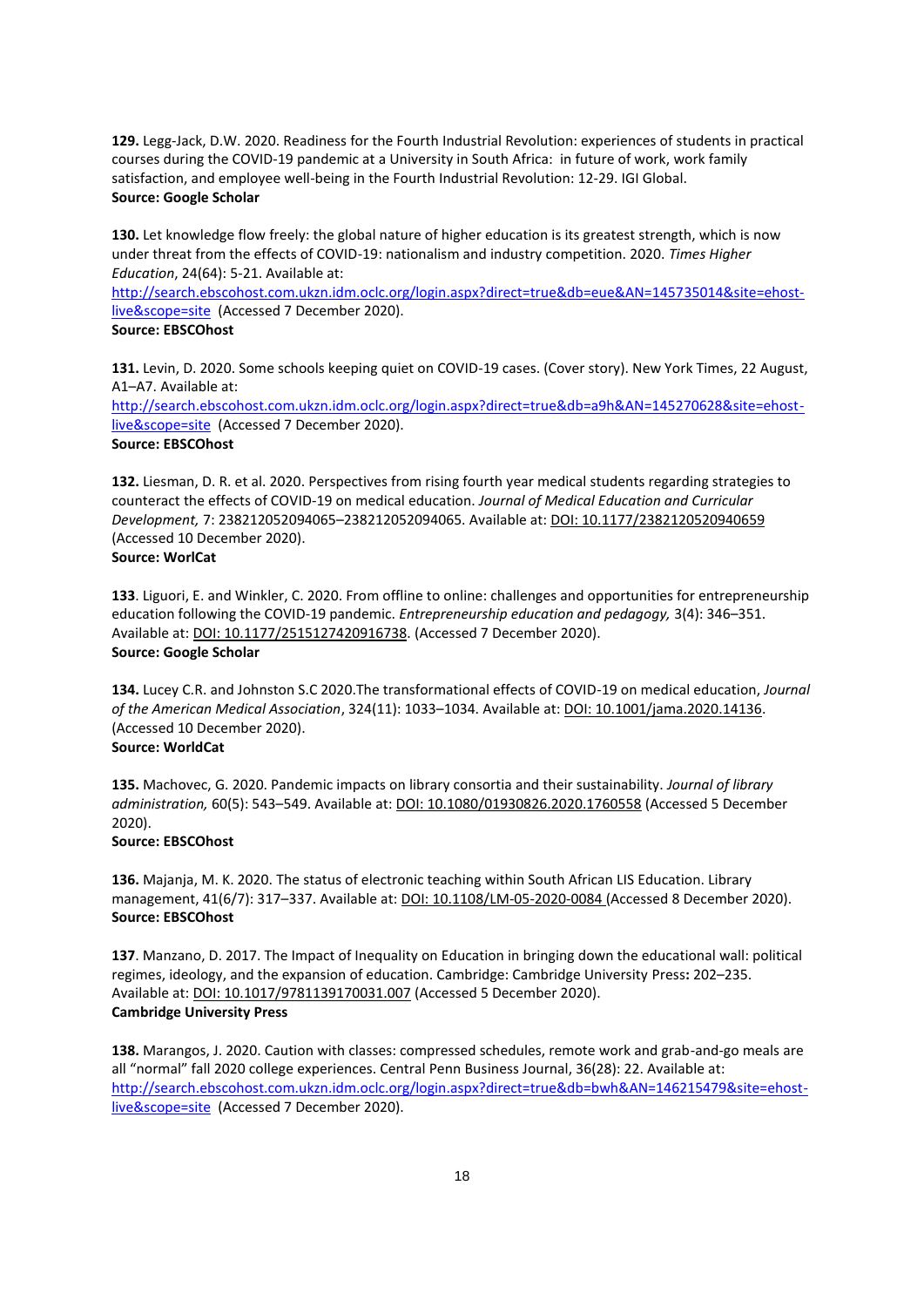**129.** Legg-Jack, D.W. 2020. Readiness for the Fourth Industrial Revolution: experiences of students in practical courses during the COVID-19 pandemic at a University in South Africa: in future of work, work family satisfaction, and employee well-being in the Fourth Industrial Revolution: 12-29. IGI Global.
**Source: Google Scholar**

**130.** Let knowledge flow freely: the global nature of higher education is its greatest strength, which is now under threat from the effects of COVID-19: nationalism and industry competition. 2020. *Times Higher Education*, 24(64): 5-21. Available at: http://search.ebscohost.com.ukzn.idm.oclc.org/login.aspx?direct=true&db=eue&AN=145735014&site=ehost-live&scope=site (Accessed 7 December 2020).
**Source: EBSCOhost**

**131.** Levin, D. 2020. Some schools keeping quiet on COVID-19 cases. (Cover story). New York Times, 22 August, A1–A7. Available at: http://search.ebscohost.com.ukzn.idm.oclc.org/login.aspx?direct=true&db=a9h&AN=145270628&site=ehost-live&scope=site (Accessed 7 December 2020).
**Source: EBSCOhost**

**132.** Liesman, D. R. et al. 2020. Perspectives from rising fourth year medical students regarding strategies to counteract the effects of COVID-19 on medical education. *Journal of Medical Education and Curricular Development,* 7: 238212052094065–238212052094065. Available at: DOI: 10.1177/2382120520940659 (Accessed 10 December 2020).
**Source: WorlCat**

**133**. Liguori, E. and Winkler, C. 2020. From offline to online: challenges and opportunities for entrepreneurship education following the COVID-19 pandemic. *Entrepreneurship education and pedagogy,* 3(4): 346–351. Available at: DOI: 10.1177/2515127420916738. (Accessed 7 December 2020).
**Source: Google Scholar**

**134.** Lucey C.R. and Johnston S.C 2020.The transformational effects of COVID-19 on medical education, *Journal of the American Medical Association*, 324(11): 1033–1034. Available at: DOI: 10.1001/jama.2020.14136. (Accessed 10 December 2020).
**Source: WorldCat**

**135.** Machovec, G. 2020. Pandemic impacts on library consortia and their sustainability. *Journal of library administration,* 60(5): 543–549. Available at: DOI: 10.1080/01930826.2020.1760558 (Accessed 5 December 2020).
**Source: EBSCOhost**

**136.** Majanja, M. K. 2020. The status of electronic teaching within South African LIS Education. Library management, 41(6/7): 317–337. Available at: DOI: 10.1108/LM-05-2020-0084 (Accessed 8 December 2020).
**Source: EBSCOhost**

**137**. Manzano, D. 2017. The Impact of Inequality on Education in bringing down the educational wall: political regimes, ideology, and the expansion of education. Cambridge: Cambridge University Press**:** 202–235. Available at: DOI: 10.1017/9781139170031.007 (Accessed 5 December 2020).
**Cambridge University Press**

**138.** Marangos, J. 2020. Caution with classes: compressed schedules, remote work and grab-and-go meals are all "normal" fall 2020 college experiences. Central Penn Business Journal, 36(28): 22. Available at: http://search.ebscohost.com.ukzn.idm.oclc.org/login.aspx?direct=true&db=bwh&AN=146215479&site=ehost-live&scope=site (Accessed 7 December 2020).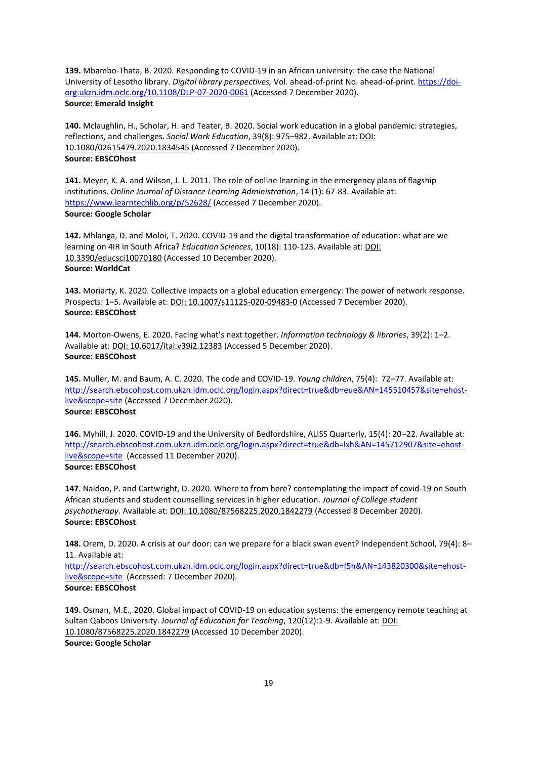**139.** Mbambo-Thata, B. 2020. Responding to COVID-19 in an African university: the case the National University of Lesotho library. *Digital library perspectives,* Vol. ahead-of-print No. ahead-of-print. https://doi-org.ukzn.idm.oclc.org/10.1108/DLP-07-2020-0061 (Accessed 7 December 2020).
**Source: Emerald Insight**

**140.** Mclaughlin, H., Scholar, H. and Teater, B. 2020. Social work education in a global pandemic: strategies, reflections, and challenges. *Social Work Education*, 39(8): 975–982. Available at: DOI: 10.1080/02615479.2020.1834545 (Accessed 7 December 2020).
**Source: EBSCOhost**

**141.** Meyer, K. A. and Wilson, J. L. 2011. The role of online learning in the emergency plans of flagship institutions. *Online Journal of Distance Learning Administration*, 14 (1): 67-83. Available at: https://www.learntechlib.org/p/52628/ (Accessed 7 December 2020).
**Source: Google Scholar**

**142.** Mhlanga, D. and Moloi, T. 2020. COVID-19 and the digital transformation of education: what are we learning on 4IR in South Africa? *Education Sciences*, 10(18): 110-123. Available at: DOI: 10.3390/educsci10070180 (Accessed 10 December 2020).
**Source: WorldCat**

**143.** Moriarty, K. 2020. Collective impacts on a global education emergency: The power of network response. Prospects: 1–5. Available at: DOI: 10.1007/s11125-020-09483-0 (Accessed 7 December 2020).
**Source: EBSCOhost**

**144.** Morton-Owens, E. 2020. Facing what's next together. *Information technology & libraries*, 39(2): 1–2. Available at: DOI: 10.6017/ital.v39i2.12383 (Accessed 5 December 2020).
**Source: EBSCOhost**

**145.** Muller, M. and Baum, A. C. 2020. The code and COVID-19. *Young children*, 75(4): 72–77. Available at: http://search.ebscohost.com.ukzn.idm.oclc.org/login.aspx?direct=true&db=eue&AN=145510457&site=ehost-live&scope=site (Accessed 7 December 2020).
**Source: EBSCOhost**

**146.** Myhill, J. 2020. COVID-19 and the University of Bedfordshire, ALISS Quarterly, 15(4): 20–22. Available at: http://search.ebscohost.com.ukzn.idm.oclc.org/login.aspx?direct=true&db=lxh&AN=145712907&site=ehost-live&scope=site (Accessed 11 December 2020).
**Source: EBSCOhost**

**147**. Naidoo, P. and Cartwright, D. 2020. Where to from here? contemplating the impact of covid-19 on South African students and student counselling services in higher education. *Journal of College student psychotherapy*. Available at: DOI: 10.1080/87568225.2020.1842279 (Accessed 8 December 2020).
**Source: EBSCOhost**

**148.** Orem, D. 2020. A crisis at our door: can we prepare for a black swan event? Independent School, 79(4): 8–11. Available at: http://search.ebscohost.com.ukzn.idm.oclc.org/login.aspx?direct=true&db=f5h&AN=143820300&site=ehost-live&scope=site (Accessed: 7 December 2020).
**Source: EBSCOhost**

**149.** Osman, M.E., 2020. Global impact of COVID-19 on education systems: the emergency remote teaching at Sultan Qaboos University. *Journal of Education for Teaching*, 120(12):1-9. Available at: DOI: 10.1080/87568225.2020.1842279 (Accessed 10 December 2020).
**Source: Google Scholar**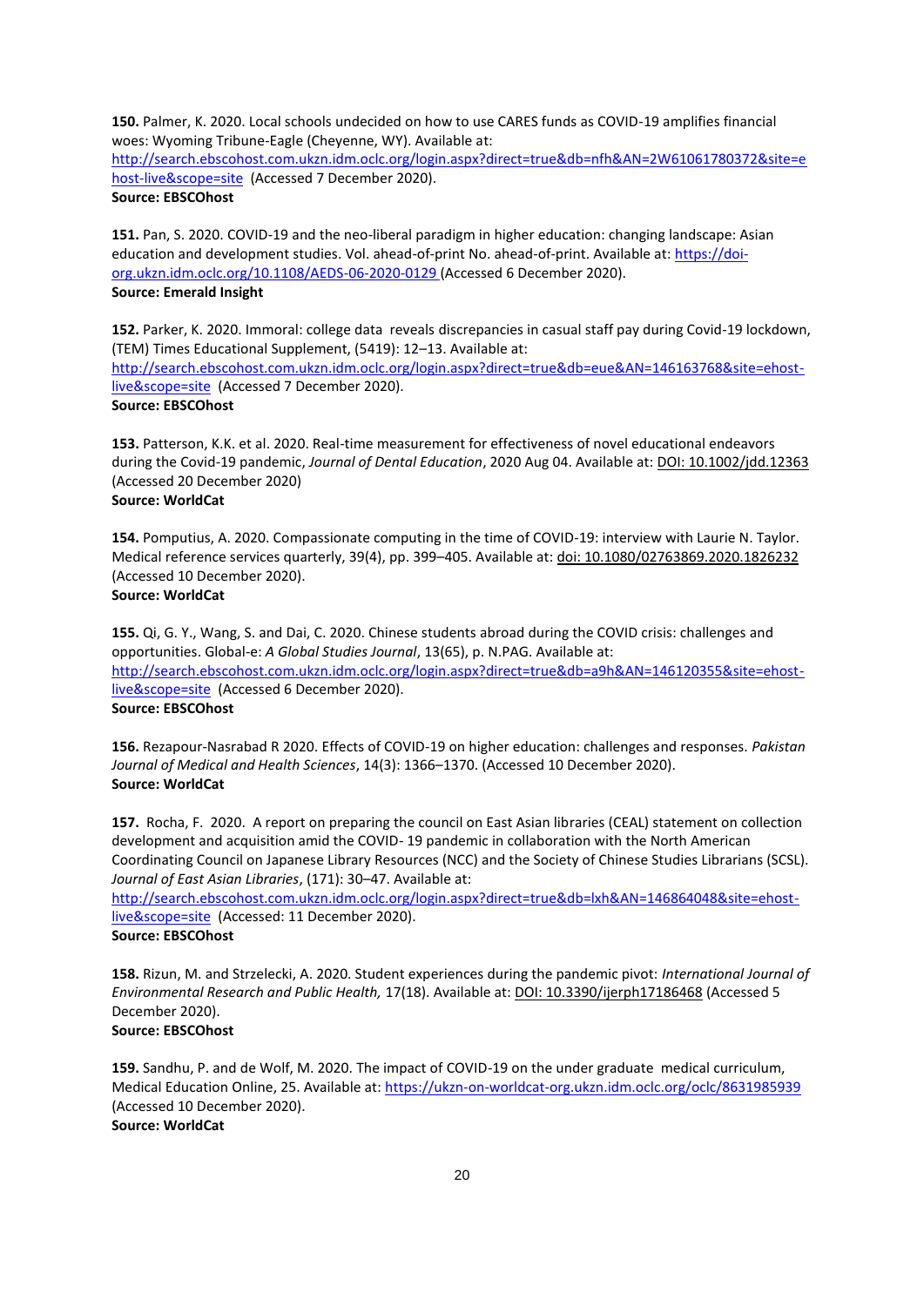**150.** Palmer, K. 2020. Local schools undecided on how to use CARES funds as COVID-19 amplifies financial woes: Wyoming Tribune-Eagle (Cheyenne, WY). Available at: http://search.ebscohost.com.ukzn.idm.oclc.org/login.aspx?direct=true&db=nfh&AN=2W61061780372&site=ehost-live&scope=site (Accessed 7 December 2020).
**Source: EBSCOhost**

**151.** Pan, S. 2020. COVID-19 and the neo-liberal paradigm in higher education: changing landscape: Asian education and development studies. Vol. ahead-of-print No. ahead-of-print. Available at: https://doi-org.ukzn.idm.oclc.org/10.1108/AEDS-06-2020-0129 (Accessed 6 December 2020).
**Source: Emerald Insight**

**152.** Parker, K. 2020. Immoral: college data reveals discrepancies in casual staff pay during Covid-19 lockdown, (TEM) Times Educational Supplement, (5419): 12–13. Available at: http://search.ebscohost.com.ukzn.idm.oclc.org/login.aspx?direct=true&db=eue&AN=146163768&site=ehost-live&scope=site (Accessed 7 December 2020).
**Source: EBSCOhost**

**153.** Patterson, K.K. et al. 2020. Real-time measurement for effectiveness of novel educational endeavors during the Covid-19 pandemic, *Journal of Dental Education*, 2020 Aug 04. Available at: DOI: 10.1002/jdd.12363 (Accessed 20 December 2020)
**Source: WorldCat**

**154.** Pomputius, A. 2020. Compassionate computing in the time of COVID-19: interview with Laurie N. Taylor. Medical reference services quarterly, 39(4), pp. 399–405. Available at: doi: 10.1080/02763869.2020.1826232 (Accessed 10 December 2020).
**Source: WorldCat**

**155.** Qi, G. Y., Wang, S. and Dai, C. 2020. Chinese students abroad during the COVID crisis: challenges and opportunities. Global-e: *A Global Studies Journal*, 13(65), p. N.PAG. Available at: http://search.ebscohost.com.ukzn.idm.oclc.org/login.aspx?direct=true&db=a9h&AN=146120355&site=ehost-live&scope=site (Accessed 6 December 2020).
**Source: EBSCOhost**

**156.** Rezapour-Nasrabad R 2020. Effects of COVID-19 on higher education: challenges and responses. *Pakistan Journal of Medical and Health Sciences*, 14(3): 1366–1370. (Accessed 10 December 2020).
**Source: WorldCat**

**157.** Rocha, F. 2020. A report on preparing the council on East Asian libraries (CEAL) statement on collection development and acquisition amid the COVID- 19 pandemic in collaboration with the North American Coordinating Council on Japanese Library Resources (NCC) and the Society of Chinese Studies Librarians (SCSL). *Journal of East Asian Libraries*, (171): 30–47. Available at: http://search.ebscohost.com.ukzn.idm.oclc.org/login.aspx?direct=true&db=lxh&AN=146864048&site=ehost-live&scope=site (Accessed: 11 December 2020).
**Source: EBSCOhost**

**158.** Rizun, M. and Strzelecki, A. 2020. Student experiences during the pandemic pivot: *International Journal of Environmental Research and Public Health,* 17(18). Available at: DOI: 10.3390/ijerph17186468 (Accessed 5 December 2020).
**Source: EBSCOhost**

**159.** Sandhu, P. and de Wolf, M. 2020. The impact of COVID-19 on the under graduate medical curriculum, Medical Education Online, 25. Available at: https://ukzn-on-worldcat-org.ukzn.idm.oclc.org/oclc/8631985939 (Accessed 10 December 2020).
**Source: WorldCat**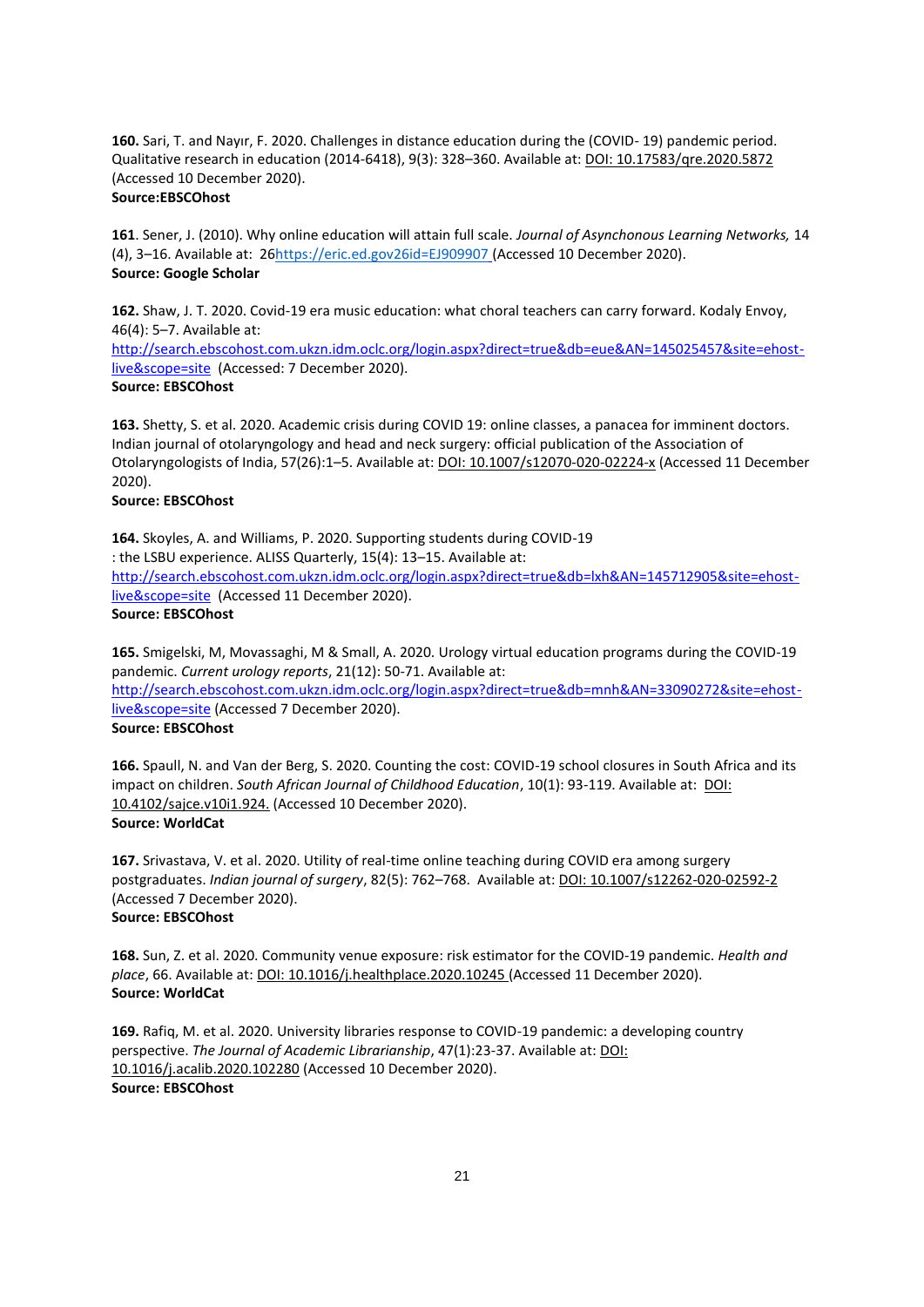**160.** Sari, T. and Nayır, F. 2020. Challenges in distance education during the (COVID- 19) pandemic period. Qualitative research in education (2014-6418), 9(3): 328–360. Available at: DOI: 10.17583/qre.2020.5872 (Accessed 10 December 2020).
**Source:EBSCOhost**

**161**. Sener, J. (2010). Why online education will attain full scale. *Journal of Asynchonous Learning Networks,* 14 (4), 3–16. Available at: 26https://eric.ed.gov26id=EJ909907 (Accessed 10 December 2020).
**Source: Google Scholar**

**162.** Shaw, J. T. 2020. Covid-19 era music education: what choral teachers can carry forward. Kodaly Envoy, 46(4): 5–7. Available at: http://search.ebscohost.com.ukzn.idm.oclc.org/login.aspx?direct=true&db=eue&AN=145025457&site=ehost-live&scope=site (Accessed: 7 December 2020).
**Source: EBSCOhost**

**163.** Shetty, S. et al. 2020. Academic crisis during COVID 19: online classes, a panacea for imminent doctors. Indian journal of otolaryngology and head and neck surgery: official publication of the Association of Otolaryngologists of India, 57(26):1–5. Available at: DOI: 10.1007/s12070-020-02224-x (Accessed 11 December 2020).
**Source: EBSCOhost**

**164.** Skoyles, A. and Williams, P. 2020. Supporting students during COVID-19
: the LSBU experience. ALISS Quarterly, 15(4): 13–15. Available at: http://search.ebscohost.com.ukzn.idm.oclc.org/login.aspx?direct=true&db=lxh&AN=145712905&site=ehost-live&scope=site (Accessed 11 December 2020).
**Source: EBSCOhost**

**165.** Smigelski, M, Movassaghi, M & Small, A. 2020. Urology virtual education programs during the COVID-19 pandemic. *Current urology reports*, 21(12): 50-71. Available at: http://search.ebscohost.com.ukzn.idm.oclc.org/login.aspx?direct=true&db=mnh&AN=33090272&site=ehost-live&scope=site (Accessed 7 December 2020).
**Source: EBSCOhost**

**166.** Spaull, N. and Van der Berg, S. 2020. Counting the cost: COVID-19 school closures in South Africa and its impact on children. *South African Journal of Childhood Education*, 10(1): 93-119. Available at: DOI: 10.4102/sajce.v10i1.924. (Accessed 10 December 2020).
**Source: WorldCat**

**167.** Srivastava, V. et al. 2020. Utility of real-time online teaching during COVID era among surgery postgraduates. *Indian journal of surgery*, 82(5): 762–768. Available at: DOI: 10.1007/s12262-020-02592-2 (Accessed 7 December 2020).
**Source: EBSCOhost**

**168.** Sun, Z. et al. 2020. Community venue exposure: risk estimator for the COVID-19 pandemic. *Health and place*, 66. Available at: DOI: 10.1016/j.healthplace.2020.10245 (Accessed 11 December 2020).
**Source: WorldCat**

**169.** Rafiq, M. et al. 2020. University libraries response to COVID-19 pandemic: a developing country perspective. *The Journal of Academic Librarianship*, 47(1):23-37. Available at: DOI: 10.1016/j.acalib.2020.102280 (Accessed 10 December 2020).
**Source: EBSCOhost**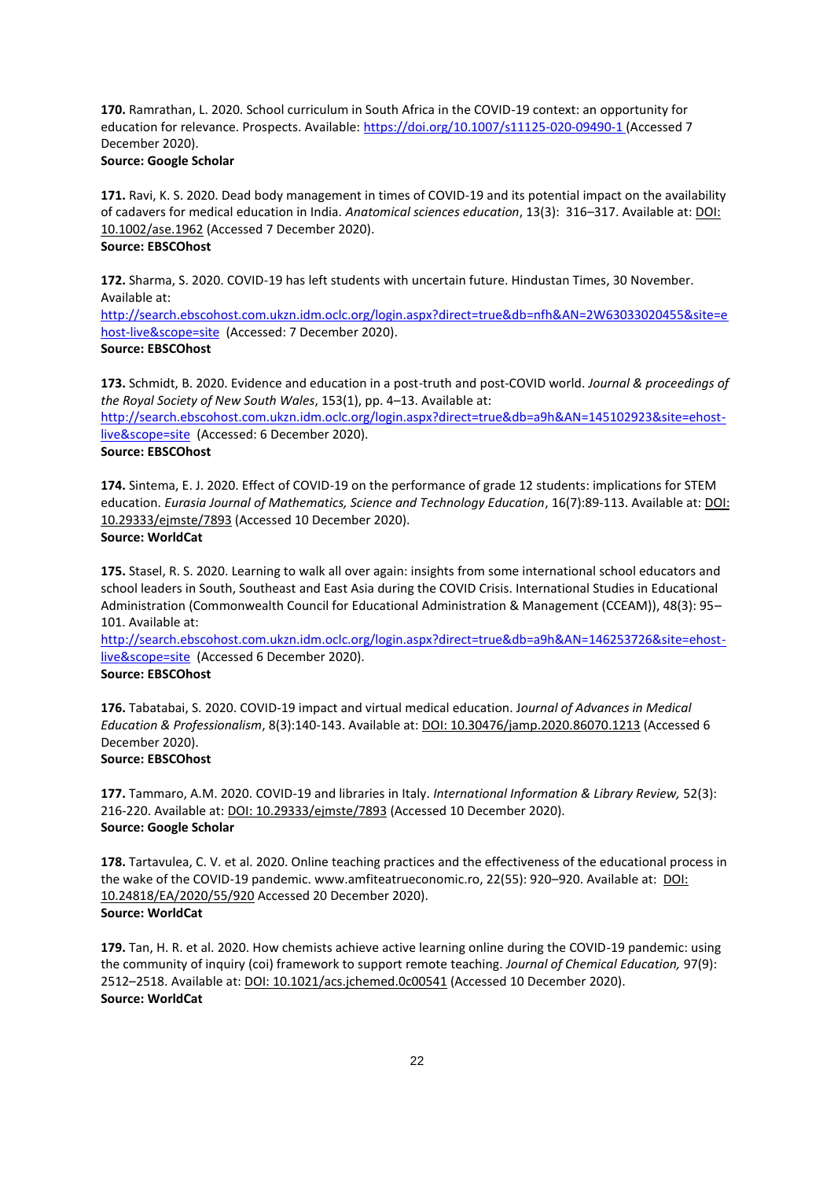**170.** Ramrathan, L. 2020. School curriculum in South Africa in the COVID-19 context: an opportunity for education for relevance. Prospects. Available: https://doi.org/10.1007/s11125-020-09490-1 (Accessed 7 December 2020).
**Source: Google Scholar**

**171.** Ravi, K. S. 2020. Dead body management in times of COVID-19 and its potential impact on the availability of cadavers for medical education in India. *Anatomical sciences education*, 13(3): 316–317. Available at: DOI: 10.1002/ase.1962 (Accessed 7 December 2020).
**Source: EBSCOhost**

**172.** Sharma, S. 2020. COVID-19 has left students with uncertain future. Hindustan Times, 30 November. Available at: http://search.ebscohost.com.ukzn.idm.oclc.org/login.aspx?direct=true&db=nfh&AN=2W63033020455&site=ehost-live&scope=site (Accessed: 7 December 2020).
**Source: EBSCOhost**

**173.** Schmidt, B. 2020. Evidence and education in a post-truth and post-COVID world. *Journal & proceedings of the Royal Society of New South Wales*, 153(1), pp. 4–13. Available at: http://search.ebscohost.com.ukzn.idm.oclc.org/login.aspx?direct=true&db=a9h&AN=145102923&site=ehost-live&scope=site (Accessed: 6 December 2020).
**Source: EBSCOhost**

**174.** Sintema, E. J. 2020. Effect of COVID-19 on the performance of grade 12 students: implications for STEM education. *Eurasia Journal of Mathematics, Science and Technology Education*, 16(7):89-113. Available at: DOI: 10.29333/ejmste/7893 (Accessed 10 December 2020).
**Source: WorldCat**

**175.** Stasel, R. S. 2020. Learning to walk all over again: insights from some international school educators and school leaders in South, Southeast and East Asia during the COVID Crisis. International Studies in Educational Administration (Commonwealth Council for Educational Administration & Management (CCEAM)), 48(3): 95–101. Available at: http://search.ebscohost.com.ukzn.idm.oclc.org/login.aspx?direct=true&db=a9h&AN=146253726&site=ehost-live&scope=site (Accessed 6 December 2020).
**Source: EBSCOhost**

**176.** Tabatabai, S. 2020. COVID-19 impact and virtual medical education. J*ournal of Advances in Medical Education & Professionalism*, 8(3):140-143. Available at: DOI: 10.30476/jamp.2020.86070.1213 (Accessed 6 December 2020).
**Source: EBSCOhost**

**177.** Tammaro, A.M. 2020. COVID-19 and libraries in Italy. *International Information & Library Review,* 52(3): 216-220. Available at: DOI: 10.29333/ejmste/7893 (Accessed 10 December 2020).
**Source: Google Scholar**

**178.** Tartavulea, C. V. et al. 2020. Online teaching practices and the effectiveness of the educational process in the wake of the COVID-19 pandemic. www.amfiteatrueconomic.ro, 22(55): 920–920. Available at: DOI: 10.24818/EA/2020/55/920 Accessed 20 December 2020).
**Source: WorldCat**

**179.** Tan, H. R. et al. 2020. How chemists achieve active learning online during the COVID-19 pandemic: using the community of inquiry (coi) framework to support remote teaching. *Journal of Chemical Education,* 97(9): 2512–2518. Available at: DOI: 10.1021/acs.jchemed.0c00541 (Accessed 10 December 2020).
**Source: WorldCat**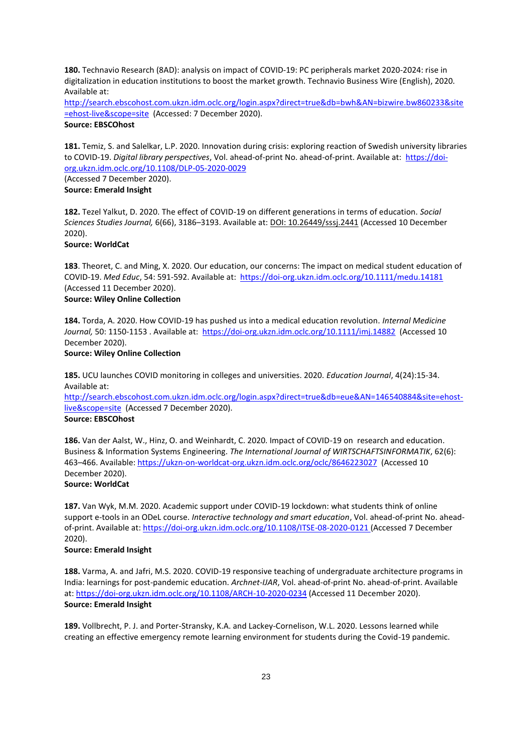**180.** Technavio Research (8AD): analysis on impact of COVID-19: PC peripherals market 2020-2024: rise in digitalization in education institutions to boost the market growth. Technavio Business Wire (English), 2020. Available at: http://search.ebscohost.com.ukzn.idm.oclc.org/login.aspx?direct=true&db=bwh&AN=bizwire.bw860233&site=ehost-live&scope=site (Accessed: 7 December 2020).
**Source: EBSCOhost**

**181.** Temiz, S. and Salelkar, L.P. 2020. Innovation during crisis: exploring reaction of Swedish university libraries to COVID-19. *Digital library perspectives*, Vol. ahead-of-print No. ahead-of-print. Available at: https://doi-org.ukzn.idm.oclc.org/10.1108/DLP-05-2020-0029 (Accessed 7 December 2020).
**Source: Emerald Insight**

**182.** Tezel Yalkut, D. 2020. The effect of COVID-19 on different generations in terms of education. *Social Sciences Studies Journal,* 6(66), 3186–3193. Available at: DOI: 10.26449/sssj.2441 (Accessed 10 December 2020).
**Source: WorldCat**

**183**. Theoret, C. and Ming, X. 2020. Our education, our concerns: The impact on medical student education of COVID-19. *Med Educ*, 54: 591-592. Available at: https://doi-org.ukzn.idm.oclc.org/10.1111/medu.14181 (Accessed 11 December 2020).
**Source: Wiley Online Collection**

**184.** Torda, A. 2020. How COVID-19 has pushed us into a medical education revolution. *Internal Medicine Journal,* 50: 1150-1153 . Available at: https://doi-org.ukzn.idm.oclc.org/10.1111/imj.14882 (Accessed 10 December 2020).
**Source: Wiley Online Collection**

**185.** UCU launches COVID monitoring in colleges and universities. 2020. *Education Journal*, 4(24):15-34. Available at: http://search.ebscohost.com.ukzn.idm.oclc.org/login.aspx?direct=true&db=eue&AN=146540884&site=ehost-live&scope=site (Accessed 7 December 2020).
**Source: EBSCOhost**

**186.** Van der Aalst, W., Hinz, O. and Weinhardt, C. 2020. Impact of COVID-19 on research and education. Business & Information Systems Engineering. *The International Journal of WIRTSCHAFTSINFORMATIK*, 62(6): 463–466. Available: https://ukzn-on-worldcat-org.ukzn.idm.oclc.org/oclc/8646223027 (Accessed 10 December 2020).
**Source: WorldCat**

**187.** Van Wyk, M.M. 2020. Academic support under COVID-19 lockdown: what students think of online support e-tools in an ODeL course. *Interactive technology and smart education*, Vol. ahead-of-print No. ahead-of-print. Available at: https://doi-org.ukzn.idm.oclc.org/10.1108/ITSE-08-2020-0121 (Accessed 7 December 2020).
**Source: Emerald Insight**

**188.** Varma, A. and Jafri, M.S. 2020. COVID-19 responsive teaching of undergraduate architecture programs in India: learnings for post-pandemic education. *Archnet-IJAR*, Vol. ahead-of-print No. ahead-of-print. Available at: https://doi-org.ukzn.idm.oclc.org/10.1108/ARCH-10-2020-0234 (Accessed 11 December 2020).
**Source: Emerald Insight**

**189.** Vollbrecht, P. J. and Porter-Stransky, K.A. and Lackey-Cornelison, W.L. 2020. Lessons learned while creating an effective emergency remote learning environment for students during the Covid-19 pandemic.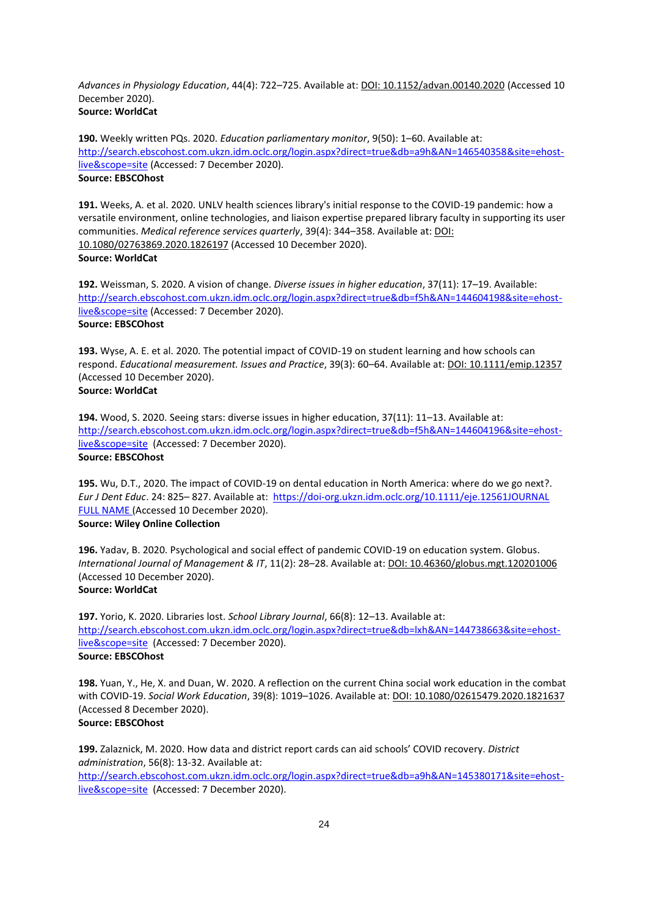*Advances in Physiology Education*, 44(4): 722–725. Available at: DOI: 10.1152/advan.00140.2020 (Accessed 10 December 2020).
**Source: WorldCat**

**190.** Weekly written PQs. 2020. *Education parliamentary monitor*, 9(50): 1–60. Available at: http://search.ebscohost.com.ukzn.idm.oclc.org/login.aspx?direct=true&db=a9h&AN=146540358&site=ehost-live&scope=site (Accessed: 7 December 2020).
**Source: EBSCOhost**

**191.** Weeks, A. et al. 2020. UNLV health sciences library's initial response to the COVID-19 pandemic: how a versatile environment, online technologies, and liaison expertise prepared library faculty in supporting its user communities. *Medical reference services quarterly*, 39(4): 344–358. Available at: DOI: 10.1080/02763869.2020.1826197 (Accessed 10 December 2020).
**Source: WorldCat**

**192.** Weissman, S. 2020. A vision of change. *Diverse issues in higher education*, 37(11): 17–19. Available: http://search.ebscohost.com.ukzn.idm.oclc.org/login.aspx?direct=true&db=f5h&AN=144604198&site=ehost-live&scope=site (Accessed: 7 December 2020).
**Source: EBSCOhost**

**193.** Wyse, A. E. et al. 2020. The potential impact of COVID-19 on student learning and how schools can respond. *Educational measurement. Issues and Practice*, 39(3): 60–64. Available at: DOI: 10.1111/emip.12357 (Accessed 10 December 2020).
**Source: WorldCat**

**194.** Wood, S. 2020. Seeing stars: diverse issues in higher education, 37(11): 11–13. Available at: http://search.ebscohost.com.ukzn.idm.oclc.org/login.aspx?direct=true&db=f5h&AN=144604196&site=ehost-live&scope=site (Accessed: 7 December 2020).
**Source: EBSCOhost**

**195.** Wu, D.T., 2020. The impact of COVID-19 on dental education in North America: where do we go next?. *Eur J Dent Educ*. 24: 825– 827. Available at: https://doi-org.ukzn.idm.oclc.org/10.1111/eje.12561JOURNAL FULL NAME (Accessed 10 December 2020).
**Source: Wiley Online Collection**

**196.** Yadav, B. 2020. Psychological and social effect of pandemic COVID-19 on education system. Globus. *International Journal of Management & IT*, 11(2): 28–28. Available at: DOI: 10.46360/globus.mgt.120201006 (Accessed 10 December 2020).
**Source: WorldCat**

**197.** Yorio, K. 2020. Libraries lost. *School Library Journal*, 66(8): 12–13. Available at: http://search.ebscohost.com.ukzn.idm.oclc.org/login.aspx?direct=true&db=lxh&AN=144738663&site=ehost-live&scope=site (Accessed: 7 December 2020).
**Source: EBSCOhost**

**198.** Yuan, Y., He, X. and Duan, W. 2020. A reflection on the current China social work education in the combat with COVID-19. *Social Work Education*, 39(8): 1019–1026. Available at: DOI: 10.1080/02615479.2020.1821637 (Accessed 8 December 2020).
**Source: EBSCOhost**

**199.** Zalaznick, M. 2020. How data and district report cards can aid schools' COVID recovery. *District administration*, 56(8): 13-32. Available at: http://search.ebscohost.com.ukzn.idm.oclc.org/login.aspx?direct=true&db=a9h&AN=145380171&site=ehost-live&scope=site (Accessed: 7 December 2020).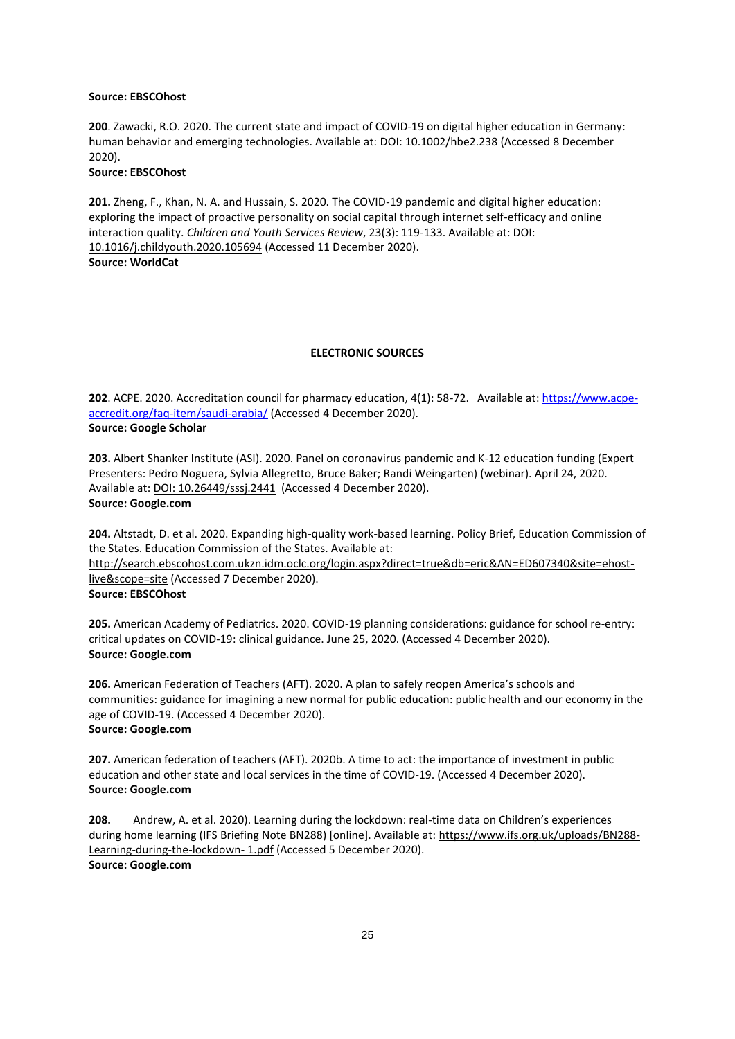**Source: EBSCOhost**

**200**. Zawacki, R.O. 2020. The current state and impact of COVID-19 on digital higher education in Germany: human behavior and emerging technologies. Available at: DOI: 10.1002/hbe2.238 (Accessed 8 December 2020).
**Source: EBSCOhost**

**201.** Zheng, F., Khan, N. A. and Hussain, S. 2020. The COVID-19 pandemic and digital higher education: exploring the impact of proactive personality on social capital through internet self-efficacy and online interaction quality. *Children and Youth Services Review*, 23(3): 119-133. Available at: DOI: 10.1016/j.childyouth.2020.105694 (Accessed 11 December 2020).
**Source: WorldCat**

## ELECTRONIC SOURCES

**202**. ACPE. 2020. Accreditation council for pharmacy education, 4(1): 58-72. Available at: https://www.acpe-accredit.org/faq-item/saudi-arabia/ (Accessed 4 December 2020).
**Source: Google Scholar**

**203.** Albert Shanker Institute (ASI). 2020. Panel on coronavirus pandemic and K-12 education funding (Expert Presenters: Pedro Noguera, Sylvia Allegretto, Bruce Baker; Randi Weingarten) (webinar). April 24, 2020. Available at: DOI: 10.26449/sssj.2441 (Accessed 4 December 2020).
**Source: Google.com**

**204.** Altstadt, D. et al. 2020. Expanding high-quality work-based learning. Policy Brief, Education Commission of the States. Education Commission of the States. Available at: http://search.ebscohost.com.ukzn.idm.oclc.org/login.aspx?direct=true&db=eric&AN=ED607340&site=ehost-live&scope=site (Accessed 7 December 2020).
**Source: EBSCOhost**

**205.** American Academy of Pediatrics. 2020. COVID-19 planning considerations: guidance for school re-entry: critical updates on COVID-19: clinical guidance. June 25, 2020. (Accessed 4 December 2020).
**Source: Google.com**

**206.** American Federation of Teachers (AFT). 2020. A plan to safely reopen America's schools and communities: guidance for imagining a new normal for public education: public health and our economy in the age of COVID-19. (Accessed 4 December 2020).
**Source: Google.com**

**207.** American federation of teachers (AFT). 2020b. A time to act: the importance of investment in public education and other state and local services in the time of COVID-19. (Accessed 4 December 2020).
**Source: Google.com**

**208.** Andrew, A. et al. 2020). Learning during the lockdown: real-time data on Children's experiences during home learning (IFS Briefing Note BN288) [online]. Available at: https://www.ifs.org.uk/uploads/BN288-Learning-during-the-lockdown- 1.pdf (Accessed 5 December 2020).
**Source: Google.com**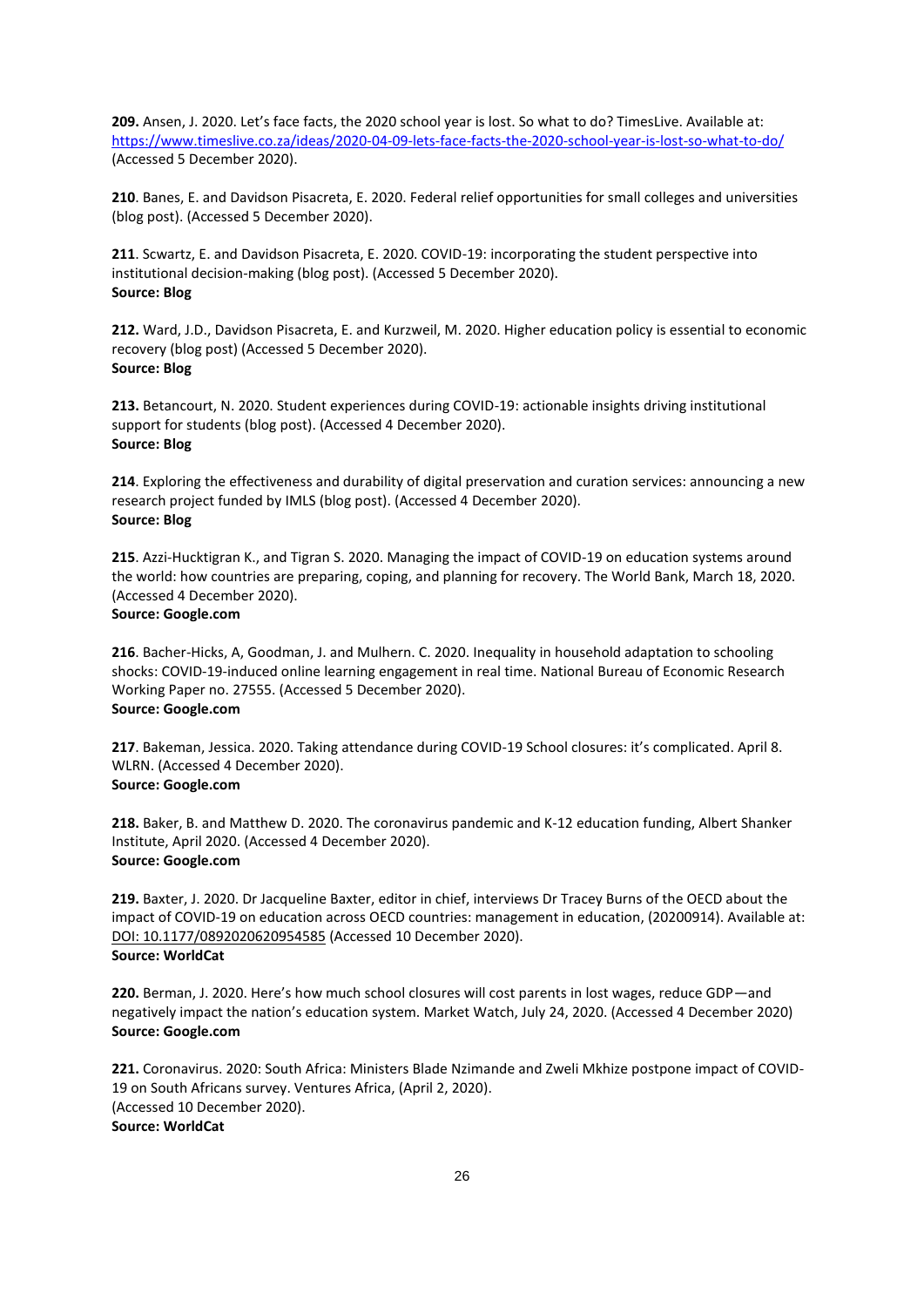**209.** Ansen, J. 2020. Let's face facts, the 2020 school year is lost. So what to do? TimesLive. Available at: https://www.timeslive.co.za/ideas/2020-04-09-lets-face-facts-the-2020-school-year-is-lost-so-what-to-do/ (Accessed 5 December 2020).

**210**. Banes, E. and Davidson Pisacreta, E. 2020. Federal relief opportunities for small colleges and universities (blog post). (Accessed 5 December 2020).

**211**. Scwartz, E. and Davidson Pisacreta, E. 2020. COVID-19: incorporating the student perspective into institutional decision-making (blog post). (Accessed 5 December 2020).
**Source: Blog**

**212.** Ward, J.D., Davidson Pisacreta, E. and Kurzweil, M. 2020. Higher education policy is essential to economic recovery (blog post) (Accessed 5 December 2020).
**Source: Blog**

**213.** Betancourt, N. 2020. Student experiences during COVID-19: actionable insights driving institutional support for students (blog post). (Accessed 4 December 2020).
**Source: Blog**

**214**. Exploring the effectiveness and durability of digital preservation and curation services: announcing a new research project funded by IMLS (blog post). (Accessed 4 December 2020).
**Source: Blog**

**215**. Azzi-Hucktigran K., and Tigran S. 2020. Managing the impact of COVID-19 on education systems around the world: how countries are preparing, coping, and planning for recovery. The World Bank, March 18, 2020. (Accessed 4 December 2020).
**Source: Google.com**

**216**. Bacher-Hicks, A, Goodman, J. and Mulhern. C. 2020. Inequality in household adaptation to schooling shocks: COVID-19-induced online learning engagement in real time. National Bureau of Economic Research Working Paper no. 27555. (Accessed 5 December 2020).
**Source: Google.com**

**217**. Bakeman, Jessica. 2020. Taking attendance during COVID-19 School closures: it's complicated. April 8. WLRN. (Accessed 4 December 2020).
**Source: Google.com**

**218.** Baker, B. and Matthew D. 2020. The coronavirus pandemic and K-12 education funding, Albert Shanker Institute, April 2020. (Accessed 4 December 2020).
**Source: Google.com**

**219.** Baxter, J. 2020. Dr Jacqueline Baxter, editor in chief, interviews Dr Tracey Burns of the OECD about the impact of COVID-19 on education across OECD countries: management in education, (20200914). Available at: DOI: 10.1177/0892020620954585 (Accessed 10 December 2020).
**Source: WorldCat**

**220.** Berman, J. 2020. Here's how much school closures will cost parents in lost wages, reduce GDP—and negatively impact the nation's education system. Market Watch, July 24, 2020. (Accessed 4 December 2020)
**Source: Google.com**

**221.** Coronavirus. 2020: South Africa: Ministers Blade Nzimande and Zweli Mkhize postpone impact of COVID-19 on South Africans survey. Ventures Africa, (April 2, 2020).
(Accessed 10 December 2020).
**Source: WorldCat**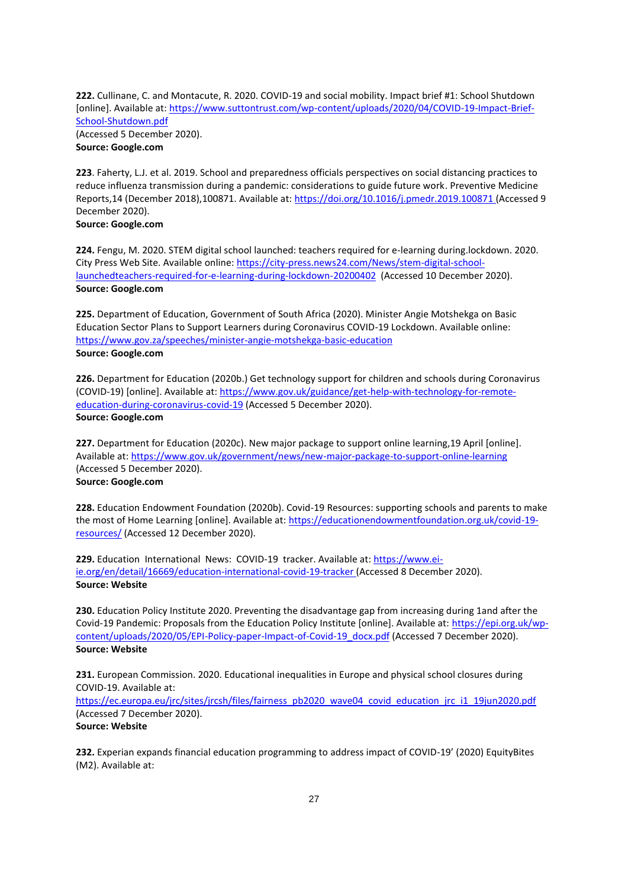**222.** Cullinane, C. and Montacute, R. 2020. COVID-19 and social mobility. Impact brief #1: School Shutdown [online]. Available at: https://www.suttontrust.com/wp-content/uploads/2020/04/COVID-19-Impact-Brief-School-Shutdown.pdf
(Accessed 5 December 2020).
**Source: Google.com**

**223**. Faherty, L.J. et al. 2019. School and preparedness officials perspectives on social distancing practices to reduce influenza transmission during a pandemic: considerations to guide future work. Preventive Medicine Reports,14 (December 2018),100871. Available at: https://doi.org/10.1016/j.pmedr.2019.100871 (Accessed 9 December 2020).
**Source: Google.com**

**224.** Fengu, M. 2020. STEM digital school launched: teachers required for e-learning during.lockdown. 2020. City Press Web Site. Available online: https://city-press.news24.com/News/stem-digital-school-launchedteachers-required-for-e-learning-during-lockdown-20200402 (Accessed 10 December 2020).
**Source: Google.com**

**225.** Department of Education, Government of South Africa (2020). Minister Angie Motshekga on Basic Education Sector Plans to Support Learners during Coronavirus COVID-19 Lockdown. Available online: https://www.gov.za/speeches/minister-angie-motshekga-basic-education
**Source: Google.com**

**226.** Department for Education (2020b.) Get technology support for children and schools during Coronavirus (COVID-19) [online]. Available at: https://www.gov.uk/guidance/get-help-with-technology-for-remote-education-during-coronavirus-covid-19 (Accessed 5 December 2020).
**Source: Google.com**

**227.** Department for Education (2020c). New major package to support online learning,19 April [online]. Available at: https://www.gov.uk/government/news/new-major-package-to-support-online-learning
(Accessed 5 December 2020).
**Source: Google.com**

**228.** Education Endowment Foundation (2020b). Covid-19 Resources: supporting schools and parents to make the most of Home Learning [online]. Available at: https://educationendowmentfoundation.org.uk/covid-19-resources/ (Accessed 12 December 2020).

**229.** Education International News: COVID-19 tracker. Available at: https://www.ei-ie.org/en/detail/16669/education-international-covid-19-tracker (Accessed 8 December 2020).
**Source: Website**

**230.** Education Policy Institute 2020. Preventing the disadvantage gap from increasing during 1and after the Covid-19 Pandemic: Proposals from the Education Policy Institute [online]. Available at: https://epi.org.uk/wp-content/uploads/2020/05/EPI-Policy-paper-Impact-of-Covid-19_docx.pdf (Accessed 7 December 2020).
**Source: Website**

**231.** European Commission. 2020. Educational inequalities in Europe and physical school closures during COVID-19. Available at:
https://ec.europa.eu/jrc/sites/jrcsh/files/fairness_pb2020_wave04_covid_education_jrc_i1_19jun2020.pdf
(Accessed 7 December 2020).
**Source: Website**

**232.** Experian expands financial education programming to address impact of COVID-19' (2020) EquityBites (M2). Available at: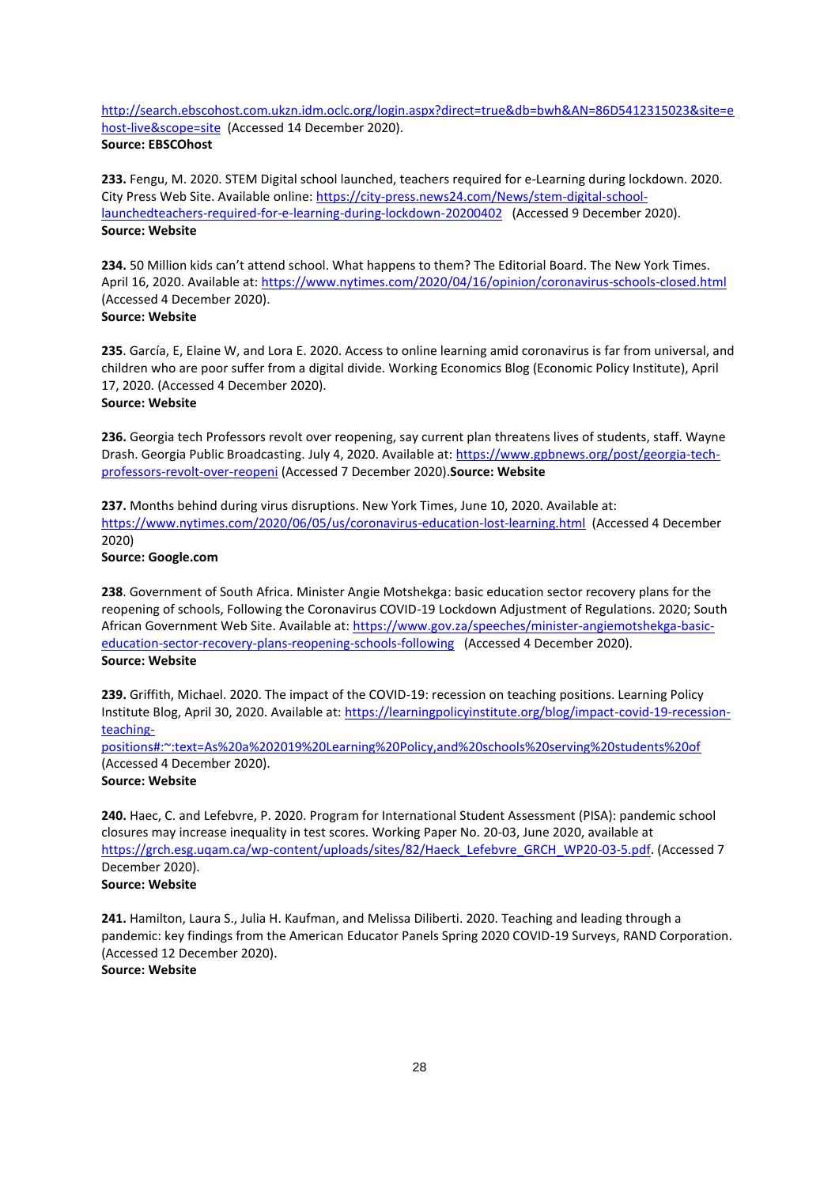http://search.ebscohost.com.ukzn.idm.oclc.org/login.aspx?direct=true&db=bwh&AN=86D5412315023&site=ehost-live&scope=site (Accessed 14 December 2020).
**Source: EBSCOhost**

**233.** Fengu, M. 2020. STEM Digital school launched, teachers required for e-Learning during lockdown. 2020. City Press Web Site. Available online: https://city-press.news24.com/News/stem-digital-school-launchedteachers-required-for-e-learning-during-lockdown-20200402 (Accessed 9 December 2020).
**Source: Website**

**234.** 50 Million kids can't attend school. What happens to them? The Editorial Board. The New York Times. April 16, 2020. Available at: https://www.nytimes.com/2020/04/16/opinion/coronavirus-schools-closed.html (Accessed 4 December 2020).
**Source: Website**

**235**. García, E, Elaine W, and Lora E. 2020. Access to online learning amid coronavirus is far from universal, and children who are poor suffer from a digital divide. Working Economics Blog (Economic Policy Institute), April 17, 2020. (Accessed 4 December 2020).
**Source: Website**

**236.** Georgia tech Professors revolt over reopening, say current plan threatens lives of students, staff. Wayne Drash. Georgia Public Broadcasting. July 4, 2020. Available at: https://www.gpbnews.org/post/georgia-tech-professors-revolt-over-reopeni (Accessed 7 December 2020).**Source: Website**

**237.** Months behind during virus disruptions. New York Times, June 10, 2020. Available at: https://www.nytimes.com/2020/06/05/us/coronavirus-education-lost-learning.html (Accessed 4 December 2020)
**Source: Google.com**

**238**. Government of South Africa. Minister Angie Motshekga: basic education sector recovery plans for the reopening of schools, Following the Coronavirus COVID-19 Lockdown Adjustment of Regulations. 2020; South African Government Web Site. Available at: https://www.gov.za/speeches/minister-angiemotshekga-basic-education-sector-recovery-plans-reopening-schools-following (Accessed 4 December 2020).
**Source: Website**

**239.** Griffith, Michael. 2020. The impact of the COVID-19: recession on teaching positions. Learning Policy Institute Blog, April 30, 2020. Available at: https://learningpolicyinstitute.org/blog/impact-covid-19-recession-teaching-positions#:~:text=As%20a%202019%20Learning%20Policy,and%20schools%20serving%20students%20of (Accessed 4 December 2020).
**Source: Website**

**240.** Haec, C. and Lefebvre, P. 2020. Program for International Student Assessment (PISA): pandemic school closures may increase inequality in test scores. Working Paper No. 20-03, June 2020, available at https://grch.esg.uqam.ca/wp-content/uploads/sites/82/Haeck_Lefebvre_GRCH_WP20-03-5.pdf. (Accessed 7 December 2020).
**Source: Website**

**241.** Hamilton, Laura S., Julia H. Kaufman, and Melissa Diliberti. 2020. Teaching and leading through a pandemic: key findings from the American Educator Panels Spring 2020 COVID-19 Surveys, RAND Corporation. (Accessed 12 December 2020).
**Source: Website**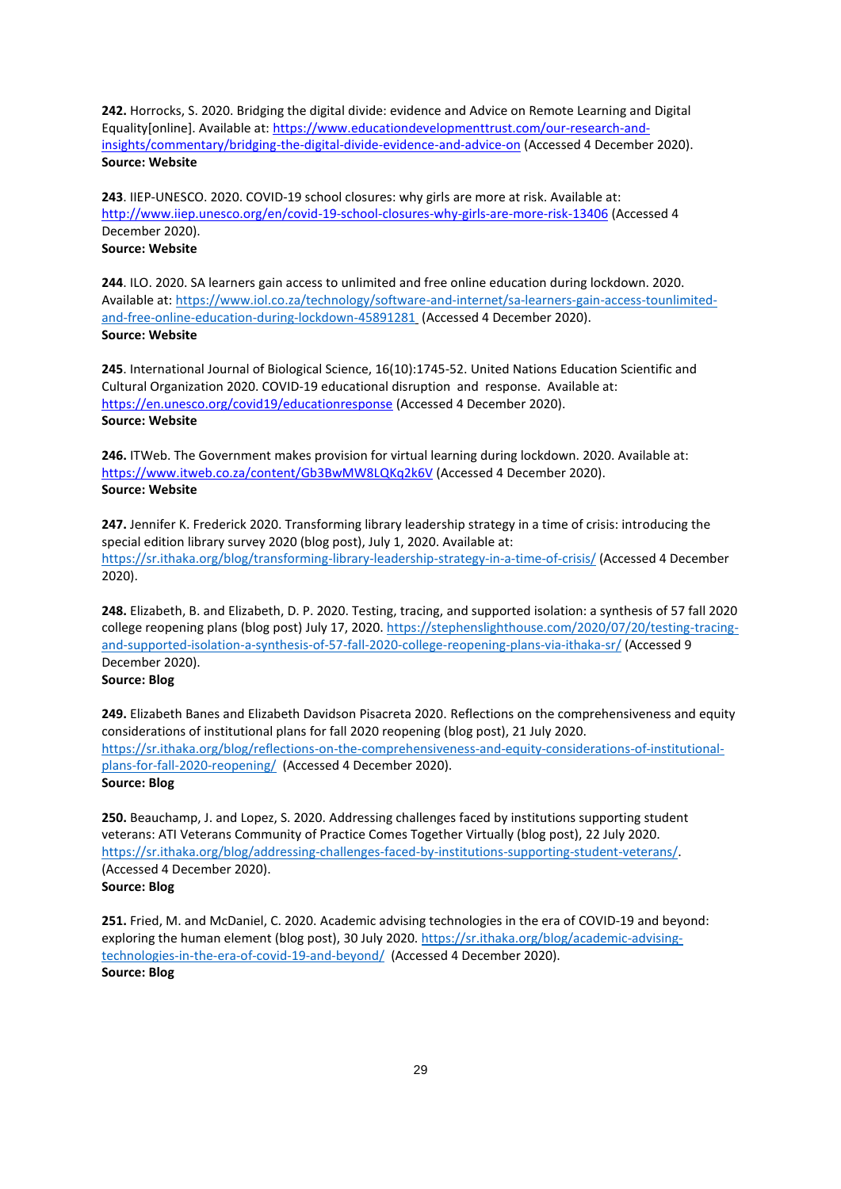**242.** Horrocks, S. 2020. Bridging the digital divide: evidence and Advice on Remote Learning and Digital Equality[online]. Available at: https://www.educationdevelopmenttrust.com/our-research-and-insights/commentary/bridging-the-digital-divide-evidence-and-advice-on (Accessed 4 December 2020).
**Source: Website**

**243**. IIEP-UNESCO. 2020. COVID-19 school closures: why girls are more at risk. Available at: http://www.iiep.unesco.org/en/covid-19-school-closures-why-girls-are-more-risk-13406 (Accessed 4 December 2020).
**Source: Website**

**244**. ILO. 2020. SA learners gain access to unlimited and free online education during lockdown. 2020. Available at: https://www.iol.co.za/technology/software-and-internet/sa-learners-gain-access-tounlimited-and-free-online-education-during-lockdown-45891281 (Accessed 4 December 2020).
**Source: Website**

**245**. International Journal of Biological Science, 16(10):1745-52. United Nations Education Scientific and Cultural Organization 2020. COVID-19 educational disruption and response. Available at: https://en.unesco.org/covid19/educationresponse (Accessed 4 December 2020).
**Source: Website**

**246.** ITWeb. The Government makes provision for virtual learning during lockdown. 2020. Available at: https://www.itweb.co.za/content/Gb3BwMW8LQKq2k6V (Accessed 4 December 2020).
**Source: Website**

**247.** Jennifer K. Frederick 2020. Transforming library leadership strategy in a time of crisis: introducing the special edition library survey 2020 (blog post), July 1, 2020. Available at: https://sr.ithaka.org/blog/transforming-library-leadership-strategy-in-a-time-of-crisis/ (Accessed 4 December 2020).

**248.** Elizabeth, B. and Elizabeth, D. P. 2020. Testing, tracing, and supported isolation: a synthesis of 57 fall 2020 college reopening plans (blog post) July 17, 2020. https://stephenslighthouse.com/2020/07/20/testing-tracing-and-supported-isolation-a-synthesis-of-57-fall-2020-college-reopening-plans-via-ithaka-sr/ (Accessed 9 December 2020).
**Source: Blog**

**249.** Elizabeth Banes and Elizabeth Davidson Pisacreta 2020. Reflections on the comprehensiveness and equity considerations of institutional plans for fall 2020 reopening (blog post), 21 July 2020. https://sr.ithaka.org/blog/reflections-on-the-comprehensiveness-and-equity-considerations-of-institutional-plans-for-fall-2020-reopening/ (Accessed 4 December 2020).
**Source: Blog**

**250.** Beauchamp, J. and Lopez, S. 2020. Addressing challenges faced by institutions supporting student veterans: ATI Veterans Community of Practice Comes Together Virtually (blog post), 22 July 2020. https://sr.ithaka.org/blog/addressing-challenges-faced-by-institutions-supporting-student-veterans/. (Accessed 4 December 2020).
**Source: Blog**

**251.** Fried, M. and McDaniel, C. 2020. Academic advising technologies in the era of COVID-19 and beyond: exploring the human element (blog post), 30 July 2020. https://sr.ithaka.org/blog/academic-advising-technologies-in-the-era-of-covid-19-and-beyond/ (Accessed 4 December 2020).
**Source: Blog**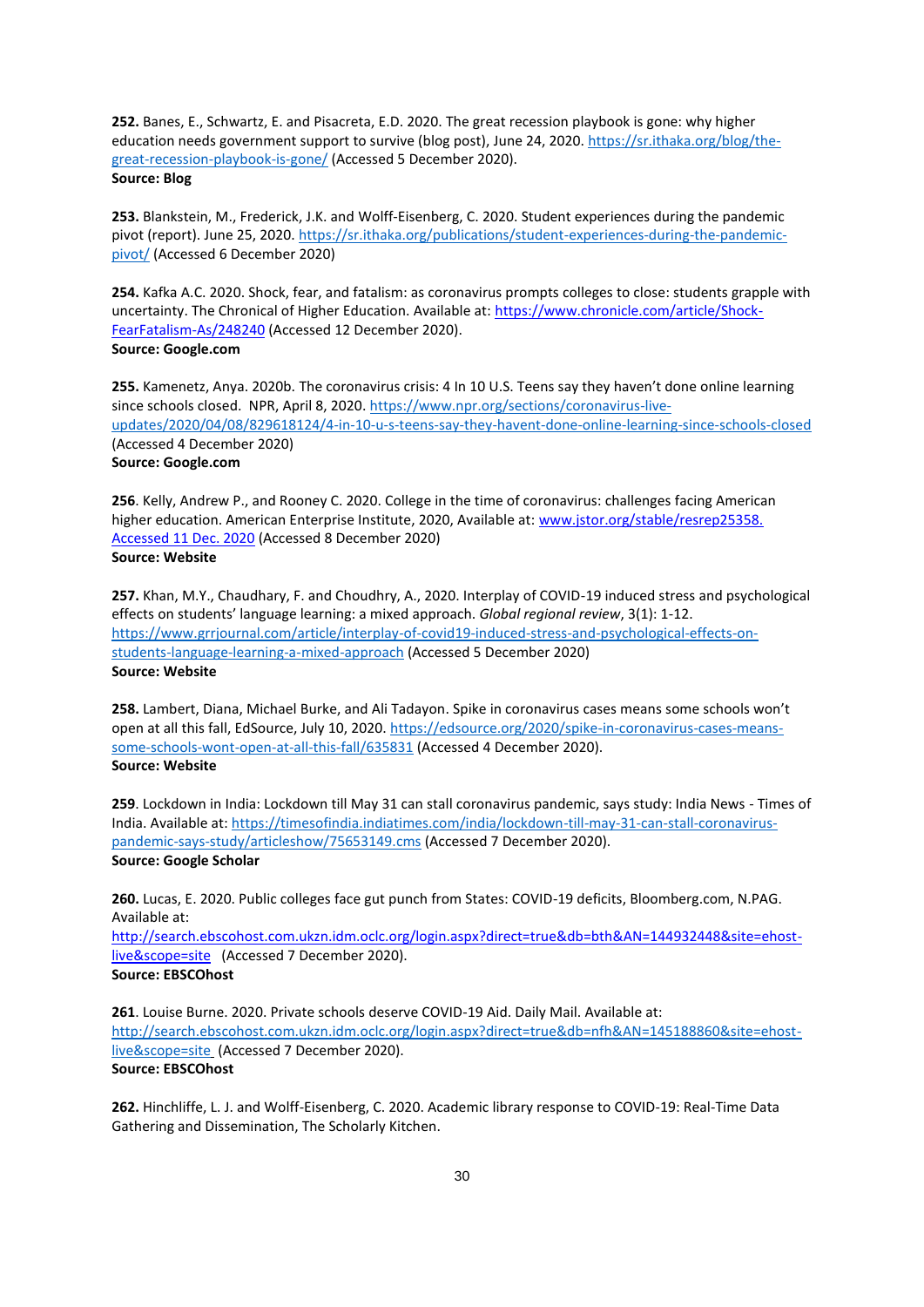**252.** Banes, E., Schwartz, E. and Pisacreta, E.D. 2020. The great recession playbook is gone: why higher education needs government support to survive (blog post), June 24, 2020. [https://sr.ithaka.org/blog/the-great-recession-playbook-is-gone/](https://sr.ithaka.org/blog/the-great-recession-playbook-is-gone/) (Accessed 5 December 2020).
**Source: Blog**

**253.** Blankstein, M., Frederick, J.K. and Wolff-Eisenberg, C. 2020. Student experiences during the pandemic pivot (report). June 25, 2020. [https://sr.ithaka.org/publications/student-experiences-during-the-pandemic-pivot/](https://sr.ithaka.org/publications/student-experiences-during-the-pandemic-pivot/) (Accessed 6 December 2020)

**254.** Kafka A.C. 2020. Shock, fear, and fatalism: as coronavirus prompts colleges to close: students grapple with uncertainty. The Chronical of Higher Education. Available at: [https://www.chronicle.com/article/Shock-FearFatalism-As/248240](https://www.chronicle.com/article/Shock-FearFatalism-As/248240) (Accessed 12 December 2020).
**Source: Google.com**

**255.** Kamenetz, Anya. 2020b. The coronavirus crisis: 4 In 10 U.S. Teens say they haven't done online learning since schools closed. NPR, April 8, 2020. [https://www.npr.org/sections/coronavirus-live-updates/2020/04/08/829618124/4-in-10-u-s-teens-say-they-havent-done-online-learning-since-schools-closed](https://www.npr.org/sections/coronavirus-live-updates/2020/04/08/829618124/4-in-10-u-s-teens-say-they-havent-done-online-learning-since-schools-closed) (Accessed 4 December 2020)
**Source: Google.com**

**256**. Kelly, Andrew P., and Rooney C. 2020. College in the time of coronavirus: challenges facing American higher education. American Enterprise Institute, 2020, Available at: [www.jstor.org/stable/resrep25358. Accessed 11 Dec. 2020](www.jstor.org/stable/resrep25358) (Accessed 8 December 2020)
**Source: Website**

**257.** Khan, M.Y., Chaudhary, F. and Choudhry, A., 2020. Interplay of COVID-19 induced stress and psychological effects on students' language learning: a mixed approach. *Global regional review*, 3(1): 1-12. [https://www.grrjournal.com/article/interplay-of-covid19-induced-stress-and-psychological-effects-on-students-language-learning-a-mixed-approach](https://www.grrjournal.com/article/interplay-of-covid19-induced-stress-and-psychological-effects-on-students-language-learning-a-mixed-approach) (Accessed 5 December 2020)
**Source: Website**

**258.** Lambert, Diana, Michael Burke, and Ali Tadayon. Spike in coronavirus cases means some schools won't open at all this fall, EdSource, July 10, 2020. [https://edsource.org/2020/spike-in-coronavirus-cases-means-some-schools-wont-open-at-all-this-fall/635831](https://edsource.org/2020/spike-in-coronavirus-cases-means-some-schools-wont-open-at-all-this-fall/635831) (Accessed 4 December 2020).
**Source: Website**

**259**. Lockdown in India: Lockdown till May 31 can stall coronavirus pandemic, says study: India News - Times of India. Available at: [https://timesofindia.indiatimes.com/india/lockdown-till-may-31-can-stall-coronavirus-pandemic-says-study/articleshow/75653149.cms](https://timesofindia.indiatimes.com/india/lockdown-till-may-31-can-stall-coronavirus-pandemic-says-study/articleshow/75653149.cms) (Accessed 7 December 2020).
**Source: Google Scholar**

**260.** Lucas, E. 2020. Public colleges face gut punch from States: COVID-19 deficits, Bloomberg.com, N.PAG. Available at:
[http://search.ebscohost.com.ukzn.idm.oclc.org/login.aspx?direct=true&db=bth&AN=144932448&site=ehost-live&scope=site](http://search.ebscohost.com.ukzn.idm.oclc.org/login.aspx?direct=true&db=bth&AN=144932448&site=ehost-live&scope=site) (Accessed 7 December 2020).
**Source: EBSCOhost**

**261**. Louise Burne. 2020. Private schools deserve COVID-19 Aid. Daily Mail. Available at:
[http://search.ebscohost.com.ukzn.idm.oclc.org/login.aspx?direct=true&db=nfh&AN=145188860&site=ehost-live&scope=site](http://search.ebscohost.com.ukzn.idm.oclc.org/login.aspx?direct=true&db=nfh&AN=145188860&site=ehost-live&scope=site) (Accessed 7 December 2020).
**Source: EBSCOhost**

**262.** Hinchliffe, L. J. and Wolff-Eisenberg, C. 2020. Academic library response to COVID-19: Real-Time Data Gathering and Dissemination, The Scholarly Kitchen.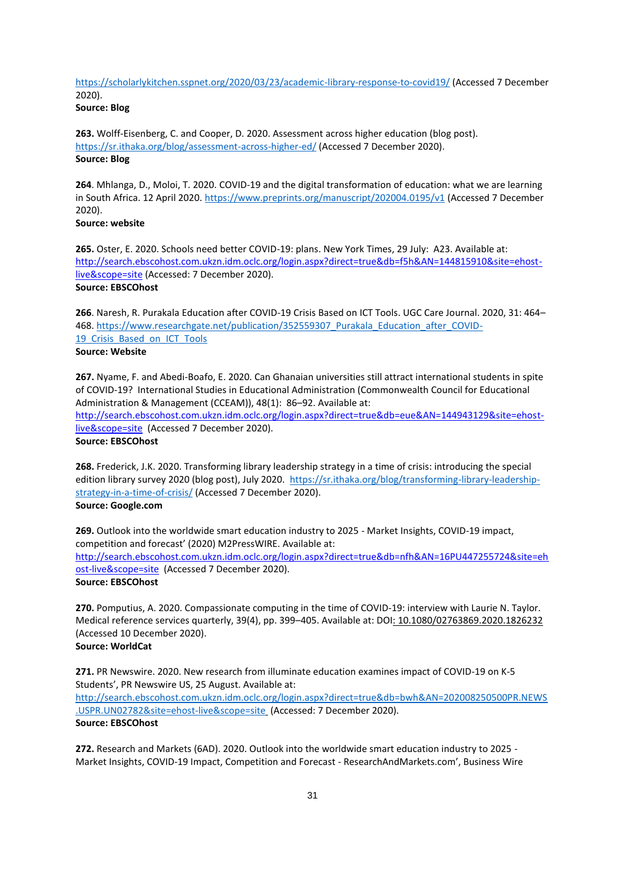https://scholarlykitchen.sspnet.org/2020/03/23/academic-library-response-to-covid19/ (Accessed 7 December 2020).
**Source: Blog**

**263.** Wolff-Eisenberg, C. and Cooper, D. 2020. Assessment across higher education (blog post). https://sr.ithaka.org/blog/assessment-across-higher-ed/ (Accessed 7 December 2020).
**Source: Blog**

**264**. Mhlanga, D., Moloi, T. 2020. COVID-19 and the digital transformation of education: what we are learning in South Africa. 12 April 2020. https://www.preprints.org/manuscript/202004.0195/v1 (Accessed 7 December 2020).
**Source: website**

**265.** Oster, E. 2020. Schools need better COVID-19: plans. New York Times, 29 July: A23. Available at: http://search.ebscohost.com.ukzn.idm.oclc.org/login.aspx?direct=true&db=f5h&AN=144815910&site=ehost-live&scope=site (Accessed: 7 December 2020).
**Source: EBSCOhost**

**266**. Naresh, R. Purakala Education after COVID-19 Crisis Based on ICT Tools. UGC Care Journal. 2020, 31: 464–468. https://www.researchgate.net/publication/352559307_Purakala_Education_after_COVID-19_Crisis_Based_on_ICT_Tools
**Source: Website**

**267.** Nyame, F. and Abedi-Boafo, E. 2020. Can Ghanaian universities still attract international students in spite of COVID-19? International Studies in Educational Administration (Commonwealth Council for Educational Administration & Management (CCEAM)), 48(1): 86–92. Available at: http://search.ebscohost.com.ukzn.idm.oclc.org/login.aspx?direct=true&db=eue&AN=144943129&site=ehost-live&scope=site (Accessed 7 December 2020).
**Source: EBSCOhost**

**268.** Frederick, J.K. 2020. Transforming library leadership strategy in a time of crisis: introducing the special edition library survey 2020 (blog post), July 2020. https://sr.ithaka.org/blog/transforming-library-leadership-strategy-in-a-time-of-crisis/ (Accessed 7 December 2020).
**Source: Google.com**

**269.** Outlook into the worldwide smart education industry to 2025 - Market Insights, COVID-19 impact, competition and forecast' (2020) M2PressWIRE. Available at: http://search.ebscohost.com.ukzn.idm.oclc.org/login.aspx?direct=true&db=nfh&AN=16PU447255724&site=ehost-live&scope=site (Accessed 7 December 2020).
**Source: EBSCOhost**

**270.** Pomputius, A. 2020. Compassionate computing in the time of COVID-19: interview with Laurie N. Taylor. Medical reference services quarterly, 39(4), pp. 399–405. Available at: DOI: 10.1080/02763869.2020.1826232 (Accessed 10 December 2020).
**Source: WorldCat**

**271.** PR Newswire. 2020. New research from illuminate education examines impact of COVID-19 on K-5 Students', PR Newswire US, 25 August. Available at: http://search.ebscohost.com.ukzn.idm.oclc.org/login.aspx?direct=true&db=bwh&AN=202008250500PR.NEWS.USPR.UN02782&site=ehost-live&scope=site (Accessed: 7 December 2020).
**Source: EBSCOhost**

**272.** Research and Markets (6AD). 2020. Outlook into the worldwide smart education industry to 2025 - Market Insights, COVID-19 Impact, Competition and Forecast - ResearchAndMarkets.com', Business Wire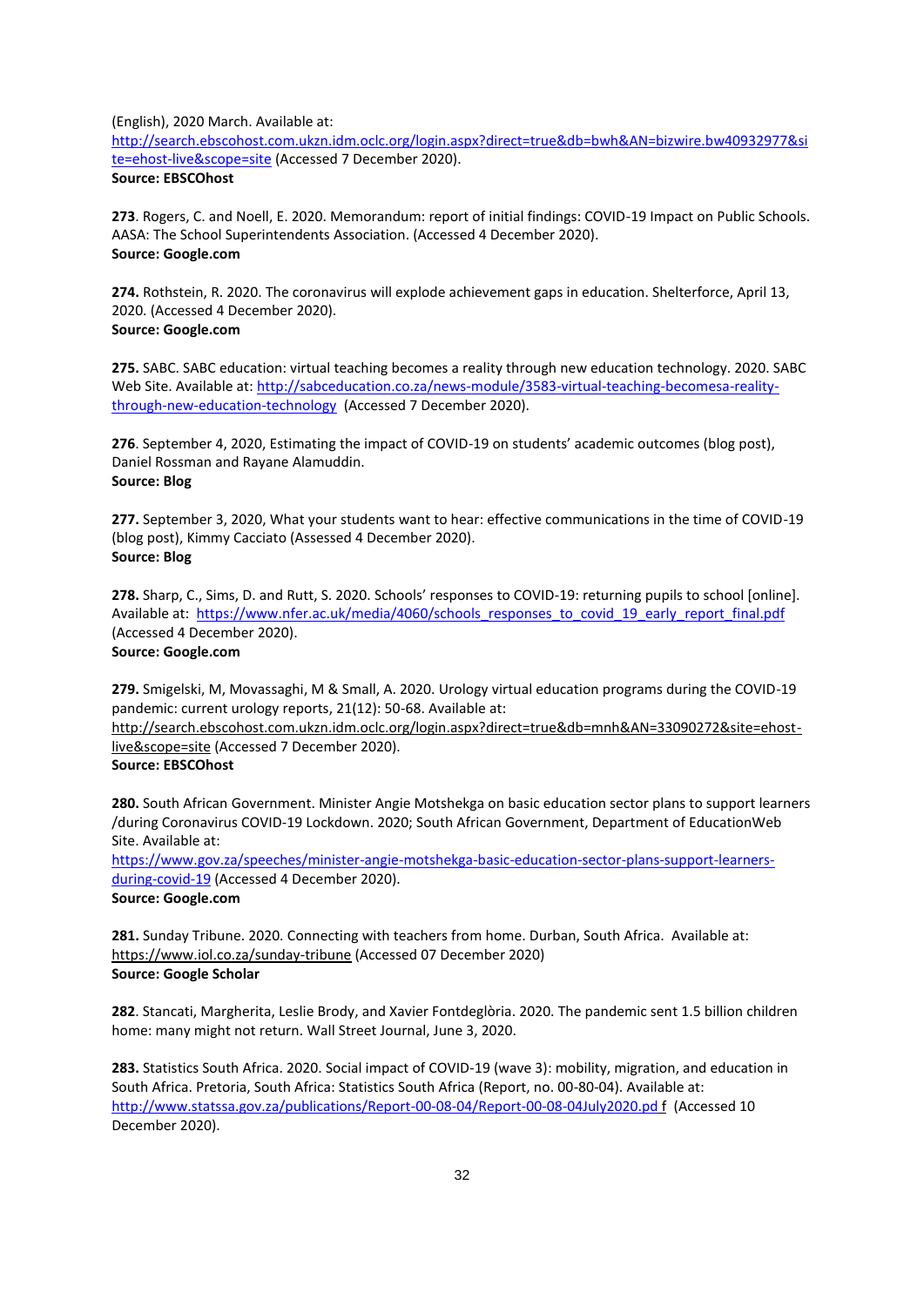(English), 2020 March. Available at: http://search.ebscohost.com.ukzn.idm.oclc.org/login.aspx?direct=true&db=bwh&AN=bizwire.bw40932977&site=ehost-live&scope=site (Accessed 7 December 2020).
**Source: EBSCOhost**

**273**. Rogers, C. and Noell, E. 2020. Memorandum: report of initial findings: COVID-19 Impact on Public Schools. AASA: The School Superintendents Association. (Accessed 4 December 2020).
**Source: Google.com**

**274.** Rothstein, R. 2020. The coronavirus will explode achievement gaps in education. Shelterforce, April 13, 2020. (Accessed 4 December 2020).
**Source: Google.com**

**275.** SABC. SABC education: virtual teaching becomes a reality through new education technology. 2020. SABC Web Site. Available at: http://sabceducation.co.za/news-module/3583-virtual-teaching-becomesa-reality-through-new-education-technology (Accessed 7 December 2020).

**276**. September 4, 2020, Estimating the impact of COVID-19 on students' academic outcomes (blog post), Daniel Rossman and Rayane Alamuddin.
**Source: Blog**

**277.** September 3, 2020, What your students want to hear: effective communications in the time of COVID-19 (blog post), Kimmy Cacciato (Assessed 4 December 2020).
**Source: Blog**

**278.** Sharp, C., Sims, D. and Rutt, S. 2020. Schools' responses to COVID-19: returning pupils to school [online]. Available at: https://www.nfer.ac.uk/media/4060/schools_responses_to_covid_19_early_report_final.pdf (Accessed 4 December 2020).
**Source: Google.com**

**279.** Smigelski, M, Movassaghi, M & Small, A. 2020. Urology virtual education programs during the COVID-19 pandemic: current urology reports, 21(12): 50-68. Available at: http://search.ebscohost.com.ukzn.idm.oclc.org/login.aspx?direct=true&db=mnh&AN=33090272&site=ehost-live&scope=site (Accessed 7 December 2020).
**Source: EBSCOhost**

**280.** South African Government. Minister Angie Motshekga on basic education sector plans to support learners /during Coronavirus COVID-19 Lockdown. 2020; South African Government, Department of EducationWeb Site. Available at: https://www.gov.za/speeches/minister-angie-motshekga-basic-education-sector-plans-support-learners-during-covid-19 (Accessed 4 December 2020).
**Source: Google.com**

**281.** Sunday Tribune. 2020. Connecting with teachers from home. Durban, South Africa. Available at: https://www.iol.co.za/sunday-tribune (Accessed 07 December 2020)
**Source: Google Scholar**

**282**. Stancati, Margherita, Leslie Brody, and Xavier Fontdeglòria. 2020. The pandemic sent 1.5 billion children home: many might not return. Wall Street Journal, June 3, 2020.

**283.** Statistics South Africa. 2020. Social impact of COVID-19 (wave 3): mobility, migration, and education in South Africa. Pretoria, South Africa: Statistics South Africa (Report, no. 00-80-04). Available at: http://www.statssa.gov.za/publications/Report-00-08-04/Report-00-08-04July2020.pd f (Accessed 10 December 2020).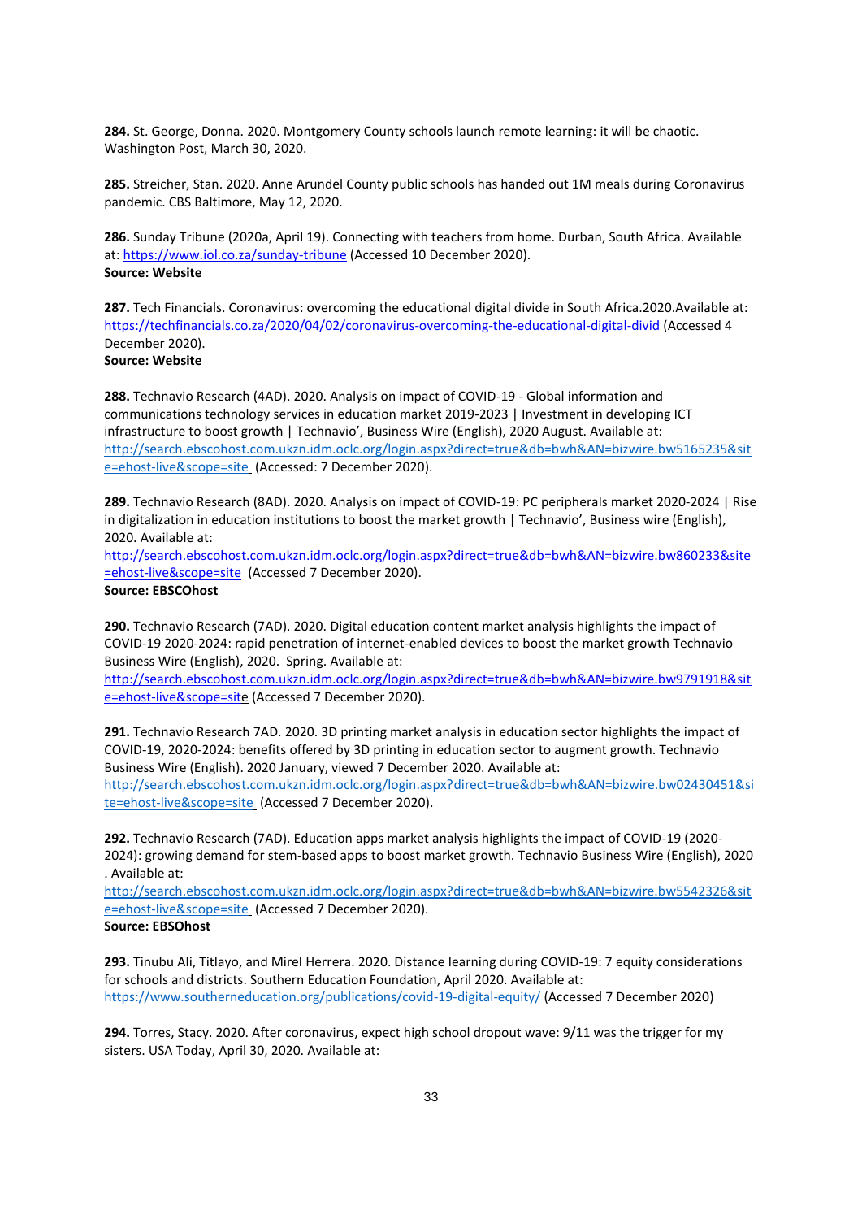**284.** St. George, Donna. 2020. Montgomery County schools launch remote learning: it will be chaotic. Washington Post, March 30, 2020.

**285.** Streicher, Stan. 2020. Anne Arundel County public schools has handed out 1M meals during Coronavirus pandemic. CBS Baltimore, May 12, 2020.

**286.** Sunday Tribune (2020a, April 19). Connecting with teachers from home. Durban, South Africa. Available at: https://www.iol.co.za/sunday-tribune (Accessed 10 December 2020).
**Source: Website**

**287.** Tech Financials. Coronavirus: overcoming the educational digital divide in South Africa.2020.Available at: https://techfinancials.co.za/2020/04/02/coronavirus-overcoming-the-educational-digital-divid (Accessed 4 December 2020).
**Source: Website**

**288.** Technavio Research (4AD). 2020. Analysis on impact of COVID-19 - Global information and communications technology services in education market 2019-2023 | Investment in developing ICT infrastructure to boost growth | Technavio', Business Wire (English), 2020 August. Available at: http://search.ebscohost.com.ukzn.idm.oclc.org/login.aspx?direct=true&db=bwh&AN=bizwire.bw5165235&site=ehost-live&scope=site (Accessed: 7 December 2020).

**289.** Technavio Research (8AD). 2020. Analysis on impact of COVID-19: PC peripherals market 2020-2024 | Rise in digitalization in education institutions to boost the market growth | Technavio', Business wire (English), 2020. Available at:
http://search.ebscohost.com.ukzn.idm.oclc.org/login.aspx?direct=true&db=bwh&AN=bizwire.bw860233&site=ehost-live&scope=site (Accessed 7 December 2020).
**Source: EBSCOhost**

**290.** Technavio Research (7AD). 2020. Digital education content market analysis highlights the impact of COVID-19 2020-2024: rapid penetration of internet-enabled devices to boost the market growth Technavio Business Wire (English), 2020. Spring. Available at:
http://search.ebscohost.com.ukzn.idm.oclc.org/login.aspx?direct=true&db=bwh&AN=bizwire.bw9791918&site=ehost-live&scope=site (Accessed 7 December 2020).

**291.** Technavio Research 7AD. 2020. 3D printing market analysis in education sector highlights the impact of COVID-19, 2020-2024: benefits offered by 3D printing in education sector to augment growth. Technavio Business Wire (English). 2020 January, viewed 7 December 2020. Available at:
http://search.ebscohost.com.ukzn.idm.oclc.org/login.aspx?direct=true&db=bwh&AN=bizwire.bw02430451&site=ehost-live&scope=site (Accessed 7 December 2020).

**292.** Technavio Research (7AD). Education apps market analysis highlights the impact of COVID-19 (2020-2024): growing demand for stem-based apps to boost market growth. Technavio Business Wire (English), 2020 . Available at:
http://search.ebscohost.com.ukzn.idm.oclc.org/login.aspx?direct=true&db=bwh&AN=bizwire.bw5542326&site=ehost-live&scope=site (Accessed 7 December 2020).
**Source: EBSOhost**

**293.** Tinubu Ali, Titlayo, and Mirel Herrera. 2020. Distance learning during COVID-19: 7 equity considerations for schools and districts. Southern Education Foundation, April 2020. Available at: https://www.southerneducation.org/publications/covid-19-digital-equity/ (Accessed 7 December 2020)

**294.** Torres, Stacy. 2020. After coronavirus, expect high school dropout wave: 9/11 was the trigger for my sisters. USA Today, April 30, 2020. Available at: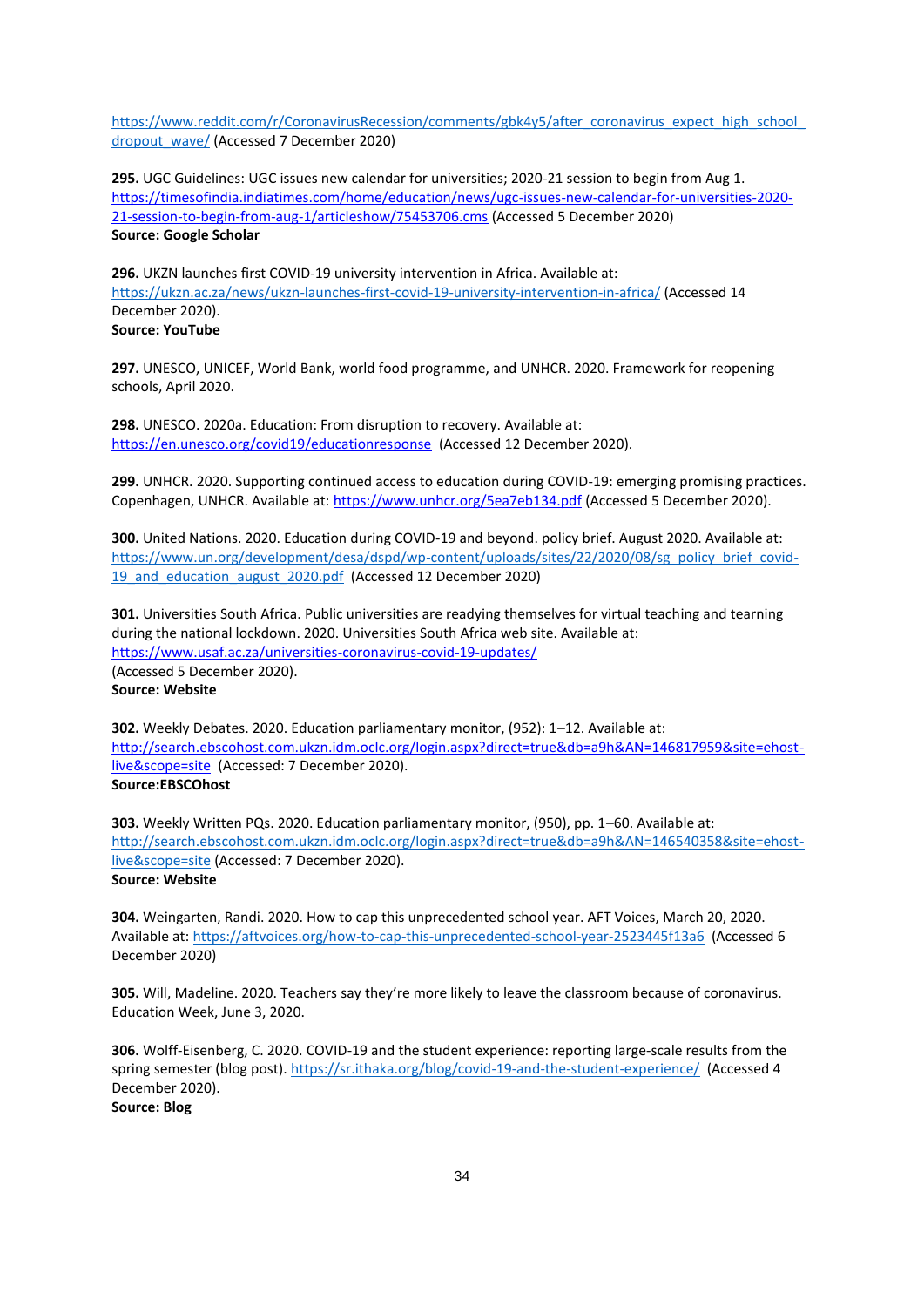https://www.reddit.com/r/CoronavirusRecession/comments/gbk4y5/after_coronavirus_expect_high_school_dropout_wave/ (Accessed 7 December 2020)

**295.** UGC Guidelines: UGC issues new calendar for universities; 2020-21 session to begin from Aug 1. https://timesofindia.indiatimes.com/home/education/news/ugc-issues-new-calendar-for-universities-2020-21-session-to-begin-from-aug-1/articleshow/75453706.cms (Accessed 5 December 2020)
**Source: Google Scholar**

**296.** UKZN launches first COVID-19 university intervention in Africa. Available at: https://ukzn.ac.za/news/ukzn-launches-first-covid-19-university-intervention-in-africa/ (Accessed 14 December 2020).
**Source: YouTube**

**297.** UNESCO, UNICEF, World Bank, world food programme, and UNHCR. 2020. Framework for reopening schools, April 2020.

**298.** UNESCO. 2020a. Education: From disruption to recovery. Available at: https://en.unesco.org/covid19/educationresponse (Accessed 12 December 2020).

**299.** UNHCR. 2020. Supporting continued access to education during COVID-19: emerging promising practices. Copenhagen, UNHCR. Available at: https://www.unhcr.org/5ea7eb134.pdf (Accessed 5 December 2020).

**300.** United Nations. 2020. Education during COVID-19 and beyond. policy brief. August 2020. Available at: https://www.un.org/development/desa/dspd/wp-content/uploads/sites/22/2020/08/sg_policy_brief_covid-19_and_education_august_2020.pdf (Accessed 12 December 2020)

**301.** Universities South Africa. Public universities are readying themselves for virtual teaching and tearning during the national lockdown. 2020. Universities South Africa web site. Available at: https://www.usaf.ac.za/universities-coronavirus-covid-19-updates/
(Accessed 5 December 2020).
**Source: Website**

**302.** Weekly Debates. 2020. Education parliamentary monitor, (952): 1–12. Available at: http://search.ebscohost.com.ukzn.idm.oclc.org/login.aspx?direct=true&db=a9h&AN=146817959&site=ehost-live&scope=site (Accessed: 7 December 2020).
**Source:EBSCOhost**

**303.** Weekly Written PQs. 2020. Education parliamentary monitor, (950), pp. 1–60. Available at: http://search.ebscohost.com.ukzn.idm.oclc.org/login.aspx?direct=true&db=a9h&AN=146540358&site=ehost-live&scope=site (Accessed: 7 December 2020).
**Source: Website**

**304.** Weingarten, Randi. 2020. How to cap this unprecedented school year. AFT Voices, March 20, 2020. Available at: https://aftvoices.org/how-to-cap-this-unprecedented-school-year-2523445f13a6 (Accessed 6 December 2020)

**305.** Will, Madeline. 2020. Teachers say they're more likely to leave the classroom because of coronavirus. Education Week, June 3, 2020.

**306.** Wolff-Eisenberg, C. 2020. COVID-19 and the student experience: reporting large-scale results from the spring semester (blog post). https://sr.ithaka.org/blog/covid-19-and-the-student-experience/ (Accessed 4 December 2020).
**Source: Blog**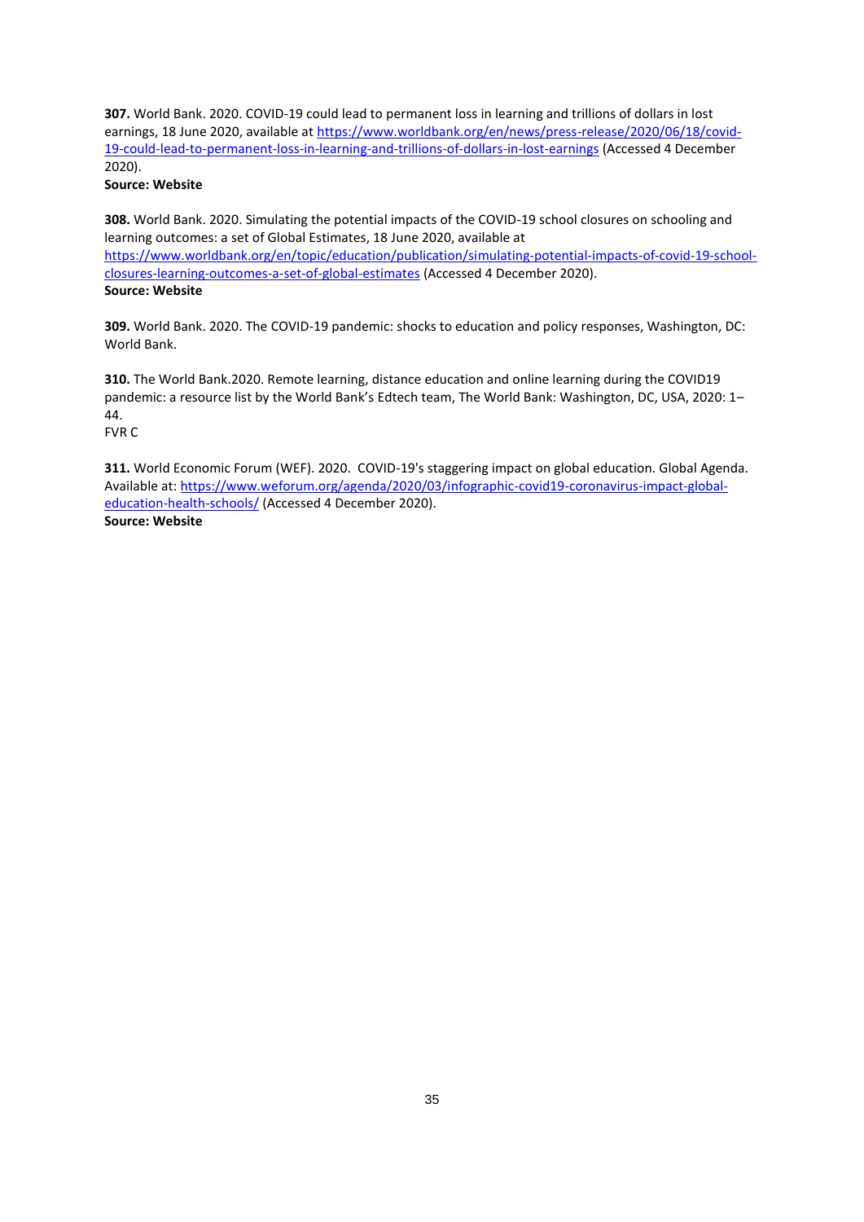**307.** World Bank. 2020. COVID-19 could lead to permanent loss in learning and trillions of dollars in lost earnings, 18 June 2020, available at https://www.worldbank.org/en/news/press-release/2020/06/18/covid-19-could-lead-to-permanent-loss-in-learning-and-trillions-of-dollars-in-lost-earnings (Accessed 4 December 2020).
**Source: Website**

**308.** World Bank. 2020. Simulating the potential impacts of the COVID-19 school closures on schooling and learning outcomes: a set of Global Estimates, 18 June 2020, available at https://www.worldbank.org/en/topic/education/publication/simulating-potential-impacts-of-covid-19-school-closures-learning-outcomes-a-set-of-global-estimates (Accessed 4 December 2020).
**Source: Website**

**309.** World Bank. 2020. The COVID-19 pandemic: shocks to education and policy responses, Washington, DC: World Bank.

**310.** The World Bank.2020. Remote learning, distance education and online learning during the COVID19 pandemic: a resource list by the World Bank's Edtech team, The World Bank: Washington, DC, USA, 2020: 1–44.
FVR C

**311.** World Economic Forum (WEF). 2020. COVID-19's staggering impact on global education. Global Agenda. Available at: https://www.weforum.org/agenda/2020/03/infographic-covid19-coronavirus-impact-global-education-health-schools/ (Accessed 4 December 2020).
**Source: Website**